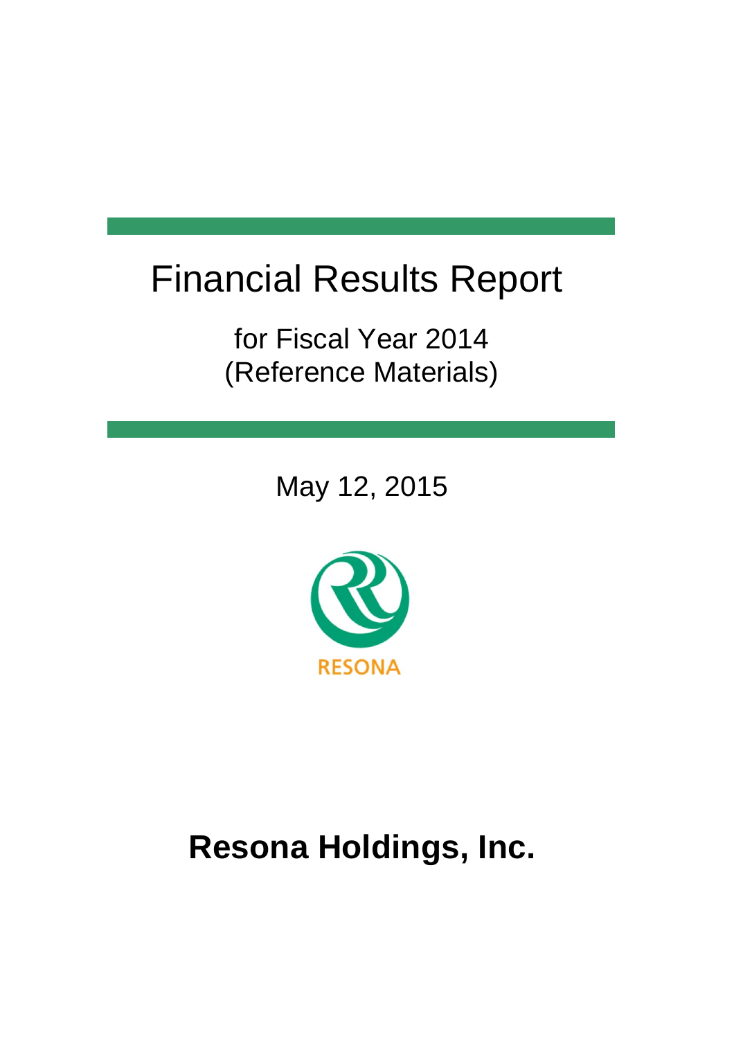# Financial Results Report

for Fiscal Year 2014
(Reference Materials)

May 12, 2015

RESONA

**Resona Holdings, Inc.**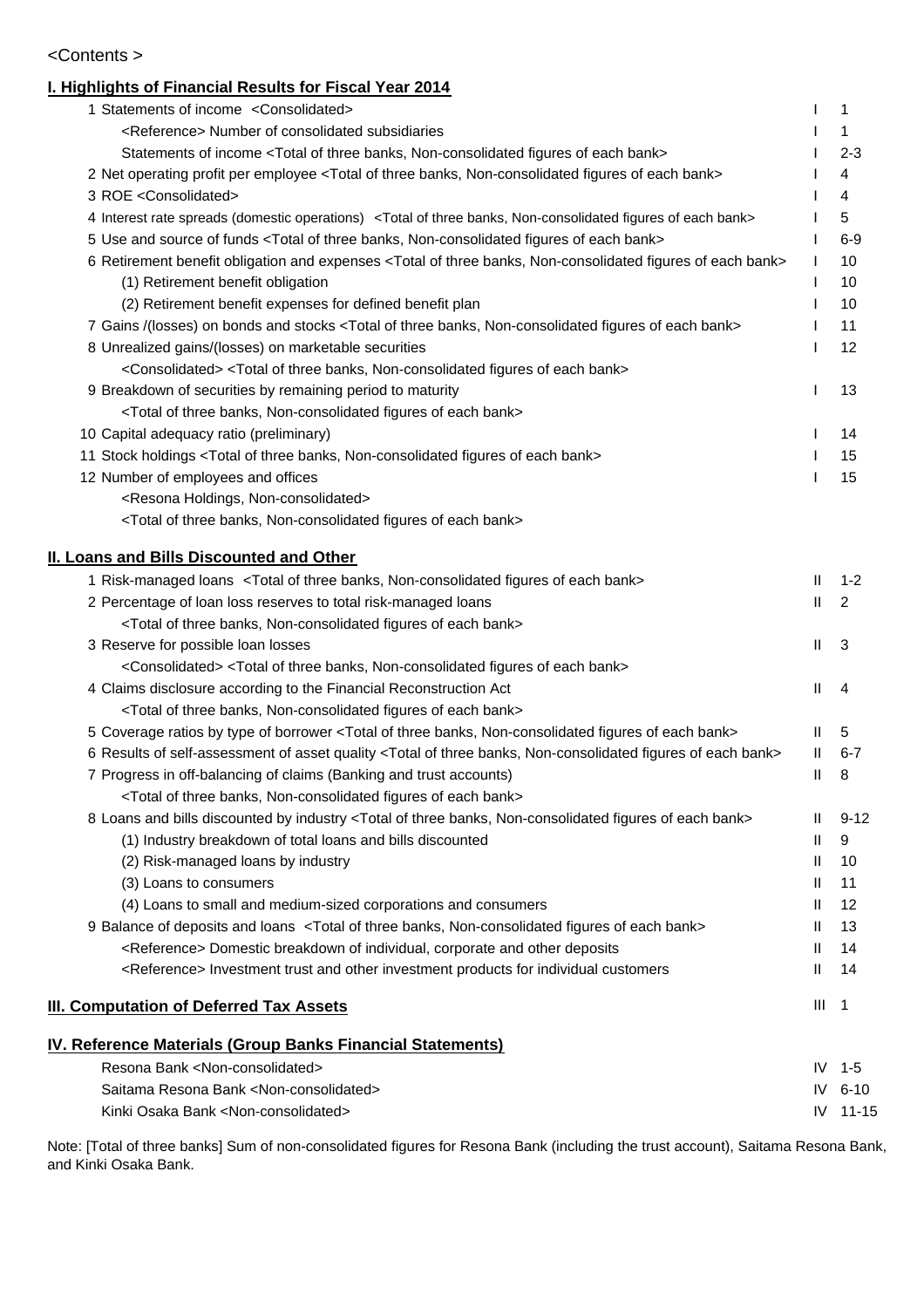<Contents >

## I. Highlights of Financial Results for Fiscal Year 2014

| | | |
|---|---|---|
| 1 Statements of income <Consolidated> | I | 1 |
| <Reference> Number of consolidated subsidiaries | I | 1 |
| Statements of income <Total of three banks, Non-consolidated figures of each bank> | I | 2-3 |
| 2 Net operating profit per employee <Total of three banks, Non-consolidated figures of each bank> | I | 4 |
| 3 ROE <Consolidated> | I | 4 |
| 4 Interest rate spreads (domestic operations) <Total of three banks, Non-consolidated figures of each bank> | I | 5 |
| 5 Use and source of funds <Total of three banks, Non-consolidated figures of each bank> | I | 6-9 |
| 6 Retirement benefit obligation and expenses <Total of three banks, Non-consolidated figures of each bank> | I | 10 |
| (1) Retirement benefit obligation | I | 10 |
| (2) Retirement benefit expenses for defined benefit plan | I | 10 |
| 7 Gains /(losses) on bonds and stocks <Total of three banks, Non-consolidated figures of each bank> | I | 11 |
| 8 Unrealized gains/(losses) on marketable securities <Consolidated> <Total of three banks, Non-consolidated figures of each bank> | I | 12 |
| 9 Breakdown of securities by remaining period to maturity <Total of three banks, Non-consolidated figures of each bank> | I | 13 |
| 10 Capital adequacy ratio (preliminary) | I | 14 |
| 11 Stock holdings <Total of three banks, Non-consolidated figures of each bank> | I | 15 |
| 12 Number of employees and offices <Resona Holdings, Non-consolidated> <Total of three banks, Non-consolidated figures of each bank> | I | 15 |

## II. Loans and Bills Discounted and Other

| | | |
|---|---|---|
| 1 Risk-managed loans <Total of three banks, Non-consolidated figures of each bank> | II | 1-2 |
| 2 Percentage of loan loss reserves to total risk-managed loans <Total of three banks, Non-consolidated figures of each bank> | II | 2 |
| 3 Reserve for possible loan losses <Consolidated> <Total of three banks, Non-consolidated figures of each bank> | II | 3 |
| 4 Claims disclosure according to the Financial Reconstruction Act <Total of three banks, Non-consolidated figures of each bank> | II | 4 |
| 5 Coverage ratios by type of borrower <Total of three banks, Non-consolidated figures of each bank> | II | 5 |
| 6 Results of self-assessment of asset quality <Total of three banks, Non-consolidated figures of each bank> | II | 6-7 |
| 7 Progress in off-balancing of claims (Banking and trust accounts) <Total of three banks, Non-consolidated figures of each bank> | II | 8 |
| 8 Loans and bills discounted by industry <Total of three banks, Non-consolidated figures of each bank> | II | 9-12 |
| (1) Industry breakdown of total loans and bills discounted | II | 9 |
| (2) Risk-managed loans by industry | II | 10 |
| (3) Loans to consumers | II | 11 |
| (4) Loans to small and medium-sized corporations and consumers | II | 12 |
| 9 Balance of deposits and loans <Total of three banks, Non-consolidated figures of each bank> | II | 13 |
| <Reference> Domestic breakdown of individual, corporate and other deposits | II | 14 |
| <Reference> Investment trust and other investment products for individual customers | II | 14 |

## III. Computation of Deferred Tax Assets

| | | |
|---|---|---|
| III. Computation of Deferred Tax Assets | III | 1 |

## IV. Reference Materials (Group Banks Financial Statements)

| | | |
|---|---|---|
| Resona Bank <Non-consolidated> | IV | 1-5 |
| Saitama Resona Bank <Non-consolidated> | IV | 6-10 |
| Kinki Osaka Bank <Non-consolidated> | IV | 11-15 |

Note: [Total of three banks] Sum of non-consolidated figures for Resona Bank (including the trust account), Saitama Resona Bank, and Kinki Osaka Bank.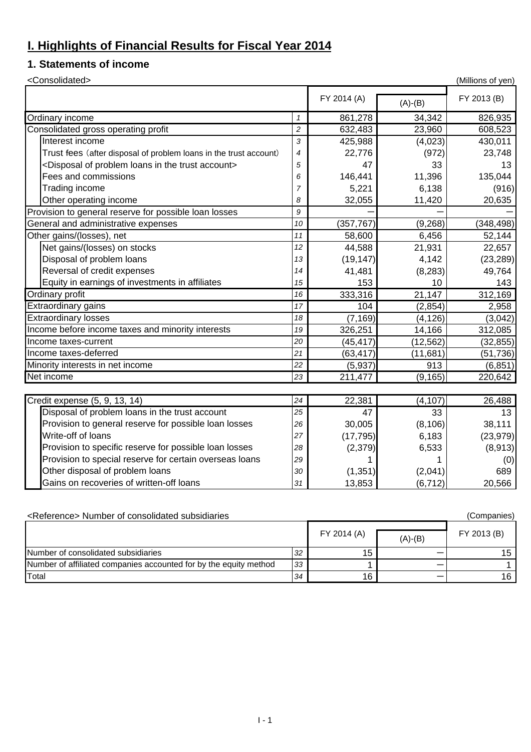# I. Highlights of Financial Results for Fiscal Year 2014

## 1. Statements of income

<Consolidated> (Millions of yen)

| | | FY 2014 (A) | (A)-(B) | FY 2013 (B) |
|---|---|---|---|---|
| Ordinary income | 1 | 861,278 | 34,342 | 826,935 |
| Consolidated gross operating profit | 2 | 632,483 | 23,960 | 608,523 |
| Interest income | 3 | 425,988 | (4,023) | 430,011 |
| Trust fees (after disposal of problem loans in the trust account) | 4 | 22,776 | (972) | 23,748 |
| <Disposal of problem loans in the trust account> | 5 | 47 | 33 | 13 |
| Fees and commissions | 6 | 146,441 | 11,396 | 135,044 |
| Trading income | 7 | 5,221 | 6,138 | (916) |
| Other operating income | 8 | 32,055 | 11,420 | 20,635 |
| Provision to general reserve for possible loan losses | 9 | ― | ― | ― |
| General and administrative expenses | 10 | (357,767) | (9,268) | (348,498) |
| Other gains/(losses), net | 11 | 58,600 | 6,456 | 52,144 |
| Net gains/(losses) on stocks | 12 | 44,588 | 21,931 | 22,657 |
| Disposal of problem loans | 13 | (19,147) | 4,142 | (23,289) |
| Reversal of credit expenses | 14 | 41,481 | (8,283) | 49,764 |
| Equity in earnings of investments in affiliates | 15 | 153 | 10 | 143 |
| Ordinary profit | 16 | 333,316 | 21,147 | 312,169 |
| Extraordinary gains | 17 | 104 | (2,854) | 2,958 |
| Extraordinary losses | 18 | (7,169) | (4,126) | (3,042) |
| Income before income taxes and minority interests | 19 | 326,251 | 14,166 | 312,085 |
| Income taxes-current | 20 | (45,417) | (12,562) | (32,855) |
| Income taxes-deferred | 21 | (63,417) | (11,681) | (51,736) |
| Minority interests in net income | 22 | (5,937) | 913 | (6,851) |
| Net income | 23 | 211,477 | (9,165) | 220,642 |

| | | FY 2014 (A) | (A)-(B) | FY 2013 (B) |
|---|---|---|---|---|
| Credit expense (5, 9, 13, 14) | 24 | 22,381 | (4,107) | 26,488 |
| Disposal of problem loans in the trust account | 25 | 47 | 33 | 13 |
| Provision to general reserve for possible loan losses | 26 | 30,005 | (8,106) | 38,111 |
| Write-off of loans | 27 | (17,795) | 6,183 | (23,979) |
| Provision to specific reserve for possible loan losses | 28 | (2,379) | 6,533 | (8,913) |
| Provision to special reserve for certain overseas loans | 29 | 1 | 1 | (0) |
| Other disposal of problem loans | 30 | (1,351) | (2,041) | 689 |
| Gains on recoveries of written-off loans | 31 | 13,853 | (6,712) | 20,566 |

<Reference> Number of consolidated subsidiaries (Companies)

| | | FY 2014 (A) | (A)-(B) | FY 2013 (B) |
|---|---|---|---|---|
| Number of consolidated subsidiaries | 32 | 15 | ― | 15 |
| Number of affiliated companies accounted for by the equity method | 33 | 1 | ― | 1 |
| Total | 34 | 16 | ― | 16 |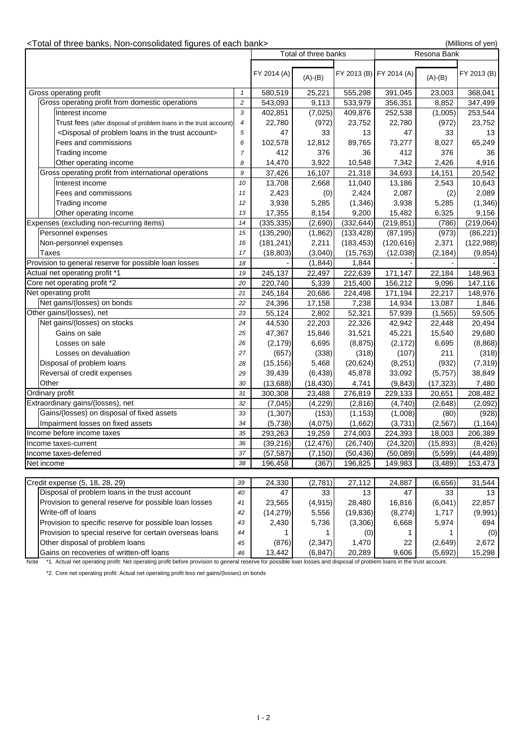<Total of three banks, Non-consolidated figures of each bank>

(Millions of yen)

| | | Total of three banks | | | Resona Bank | | |
|---|---|---|---|---|---|---|---|
| | | FY 2014 (A) | (A)-(B) | FY 2013 (B) | FY 2014 (A) | (A)-(B) | FY 2013 (B) |
| Gross operating profit | 1 | 580,519 | 25,221 | 555,298 | 391,045 | 23,003 | 368,041 |
| Gross operating profit from domestic operations | 2 | 543,093 | 9,113 | 533,979 | 356,351 | 8,852 | 347,499 |
| Interest income | 3 | 402,851 | (7,025) | 409,876 | 252,538 | (1,005) | 253,544 |
| Trust fees (after disposal of problem loans in the trust account) | 4 | 22,780 | (972) | 23,752 | 22,780 | (972) | 23,752 |
| <Disposal of problem loans in the trust account> | 5 | 47 | 33 | 13 | 47 | 33 | 13 |
| Fees and commissions | 6 | 102,578 | 12,812 | 89,765 | 73,277 | 8,027 | 65,249 |
| Trading income | 7 | 412 | 376 | 36 | 412 | 376 | 36 |
| Other operating income | 8 | 14,470 | 3,922 | 10,548 | 7,342 | 2,426 | 4,916 |
| Gross operating profit from international operations | 9 | 37,426 | 16,107 | 21,318 | 34,693 | 14,151 | 20,542 |
| Interest income | 10 | 13,708 | 2,668 | 11,040 | 13,186 | 2,543 | 10,643 |
| Fees and commissions | 11 | 2,423 | (0) | 2,424 | 2,087 | (2) | 2,089 |
| Trading income | 12 | 3,938 | 5,285 | (1,346) | 3,938 | 5,285 | (1,346) |
| Other operating income | 13 | 17,355 | 8,154 | 9,200 | 15,482 | 6,325 | 9,156 |
| Expenses (excluding non-recurring items) | 14 | (335,335) | (2,690) | (332,644) | (219,851) | (786) | (219,064) |
| Personnel expenses | 15 | (135,290) | (1,862) | (133,428) | (87,195) | (973) | (86,221) |
| Non-personnel expenses | 16 | (181,241) | 2,211 | (183,453) | (120,616) | 2,371 | (122,988) |
| Taxes | 17 | (18,803) | (3,040) | (15,763) | (12,038) | (2,184) | (9,854) |
| Provision to general reserve for possible loan losses | 18 | - | (1,844) | 1,844 | - | - | - |
| Actual net operating profit *1 | 19 | 245,137 | 22,497 | 222,639 | 171,147 | 22,184 | 148,963 |
| Core net operating profit *2 | 20 | 220,740 | 5,339 | 215,400 | 156,212 | 9,096 | 147,116 |
| Net operating profit | 21 | 245,184 | 20,686 | 224,498 | 171,194 | 22,217 | 148,976 |
| Net gains/(losses) on bonds | 22 | 24,396 | 17,158 | 7,238 | 14,934 | 13,087 | 1,846 |
| Other gains/(losses), net | 23 | 55,124 | 2,802 | 52,321 | 57,939 | (1,565) | 59,505 |
| Net gains/(losses) on stocks | 24 | 44,530 | 22,203 | 22,326 | 42,942 | 22,448 | 20,494 |
| Gains on sale | 25 | 47,367 | 15,846 | 31,521 | 45,221 | 15,540 | 29,680 |
| Losses on sale | 26 | (2,179) | 6,695 | (8,875) | (2,172) | 6,695 | (8,868) |
| Losses on devaluation | 27 | (657) | (338) | (318) | (107) | 211 | (318) |
| Disposal of problem loans | 28 | (15,156) | 5,468 | (20,624) | (8,251) | (932) | (7,319) |
| Reversal of credit expenses | 29 | 39,439 | (6,438) | 45,878 | 33,092 | (5,757) | 38,849 |
| Other | 30 | (13,688) | (18,430) | 4,741 | (9,843) | (17,323) | 7,480 |
| Ordinary profit | 31 | 300,308 | 23,488 | 276,819 | 229,133 | 20,651 | 208,482 |
| Extraordinary gains/(losses), net | 32 | (7,045) | (4,229) | (2,816) | (4,740) | (2,648) | (2,092) |
| Gains/(losses) on disposal of fixed assets | 33 | (1,307) | (153) | (1,153) | (1,008) | (80) | (928) |
| Impairment losses on fixed assets | 34 | (5,738) | (4,075) | (1,662) | (3,731) | (2,567) | (1,164) |
| Income before income taxes | 35 | 293,263 | 19,259 | 274,003 | 224,393 | 18,003 | 206,389 |
| Income taxes-current | 36 | (39,216) | (12,476) | (26,740) | (24,320) | (15,893) | (8,426) |
| Income taxes-deferred | 37 | (57,587) | (7,150) | (50,436) | (50,089) | (5,599) | (44,489) |
| Net income | 38 | 196,458 | (367) | 196,825 | 149,983 | (3,489) | 153,473 |
| | | | | | | | |
| Credit expense (5, 18, 28, 29) | 39 | 24,330 | (2,781) | 27,112 | 24,887 | (6,656) | 31,544 |
| Disposal of problem loans in the trust account | 40 | 47 | 33 | 13 | 47 | 33 | 13 |
| Provision to general reserve for possible loan losses | 41 | 23,565 | (4,915) | 28,480 | 16,816 | (6,041) | 22,857 |
| Write-off of loans | 42 | (14,279) | 5,556 | (19,836) | (8,274) | 1,717 | (9,991) |
| Provision to specific reserve for possible loan losses | 43 | 2,430 | 5,736 | (3,306) | 6,668 | 5,974 | 694 |
| Provision to special reserve for certain overseas loans | 44 | 1 | 1 | (0) | 1 | 1 | (0) |
| Other disposal of problem loans | 45 | (876) | (2,347) | 1,470 | 22 | (2,649) | 2,672 |
| Gains on recoveries of written-off loans | 46 | 13,442 | (6,847) | 20,289 | 9,606 | (5,692) | 15,298 |

Note *1. Actual net operating profit: Net operating profit before provision to general reserve for possible loan losses and disposal of problem loans in the trust account.

*2. Core net operating profit: Actual net operating profit less net gains/(losses) on bonds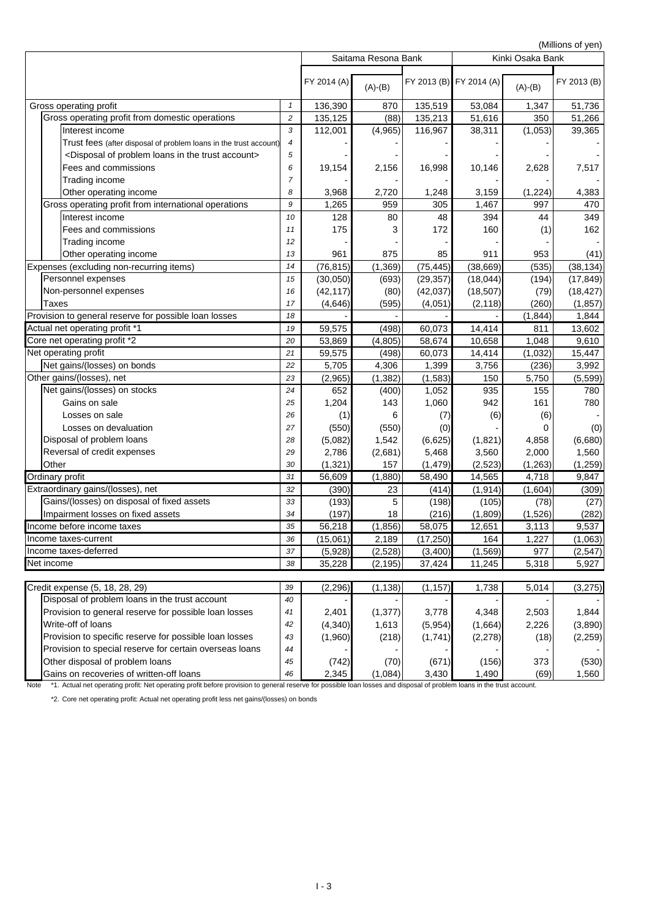(Millions of yen)

| | | Saitama Resona Bank | | | Kinki Osaka Bank | | |
|---|---|---|---|---|---|---|---|
| | | FY 2014 (A) | (A)-(B) | FY 2013 (B) | FY 2014 (A) | (A)-(B) | FY 2013 (B) |
| Gross operating profit | 1 | 136,390 | 870 | 135,519 | 53,084 | 1,347 | 51,736 |
| Gross operating profit from domestic operations | 2 | 135,125 | (88) | 135,213 | 51,616 | 350 | 51,266 |
| Interest income | 3 | 112,001 | (4,965) | 116,967 | 38,311 | (1,053) | 39,365 |
| Trust fees (after disposal of problem loans in the trust account) | 4 | - | - | - | - | - | - |
| <Disposal of problem loans in the trust account> | 5 | - | - | - | - | - | - |
| Fees and commissions | 6 | 19,154 | 2,156 | 16,998 | 10,146 | 2,628 | 7,517 |
| Trading income | 7 | - | - | - | - | - | - |
| Other operating income | 8 | 3,968 | 2,720 | 1,248 | 3,159 | (1,224) | 4,383 |
| Gross operating profit from international operations | 9 | 1,265 | 959 | 305 | 1,467 | 997 | 470 |
| Interest income | 10 | 128 | 80 | 48 | 394 | 44 | 349 |
| Fees and commissions | 11 | 175 | 3 | 172 | 160 | (1) | 162 |
| Trading income | 12 | - | - | - | - | - | - |
| Other operating income | 13 | 961 | 875 | 85 | 911 | 953 | (41) |
| Expenses (excluding non-recurring items) | 14 | (76,815) | (1,369) | (75,445) | (38,669) | (535) | (38,134) |
| Personnel expenses | 15 | (30,050) | (693) | (29,357) | (18,044) | (194) | (17,849) |
| Non-personnel expenses | 16 | (42,117) | (80) | (42,037) | (18,507) | (79) | (18,427) |
| Taxes | 17 | (4,646) | (595) | (4,051) | (2,118) | (260) | (1,857) |
| Provision to general reserve for possible loan losses | 18 | - | - | - | - | (1,844) | 1,844 |
| Actual net operating profit *1 | 19 | 59,575 | (498) | 60,073 | 14,414 | 811 | 13,602 |
| Core net operating profit *2 | 20 | 53,869 | (4,805) | 58,674 | 10,658 | 1,048 | 9,610 |
| Net operating profit | 21 | 59,575 | (498) | 60,073 | 14,414 | (1,032) | 15,447 |
| Net gains/(losses) on bonds | 22 | 5,705 | 4,306 | 1,399 | 3,756 | (236) | 3,992 |
| Other gains/(losses), net | 23 | (2,965) | (1,382) | (1,583) | 150 | 5,750 | (5,599) |
| Net gains/(losses) on stocks | 24 | 652 | (400) | 1,052 | 935 | 155 | 780 |
| Gains on sale | 25 | 1,204 | 143 | 1,060 | 942 | 161 | 780 |
| Losses on sale | 26 | (1) | 6 | (7) | (6) | (6) | - |
| Losses on devaluation | 27 | (550) | (550) | (0) | - | 0 | (0) |
| Disposal of problem loans | 28 | (5,082) | 1,542 | (6,625) | (1,821) | 4,858 | (6,680) |
| Reversal of credit expenses | 29 | 2,786 | (2,681) | 5,468 | 3,560 | 2,000 | 1,560 |
| Other | 30 | (1,321) | 157 | (1,479) | (2,523) | (1,263) | (1,259) |
| Ordinary profit | 31 | 56,609 | (1,880) | 58,490 | 14,565 | 4,718 | 9,847 |
| Extraordinary gains/(losses), net | 32 | (390) | 23 | (414) | (1,914) | (1,604) | (309) |
| Gains/(losses) on disposal of fixed assets | 33 | (193) | 5 | (198) | (105) | (78) | (27) |
| Impairment losses on fixed assets | 34 | (197) | 18 | (216) | (1,809) | (1,526) | (282) |
| Income before income taxes | 35 | 56,218 | (1,856) | 58,075 | 12,651 | 3,113 | 9,537 |
| Income taxes-current | 36 | (15,061) | 2,189 | (17,250) | 164 | 1,227 | (1,063) |
| Income taxes-deferred | 37 | (5,928) | (2,528) | (3,400) | (1,569) | 977 | (2,547) |
| Net income | 38 | 35,228 | (2,195) | 37,424 | 11,245 | 5,318 | 5,927 |

| | | | | | | | |
|---|---|---|---|---|---|---|---|
| Credit expense (5, 18, 28, 29) | 39 | (2,296) | (1,138) | (1,157) | 1,738 | 5,014 | (3,275) |
| Disposal of problem loans in the trust account | 40 | - | - | - | - | - | - |
| Provision to general reserve for possible loan losses | 41 | 2,401 | (1,377) | 3,778 | 4,348 | 2,503 | 1,844 |
| Write-off of loans | 42 | (4,340) | 1,613 | (5,954) | (1,664) | 2,226 | (3,890) |
| Provision to specific reserve for possible loan losses | 43 | (1,960) | (218) | (1,741) | (2,278) | (18) | (2,259) |
| Provision to special reserve for certain overseas loans | 44 | - | - | - | - | - | - |
| Other disposal of problem loans | 45 | (742) | (70) | (671) | (156) | 373 | (530) |
| Gains on recoveries of written-off loans | 46 | 2,345 | (1,084) | 3,430 | 1,490 | (69) | 1,560 |

Note *1. Actual net operating profit: Net operating profit before provision to general reserve for possible loan losses and disposal of problem loans in the trust account.

*2. Core net operating profit: Actual net operating profit less net gains/(losses) on bonds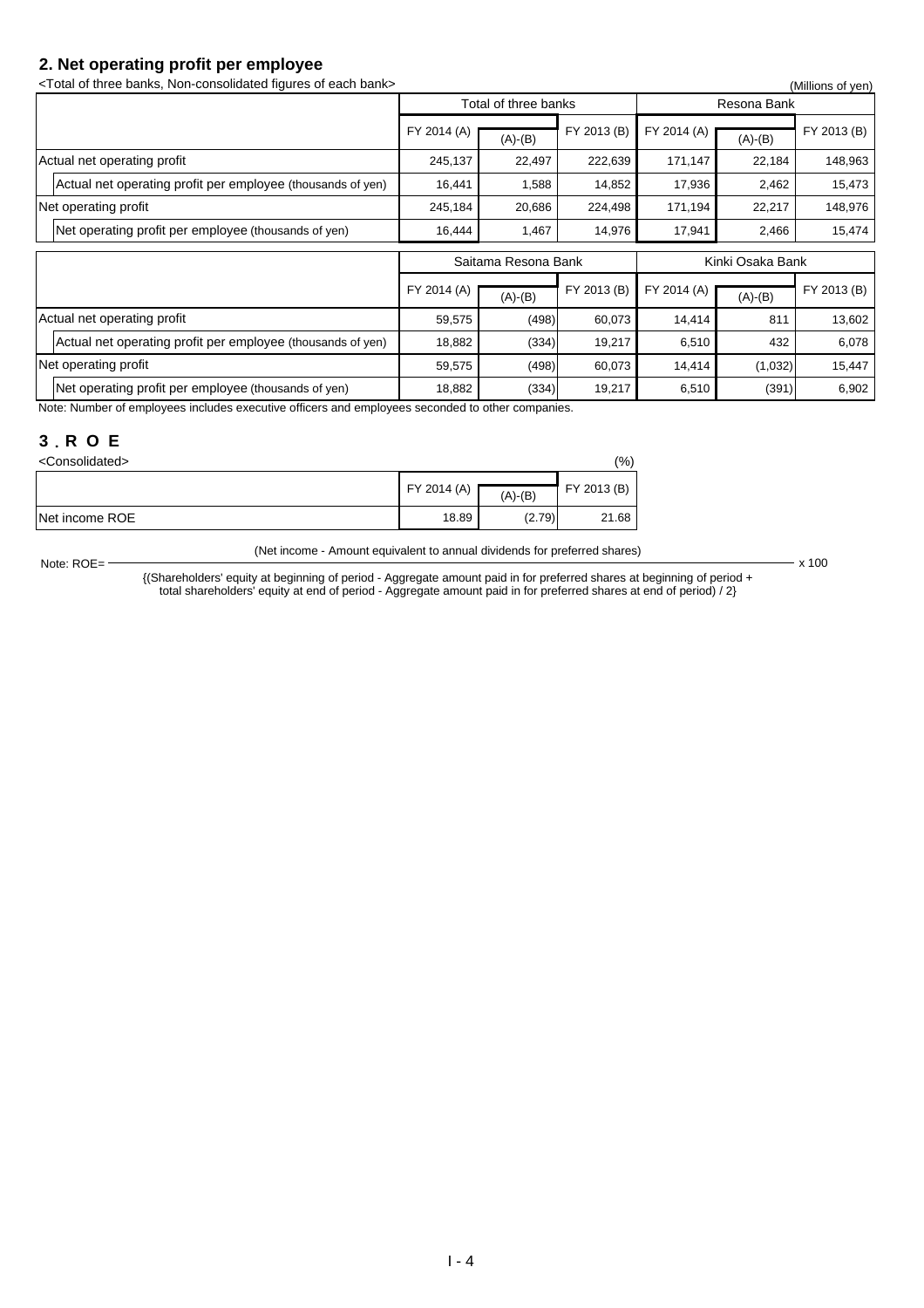## 2. Net operating profit per employee

<Total of three banks, Non-consolidated figures of each bank>

(Millions of yen)

| | Total of three banks | | | Resona Bank | | |
|---|---|---|---|---|---|---|
| | FY 2014 (A) | (A)-(B) | FY 2013 (B) | FY 2014 (A) | (A)-(B) | FY 2013 (B) |
| Actual net operating profit | 245,137 | 22,497 | 222,639 | 171,147 | 22,184 | 148,963 |
| Actual net operating profit per employee (thousands of yen) | 16,441 | 1,588 | 14,852 | 17,936 | 2,462 | 15,473 |
| Net operating profit | 245,184 | 20,686 | 224,498 | 171,194 | 22,217 | 148,976 |
| Net operating profit per employee (thousands of yen) | 16,444 | 1,467 | 14,976 | 17,941 | 2,466 | 15,474 |

| | Saitama Resona Bank | | | Kinki Osaka Bank | | |
|---|---|---|---|---|---|---|
| | FY 2014 (A) | (A)-(B) | FY 2013 (B) | FY 2014 (A) | (A)-(B) | FY 2013 (B) |
| Actual net operating profit | 59,575 | (498) | 60,073 | 14,414 | 811 | 13,602 |
| Actual net operating profit per employee (thousands of yen) | 18,882 | (334) | 19,217 | 6,510 | 432 | 6,078 |
| Net operating profit | 59,575 | (498) | 60,073 | 14,414 | (1,032) | 15,447 |
| Net operating profit per employee (thousands of yen) | 18,882 | (334) | 19,217 | 6,510 | (391) | 6,902 |

Note: Number of employees includes executive officers and employees seconded to other companies.

## 3. ROE

<Consolidated>

(%)

| | FY 2014 (A) | (A)-(B) | FY 2013 (B) |
|---|---|---|---|
| Net income ROE | 18.89 | (2.79) | 21.68 |

Note: ROE = (Net income - Amount equivalent to annual dividends for preferred shares) / {(Shareholders' equity at beginning of period - Aggregate amount paid in for preferred shares at beginning of period + total shareholders' equity at end of period - Aggregate amount paid in for preferred shares at end of period) / 2} x 100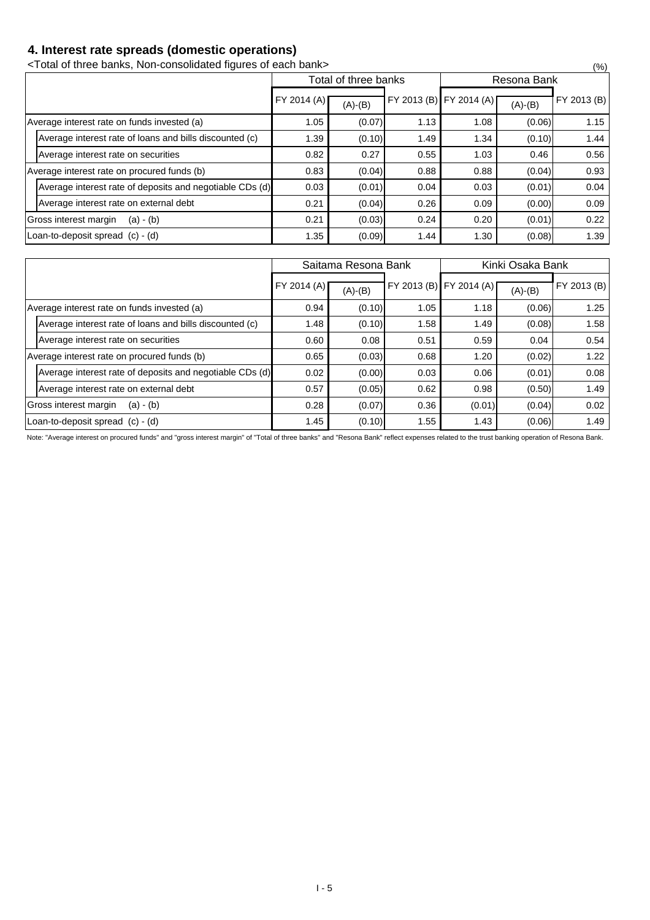## 4. Interest rate spreads (domestic operations)

<Total of three banks, Non-consolidated figures of each bank>

(%)

| | Total of three banks | | | Resona Bank | | |
|---|---|---|---|---|---|---|
| | FY 2014 (A) | (A)-(B) | FY 2013 (B) | FY 2014 (A) | (A)-(B) | FY 2013 (B) |
| Average interest rate on funds invested (a) | 1.05 | (0.07) | 1.13 | 1.08 | (0.06) | 1.15 |
| Average interest rate of loans and bills discounted (c) | 1.39 | (0.10) | 1.49 | 1.34 | (0.10) | 1.44 |
| Average interest rate on securities | 0.82 | 0.27 | 0.55 | 1.03 | 0.46 | 0.56 |
| Average interest rate on procured funds (b) | 0.83 | (0.04) | 0.88 | 0.88 | (0.04) | 0.93 |
| Average interest rate of deposits and negotiable CDs (d) | 0.03 | (0.01) | 0.04 | 0.03 | (0.01) | 0.04 |
| Average interest rate on external debt | 0.21 | (0.04) | 0.26 | 0.09 | (0.00) | 0.09 |
| Gross interest margin (a) - (b) | 0.21 | (0.03) | 0.24 | 0.20 | (0.01) | 0.22 |
| Loan-to-deposit spread (c) - (d) | 1.35 | (0.09) | 1.44 | 1.30 | (0.08) | 1.39 |

| | Saitama Resona Bank | | | Kinki Osaka Bank | | |
|---|---|---|---|---|---|---|
| | FY 2014 (A) | (A)-(B) | FY 2013 (B) | FY 2014 (A) | (A)-(B) | FY 2013 (B) |
| Average interest rate on funds invested (a) | 0.94 | (0.10) | 1.05 | 1.18 | (0.06) | 1.25 |
| Average interest rate of loans and bills discounted (c) | 1.48 | (0.10) | 1.58 | 1.49 | (0.08) | 1.58 |
| Average interest rate on securities | 0.60 | 0.08 | 0.51 | 0.59 | 0.04 | 0.54 |
| Average interest rate on procured funds (b) | 0.65 | (0.03) | 0.68 | 1.20 | (0.02) | 1.22 |
| Average interest rate of deposits and negotiable CDs (d) | 0.02 | (0.00) | 0.03 | 0.06 | (0.01) | 0.08 |
| Average interest rate on external debt | 0.57 | (0.05) | 0.62 | 0.98 | (0.50) | 1.49 |
| Gross interest margin (a) - (b) | 0.28 | (0.07) | 0.36 | (0.01) | (0.04) | 0.02 |
| Loan-to-deposit spread (c) - (d) | 1.45 | (0.10) | 1.55 | 1.43 | (0.06) | 1.49 |

Note: "Average interest on procured funds" and "gross interest margin" of "Total of three banks" and "Resona Bank" reflect expenses related to the trust banking operation of Resona Bank.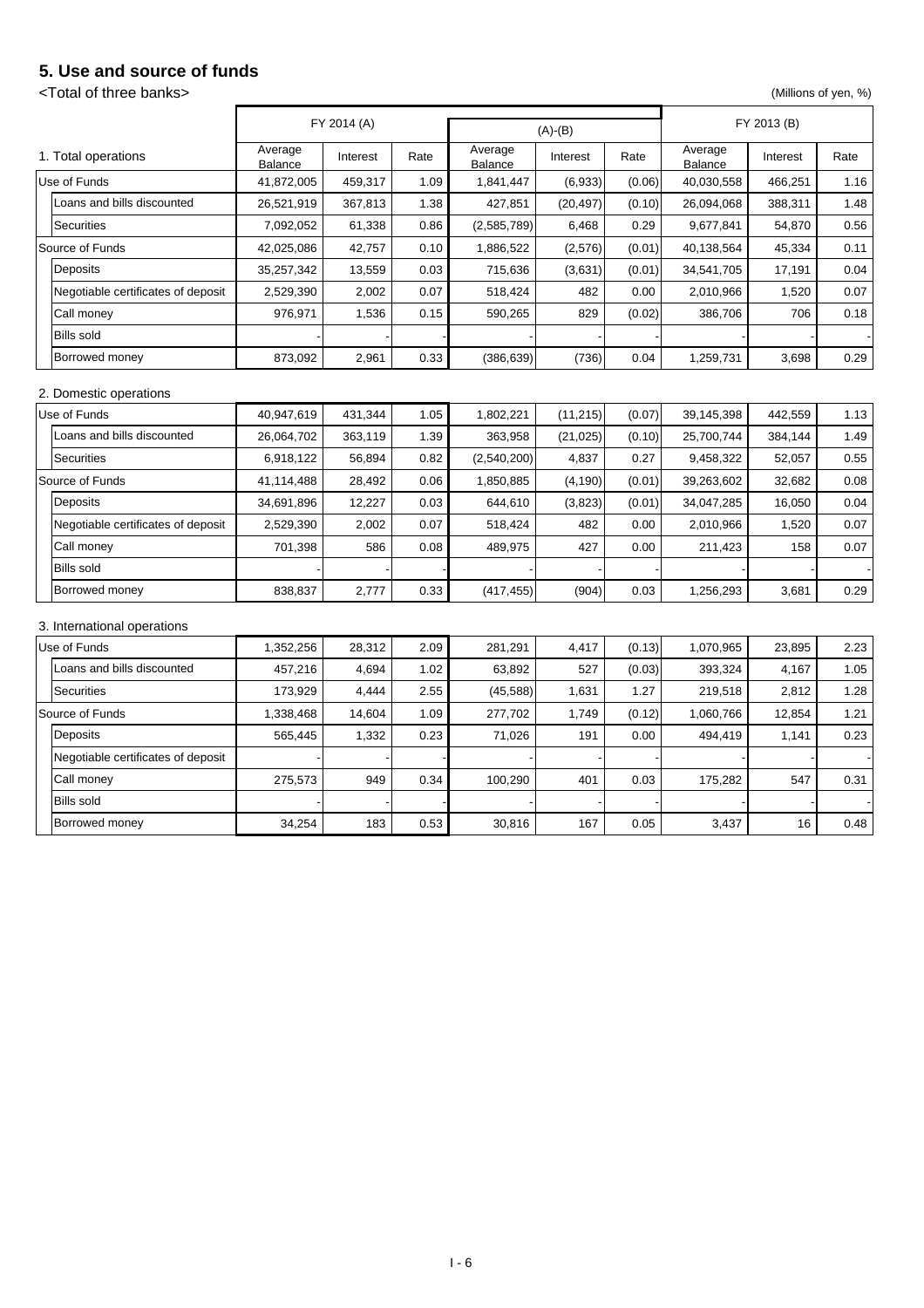## 5. Use and source of funds

<Total of three banks>

(Millions of yen, %)

| 1. Total operations | FY 2014 (A) | | | (A)-(B) | | | FY 2013 (B) | | |
|---|---|---|---|---|---|---|---|---|---|
| | Average Balance | Interest | Rate | Average Balance | Interest | Rate | Average Balance | Interest | Rate |
| Use of Funds | 41,872,005 | 459,317 | 1.09 | 1,841,447 | (6,933) | (0.06) | 40,030,558 | 466,251 | 1.16 |
| Loans and bills discounted | 26,521,919 | 367,813 | 1.38 | 427,851 | (20,497) | (0.10) | 26,094,068 | 388,311 | 1.48 |
| Securities | 7,092,052 | 61,338 | 0.86 | (2,585,789) | 6,468 | 0.29 | 9,677,841 | 54,870 | 0.56 |
| Source of Funds | 42,025,086 | 42,757 | 0.10 | 1,886,522 | (2,576) | (0.01) | 40,138,564 | 45,334 | 0.11 |
| Deposits | 35,257,342 | 13,559 | 0.03 | 715,636 | (3,631) | (0.01) | 34,541,705 | 17,191 | 0.04 |
| Negotiable certificates of deposit | 2,529,390 | 2,002 | 0.07 | 518,424 | 482 | 0.00 | 2,010,966 | 1,520 | 0.07 |
| Call money | 976,971 | 1,536 | 0.15 | 590,265 | 829 | (0.02) | 386,706 | 706 | 0.18 |
| Bills sold | - | - | - | - | - | - | - | - | - |
| Borrowed money | 873,092 | 2,961 | 0.33 | (386,639) | (736) | 0.04 | 1,259,731 | 3,698 | 0.29 |

| 2. Domestic operations | Average Balance | Interest | Rate | Average Balance | Interest | Rate | Average Balance | Interest | Rate |
|---|---|---|---|---|---|---|---|---|---|
| Use of Funds | 40,947,619 | 431,344 | 1.05 | 1,802,221 | (11,215) | (0.07) | 39,145,398 | 442,559 | 1.13 |
| Loans and bills discounted | 26,064,702 | 363,119 | 1.39 | 363,958 | (21,025) | (0.10) | 25,700,744 | 384,144 | 1.49 |
| Securities | 6,918,122 | 56,894 | 0.82 | (2,540,200) | 4,837 | 0.27 | 9,458,322 | 52,057 | 0.55 |
| Source of Funds | 41,114,488 | 28,492 | 0.06 | 1,850,885 | (4,190) | (0.01) | 39,263,602 | 32,682 | 0.08 |
| Deposits | 34,691,896 | 12,227 | 0.03 | 644,610 | (3,823) | (0.01) | 34,047,285 | 16,050 | 0.04 |
| Negotiable certificates of deposit | 2,529,390 | 2,002 | 0.07 | 518,424 | 482 | 0.00 | 2,010,966 | 1,520 | 0.07 |
| Call money | 701,398 | 586 | 0.08 | 489,975 | 427 | 0.00 | 211,423 | 158 | 0.07 |
| Bills sold | - | - | - | - | - | - | - | - | - |
| Borrowed money | 838,837 | 2,777 | 0.33 | (417,455) | (904) | 0.03 | 1,256,293 | 3,681 | 0.29 |

| 3. International operations | Average Balance | Interest | Rate | Average Balance | Interest | Rate | Average Balance | Interest | Rate |
|---|---|---|---|---|---|---|---|---|---|
| Use of Funds | 1,352,256 | 28,312 | 2.09 | 281,291 | 4,417 | (0.13) | 1,070,965 | 23,895 | 2.23 |
| Loans and bills discounted | 457,216 | 4,694 | 1.02 | 63,892 | 527 | (0.03) | 393,324 | 4,167 | 1.05 |
| Securities | 173,929 | 4,444 | 2.55 | (45,588) | 1,631 | 1.27 | 219,518 | 2,812 | 1.28 |
| Source of Funds | 1,338,468 | 14,604 | 1.09 | 277,702 | 1,749 | (0.12) | 1,060,766 | 12,854 | 1.21 |
| Deposits | 565,445 | 1,332 | 0.23 | 71,026 | 191 | 0.00 | 494,419 | 1,141 | 0.23 |
| Negotiable certificates of deposit | - | - | - | - | - | - | - | - | - |
| Call money | 275,573 | 949 | 0.34 | 100,290 | 401 | 0.03 | 175,282 | 547 | 0.31 |
| Bills sold | - | - | - | - | - | - | - | - | - |
| Borrowed money | 34,254 | 183 | 0.53 | 30,816 | 167 | 0.05 | 3,437 | 16 | 0.48 |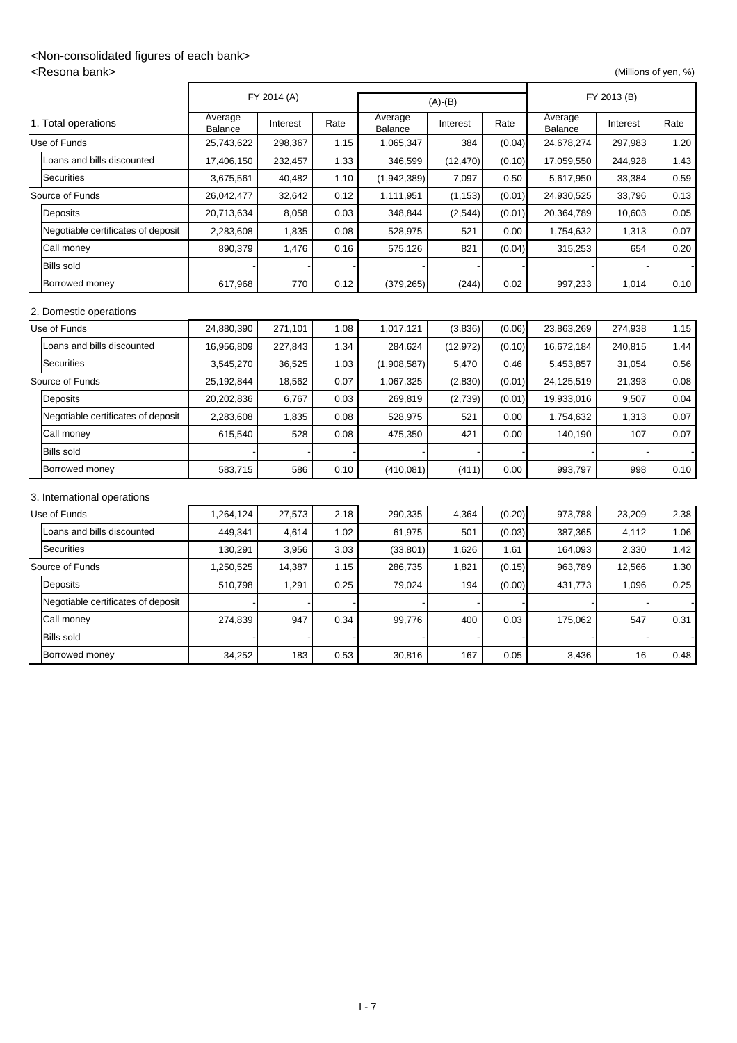## <Non-consolidated figures of each bank>

### <Resona bank>

(Millions of yen, %)

| 1. Total operations | FY 2014 (A) | | | (A)-(B) | | | FY 2013 (B) | | |
|---|---|---|---|---|---|---|---|---|---|
| | Average Balance | Interest | Rate | Average Balance | Interest | Rate | Average Balance | Interest | Rate |
| Use of Funds | 25,743,622 | 298,367 | 1.15 | 1,065,347 | 384 | (0.04) | 24,678,274 | 297,983 | 1.20 |
| Loans and bills discounted | 17,406,150 | 232,457 | 1.33 | 346,599 | (12,470) | (0.10) | 17,059,550 | 244,928 | 1.43 |
| Securities | 3,675,561 | 40,482 | 1.10 | (1,942,389) | 7,097 | 0.50 | 5,617,950 | 33,384 | 0.59 |
| Source of Funds | 26,042,477 | 32,642 | 0.12 | 1,111,951 | (1,153) | (0.01) | 24,930,525 | 33,796 | 0.13 |
| Deposits | 20,713,634 | 8,058 | 0.03 | 348,844 | (2,544) | (0.01) | 20,364,789 | 10,603 | 0.05 |
| Negotiable certificates of deposit | 2,283,608 | 1,835 | 0.08 | 528,975 | 521 | 0.00 | 1,754,632 | 1,313 | 0.07 |
| Call money | 890,379 | 1,476 | 0.16 | 575,126 | 821 | (0.04) | 315,253 | 654 | 0.20 |
| Bills sold | - | - | - | - | - | - | - | - | - |
| Borrowed money | 617,968 | 770 | 0.12 | (379,265) | (244) | 0.02 | 997,233 | 1,014 | 0.10 |

| 2. Domestic operations | Average Balance | Interest | Rate | Average Balance | Interest | Rate | Average Balance | Interest | Rate |
|---|---|---|---|---|---|---|---|---|---|
| Use of Funds | 24,880,390 | 271,101 | 1.08 | 1,017,121 | (3,836) | (0.06) | 23,863,269 | 274,938 | 1.15 |
| Loans and bills discounted | 16,956,809 | 227,843 | 1.34 | 284,624 | (12,972) | (0.10) | 16,672,184 | 240,815 | 1.44 |
| Securities | 3,545,270 | 36,525 | 1.03 | (1,908,587) | 5,470 | 0.46 | 5,453,857 | 31,054 | 0.56 |
| Source of Funds | 25,192,844 | 18,562 | 0.07 | 1,067,325 | (2,830) | (0.01) | 24,125,519 | 21,393 | 0.08 |
| Deposits | 20,202,836 | 6,767 | 0.03 | 269,819 | (2,739) | (0.01) | 19,933,016 | 9,507 | 0.04 |
| Negotiable certificates of deposit | 2,283,608 | 1,835 | 0.08 | 528,975 | 521 | 0.00 | 1,754,632 | 1,313 | 0.07 |
| Call money | 615,540 | 528 | 0.08 | 475,350 | 421 | 0.00 | 140,190 | 107 | 0.07 |
| Bills sold | - | - | - | - | - | - | - | - | - |
| Borrowed money | 583,715 | 586 | 0.10 | (410,081) | (411) | 0.00 | 993,797 | 998 | 0.10 |

| 3. International operations | Average Balance | Interest | Rate | Average Balance | Interest | Rate | Average Balance | Interest | Rate |
|---|---|---|---|---|---|---|---|---|---|
| Use of Funds | 1,264,124 | 27,573 | 2.18 | 290,335 | 4,364 | (0.20) | 973,788 | 23,209 | 2.38 |
| Loans and bills discounted | 449,341 | 4,614 | 1.02 | 61,975 | 501 | (0.03) | 387,365 | 4,112 | 1.06 |
| Securities | 130,291 | 3,956 | 3.03 | (33,801) | 1,626 | 1.61 | 164,093 | 2,330 | 1.42 |
| Source of Funds | 1,250,525 | 14,387 | 1.15 | 286,735 | 1,821 | (0.15) | 963,789 | 12,566 | 1.30 |
| Deposits | 510,798 | 1,291 | 0.25 | 79,024 | 194 | (0.00) | 431,773 | 1,096 | 0.25 |
| Negotiable certificates of deposit | - | - | - | - | - | - | - | - | - |
| Call money | 274,839 | 947 | 0.34 | 99,776 | 400 | 0.03 | 175,062 | 547 | 0.31 |
| Bills sold | - | - | - | - | - | - | - | - | - |
| Borrowed money | 34,252 | 183 | 0.53 | 30,816 | 167 | 0.05 | 3,436 | 16 | 0.48 |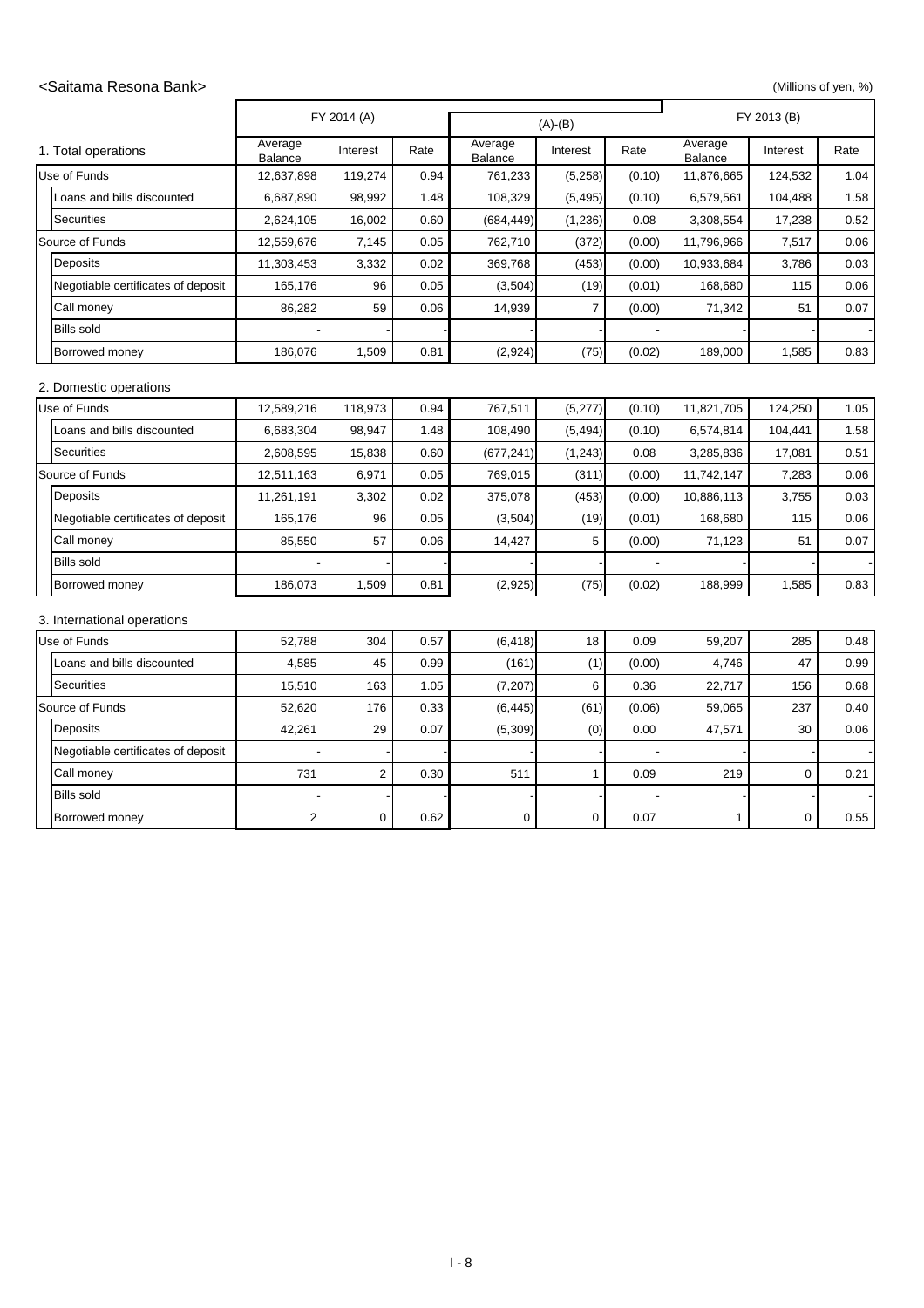<Saitama Resona Bank>

(Millions of yen, %)

| 1. Total operations | FY 2014 (A) | | | (A)-(B) | | | FY 2013 (B) | | |
|---|---|---|---|---|---|---|---|---|---|
| | Average Balance | Interest | Rate | Average Balance | Interest | Rate | Average Balance | Interest | Rate |
| Use of Funds | 12,637,898 | 119,274 | 0.94 | 761,233 | (5,258) | (0.10) | 11,876,665 | 124,532 | 1.04 |
| Loans and bills discounted | 6,687,890 | 98,992 | 1.48 | 108,329 | (5,495) | (0.10) | 6,579,561 | 104,488 | 1.58 |
| Securities | 2,624,105 | 16,002 | 0.60 | (684,449) | (1,236) | 0.08 | 3,308,554 | 17,238 | 0.52 |
| Source of Funds | 12,559,676 | 7,145 | 0.05 | 762,710 | (372) | (0.00) | 11,796,966 | 7,517 | 0.06 |
| Deposits | 11,303,453 | 3,332 | 0.02 | 369,768 | (453) | (0.00) | 10,933,684 | 3,786 | 0.03 |
| Negotiable certificates of deposit | 165,176 | 96 | 0.05 | (3,504) | (19) | (0.01) | 168,680 | 115 | 0.06 |
| Call money | 86,282 | 59 | 0.06 | 14,939 | 7 | (0.00) | 71,342 | 51 | 0.07 |
| Bills sold | - | - | - | - | - | - | - | - | - |
| Borrowed money | 186,076 | 1,509 | 0.81 | (2,924) | (75) | (0.02) | 189,000 | 1,585 | 0.83 |

2. Domestic operations

| | Average Balance | Interest | Rate | Average Balance | Interest | Rate | Average Balance | Interest | Rate |
|---|---|---|---|---|---|---|---|---|---|
| Use of Funds | 12,589,216 | 118,973 | 0.94 | 767,511 | (5,277) | (0.10) | 11,821,705 | 124,250 | 1.05 |
| Loans and bills discounted | 6,683,304 | 98,947 | 1.48 | 108,490 | (5,494) | (0.10) | 6,574,814 | 104,441 | 1.58 |
| Securities | 2,608,595 | 15,838 | 0.60 | (677,241) | (1,243) | 0.08 | 3,285,836 | 17,081 | 0.51 |
| Source of Funds | 12,511,163 | 6,971 | 0.05 | 769,015 | (311) | (0.00) | 11,742,147 | 7,283 | 0.06 |
| Deposits | 11,261,191 | 3,302 | 0.02 | 375,078 | (453) | (0.00) | 10,886,113 | 3,755 | 0.03 |
| Negotiable certificates of deposit | 165,176 | 96 | 0.05 | (3,504) | (19) | (0.01) | 168,680 | 115 | 0.06 |
| Call money | 85,550 | 57 | 0.06 | 14,427 | 5 | (0.00) | 71,123 | 51 | 0.07 |
| Bills sold | - | - | - | - | - | - | - | - | - |
| Borrowed money | 186,073 | 1,509 | 0.81 | (2,925) | (75) | (0.02) | 188,999 | 1,585 | 0.83 |

3. International operations

| | Average Balance | Interest | Rate | Average Balance | Interest | Rate | Average Balance | Interest | Rate |
|---|---|---|---|---|---|---|---|---|---|
| Use of Funds | 52,788 | 304 | 0.57 | (6,418) | 18 | 0.09 | 59,207 | 285 | 0.48 |
| Loans and bills discounted | 4,585 | 45 | 0.99 | (161) | (1) | (0.00) | 4,746 | 47 | 0.99 |
| Securities | 15,510 | 163 | 1.05 | (7,207) | 6 | 0.36 | 22,717 | 156 | 0.68 |
| Source of Funds | 52,620 | 176 | 0.33 | (6,445) | (61) | (0.06) | 59,065 | 237 | 0.40 |
| Deposits | 42,261 | 29 | 0.07 | (5,309) | (0) | 0.00 | 47,571 | 30 | 0.06 |
| Negotiable certificates of deposit | - | - | - | - | - | - | - | - | - |
| Call money | 731 | 2 | 0.30 | 511 | 1 | 0.09 | 219 | 0 | 0.21 |
| Bills sold | - | - | - | - | - | - | - | - | - |
| Borrowed money | 2 | 0 | 0.62 | 0 | 0 | 0.07 | 1 | 0 | 0.55 |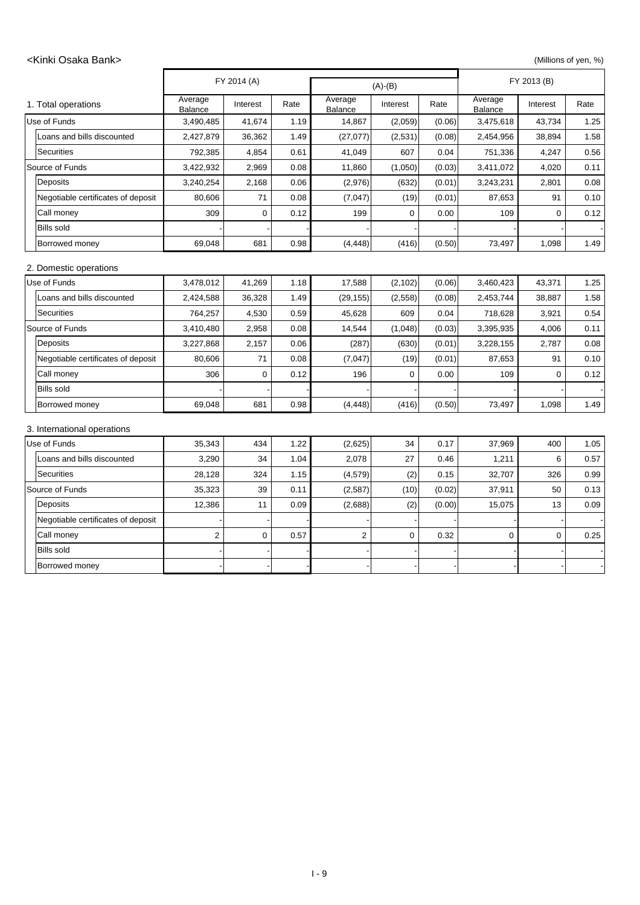<Kinki Osaka Bank>

(Millions of yen, %)

| 1. Total operations | FY 2014 (A) | | | (A)-(B) | | | FY 2013 (B) | | |
|---|---|---|---|---|---|---|---|---|---|
| | Average Balance | Interest | Rate | Average Balance | Interest | Rate | Average Balance | Interest | Rate |
| Use of Funds | 3,490,485 | 41,674 | 1.19 | 14,867 | (2,059) | (0.06) | 3,475,618 | 43,734 | 1.25 |
| Loans and bills discounted | 2,427,879 | 36,362 | 1.49 | (27,077) | (2,531) | (0.08) | 2,454,956 | 38,894 | 1.58 |
| Securities | 792,385 | 4,854 | 0.61 | 41,049 | 607 | 0.04 | 751,336 | 4,247 | 0.56 |
| Source of Funds | 3,422,932 | 2,969 | 0.08 | 11,860 | (1,050) | (0.03) | 3,411,072 | 4,020 | 0.11 |
| Deposits | 3,240,254 | 2,168 | 0.06 | (2,976) | (632) | (0.01) | 3,243,231 | 2,801 | 0.08 |
| Negotiable certificates of deposit | 80,606 | 71 | 0.08 | (7,047) | (19) | (0.01) | 87,653 | 91 | 0.10 |
| Call money | 309 | 0 | 0.12 | 199 | 0 | 0.00 | 109 | 0 | 0.12 |
| Bills sold | - | - | - | - | - | - | - | - | - |
| Borrowed money | 69,048 | 681 | 0.98 | (4,448) | (416) | (0.50) | 73,497 | 1,098 | 1.49 |

2. Domestic operations

| | Average Balance | Interest | Rate | Average Balance | Interest | Rate | Average Balance | Interest | Rate |
|---|---|---|---|---|---|---|---|---|---|
| Use of Funds | 3,478,012 | 41,269 | 1.18 | 17,588 | (2,102) | (0.06) | 3,460,423 | 43,371 | 1.25 |
| Loans and bills discounted | 2,424,588 | 36,328 | 1.49 | (29,155) | (2,558) | (0.08) | 2,453,744 | 38,887 | 1.58 |
| Securities | 764,257 | 4,530 | 0.59 | 45,628 | 609 | 0.04 | 718,628 | 3,921 | 0.54 |
| Source of Funds | 3,410,480 | 2,958 | 0.08 | 14,544 | (1,048) | (0.03) | 3,395,935 | 4,006 | 0.11 |
| Deposits | 3,227,868 | 2,157 | 0.06 | (287) | (630) | (0.01) | 3,228,155 | 2,787 | 0.08 |
| Negotiable certificates of deposit | 80,606 | 71 | 0.08 | (7,047) | (19) | (0.01) | 87,653 | 91 | 0.10 |
| Call money | 306 | 0 | 0.12 | 196 | 0 | 0.00 | 109 | 0 | 0.12 |
| Bills sold | - | - | - | - | - | - | - | - | - |
| Borrowed money | 69,048 | 681 | 0.98 | (4,448) | (416) | (0.50) | 73,497 | 1,098 | 1.49 |

3. International operations

| | Average Balance | Interest | Rate | Average Balance | Interest | Rate | Average Balance | Interest | Rate |
|---|---|---|---|---|---|---|---|---|---|
| Use of Funds | 35,343 | 434 | 1.22 | (2,625) | 34 | 0.17 | 37,969 | 400 | 1.05 |
| Loans and bills discounted | 3,290 | 34 | 1.04 | 2,078 | 27 | 0.46 | 1,211 | 6 | 0.57 |
| Securities | 28,128 | 324 | 1.15 | (4,579) | (2) | 0.15 | 32,707 | 326 | 0.99 |
| Source of Funds | 35,323 | 39 | 0.11 | (2,587) | (10) | (0.02) | 37,911 | 50 | 0.13 |
| Deposits | 12,386 | 11 | 0.09 | (2,688) | (2) | (0.00) | 15,075 | 13 | 0.09 |
| Negotiable certificates of deposit | - | - | - | - | - | - | - | - | - |
| Call money | 2 | 0 | 0.57 | 2 | 0 | 0.32 | 0 | 0 | 0.25 |
| Bills sold | - | - | - | - | - | - | - | - | - |
| Borrowed money | - | - | - | - | - | - | - | - | - |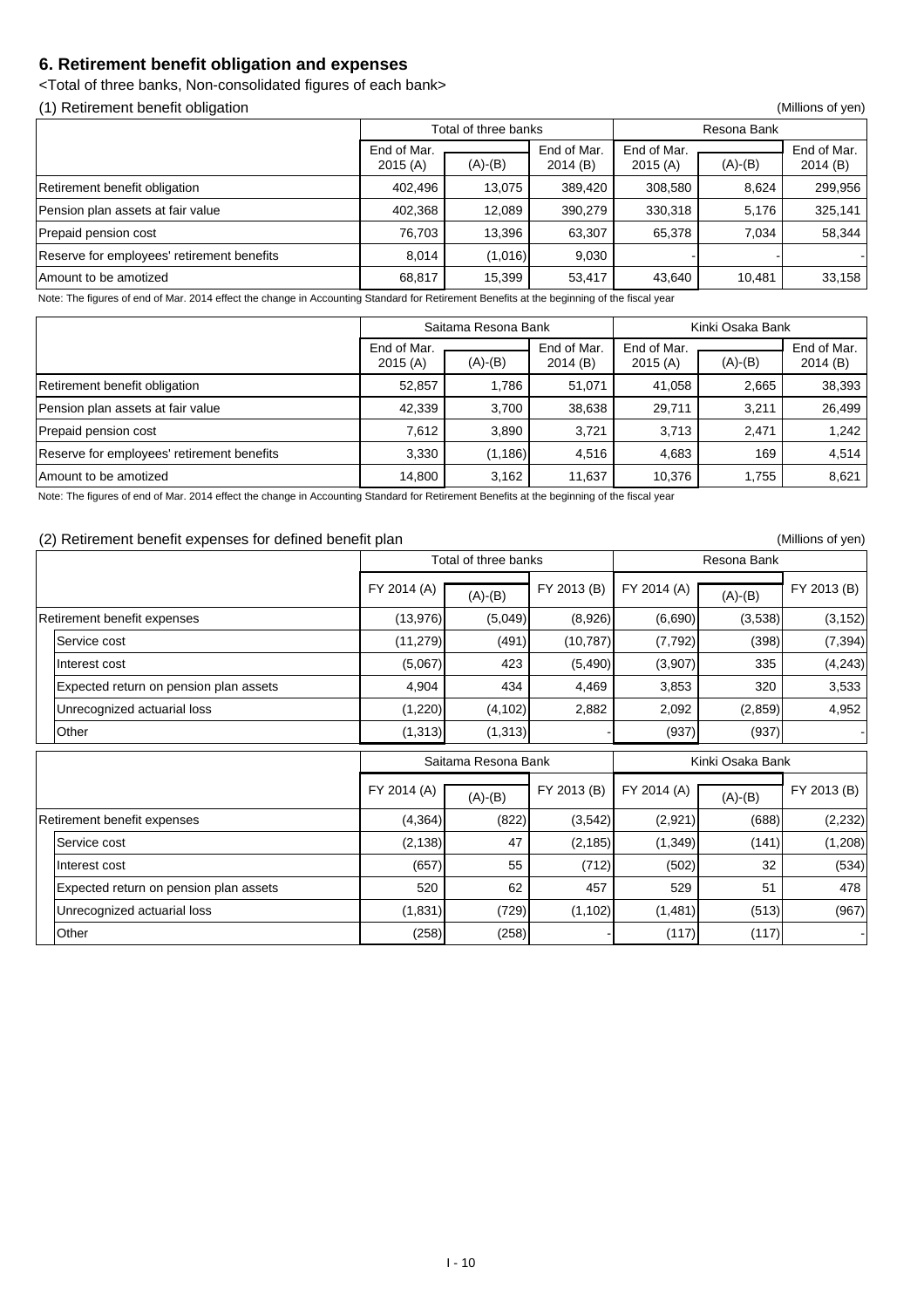## 6. Retirement benefit obligation and expenses

<Total of three banks, Non-consolidated figures of each bank>

### (1) Retirement benefit obligation

(Millions of yen)

| | Total of three banks | | | Resona Bank | | |
|---|---|---|---|---|---|---|
| | End of Mar. 2015 (A) | (A)-(B) | End of Mar. 2014 (B) | End of Mar. 2015 (A) | (A)-(B) | End of Mar. 2014 (B) |
| Retirement benefit obligation | 402,496 | 13,075 | 389,420 | 308,580 | 8,624 | 299,956 |
| Pension plan assets at fair value | 402,368 | 12,089 | 390,279 | 330,318 | 5,176 | 325,141 |
| Prepaid pension cost | 76,703 | 13,396 | 63,307 | 65,378 | 7,034 | 58,344 |
| Reserve for employees' retirement benefits | 8,014 | (1,016) | 9,030 | - | - | - |
| Amount to be amotized | 68,817 | 15,399 | 53,417 | 43,640 | 10,481 | 33,158 |

Note: The figures of end of Mar. 2014 effect the change in Accounting Standard for Retirement Benefits at the beginning of the fiscal year

| | Saitama Resona Bank | | | Kinki Osaka Bank | | |
|---|---|---|---|---|---|---|
| | End of Mar. 2015 (A) | (A)-(B) | End of Mar. 2014 (B) | End of Mar. 2015 (A) | (A)-(B) | End of Mar. 2014 (B) |
| Retirement benefit obligation | 52,857 | 1,786 | 51,071 | 41,058 | 2,665 | 38,393 |
| Pension plan assets at fair value | 42,339 | 3,700 | 38,638 | 29,711 | 3,211 | 26,499 |
| Prepaid pension cost | 7,612 | 3,890 | 3,721 | 3,713 | 2,471 | 1,242 |
| Reserve for employees' retirement benefits | 3,330 | (1,186) | 4,516 | 4,683 | 169 | 4,514 |
| Amount to be amotized | 14,800 | 3,162 | 11,637 | 10,376 | 1,755 | 8,621 |

Note: The figures of end of Mar. 2014 effect the change in Accounting Standard for Retirement Benefits at the beginning of the fiscal year

### (2) Retirement benefit expenses for defined benefit plan

(Millions of yen)

| | Total of three banks | | | Resona Bank | | |
|---|---|---|---|---|---|---|
| | FY 2014 (A) | (A)-(B) | FY 2013 (B) | FY 2014 (A) | (A)-(B) | FY 2013 (B) |
| Retirement benefit expenses | (13,976) | (5,049) | (8,926) | (6,690) | (3,538) | (3,152) |
| Service cost | (11,279) | (491) | (10,787) | (7,792) | (398) | (7,394) |
| Interest cost | (5,067) | 423 | (5,490) | (3,907) | 335 | (4,243) |
| Expected return on pension plan assets | 4,904 | 434 | 4,469 | 3,853 | 320 | 3,533 |
| Unrecognized actuarial loss | (1,220) | (4,102) | 2,882 | 2,092 | (2,859) | 4,952 |
| Other | (1,313) | (1,313) | - | (937) | (937) | - |

| | Saitama Resona Bank | | | Kinki Osaka Bank | | |
|---|---|---|---|---|---|---|
| | FY 2014 (A) | (A)-(B) | FY 2013 (B) | FY 2014 (A) | (A)-(B) | FY 2013 (B) |
| Retirement benefit expenses | (4,364) | (822) | (3,542) | (2,921) | (688) | (2,232) |
| Service cost | (2,138) | 47 | (2,185) | (1,349) | (141) | (1,208) |
| Interest cost | (657) | 55 | (712) | (502) | 32 | (534) |
| Expected return on pension plan assets | 520 | 62 | 457 | 529 | 51 | 478 |
| Unrecognized actuarial loss | (1,831) | (729) | (1,102) | (1,481) | (513) | (967) |
| Other | (258) | (258) | - | (117) | (117) | - |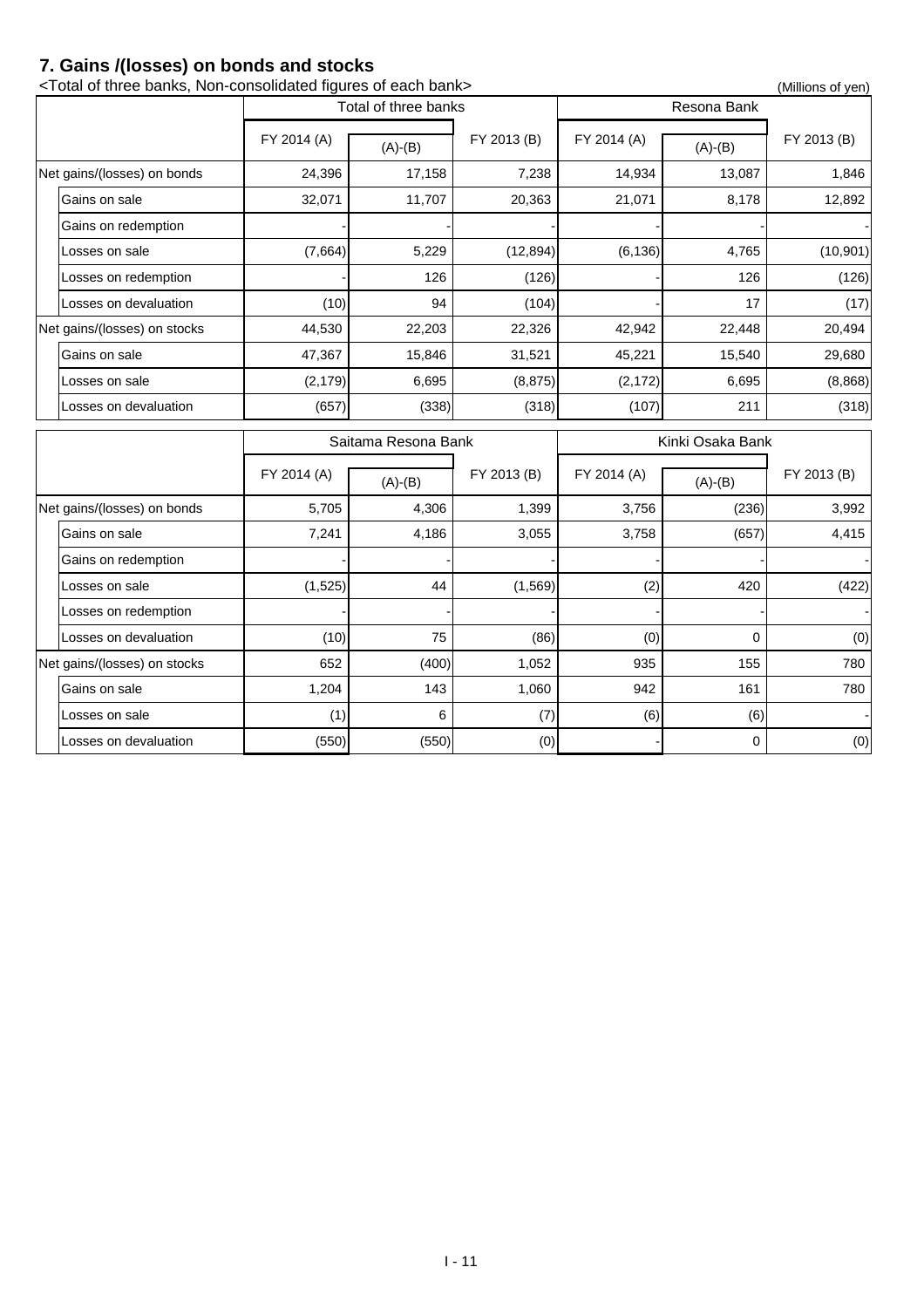## 7. Gains /(losses) on bonds and stocks

<Total of three banks, Non-consolidated figures of each bank>

(Millions of yen)

| | Total of three banks | | | Resona Bank | | |
|---|---|---|---|---|---|---|
| | FY 2014 (A) | (A)-(B) | FY 2013 (B) | FY 2014 (A) | (A)-(B) | FY 2013 (B) |
| Net gains/(losses) on bonds | 24,396 | 17,158 | 7,238 | 14,934 | 13,087 | 1,846 |
| Gains on sale | 32,071 | 11,707 | 20,363 | 21,071 | 8,178 | 12,892 |
| Gains on redemption | - | - | - | - | - | - |
| Losses on sale | (7,664) | 5,229 | (12,894) | (6,136) | 4,765 | (10,901) |
| Losses on redemption | - | 126 | (126) | - | 126 | (126) |
| Losses on devaluation | (10) | 94 | (104) | - | 17 | (17) |
| Net gains/(losses) on stocks | 44,530 | 22,203 | 22,326 | 42,942 | 22,448 | 20,494 |
| Gains on sale | 47,367 | 15,846 | 31,521 | 45,221 | 15,540 | 29,680 |
| Losses on sale | (2,179) | 6,695 | (8,875) | (2,172) | 6,695 | (8,868) |
| Losses on devaluation | (657) | (338) | (318) | (107) | 211 | (318) |

| | Saitama Resona Bank | | | Kinki Osaka Bank | | |
|---|---|---|---|---|---|---|
| | FY 2014 (A) | (A)-(B) | FY 2013 (B) | FY 2014 (A) | (A)-(B) | FY 2013 (B) |
| Net gains/(losses) on bonds | 5,705 | 4,306 | 1,399 | 3,756 | (236) | 3,992 |
| Gains on sale | 7,241 | 4,186 | 3,055 | 3,758 | (657) | 4,415 |
| Gains on redemption | - | - | - | - | - | - |
| Losses on sale | (1,525) | 44 | (1,569) | (2) | 420 | (422) |
| Losses on redemption | - | - | - | - | - | - |
| Losses on devaluation | (10) | 75 | (86) | (0) | 0 | (0) |
| Net gains/(losses) on stocks | 652 | (400) | 1,052 | 935 | 155 | 780 |
| Gains on sale | 1,204 | 143 | 1,060 | 942 | 161 | 780 |
| Losses on sale | (1) | 6 | (7) | (6) | (6) | - |
| Losses on devaluation | (550) | (550) | (0) | - | 0 | (0) |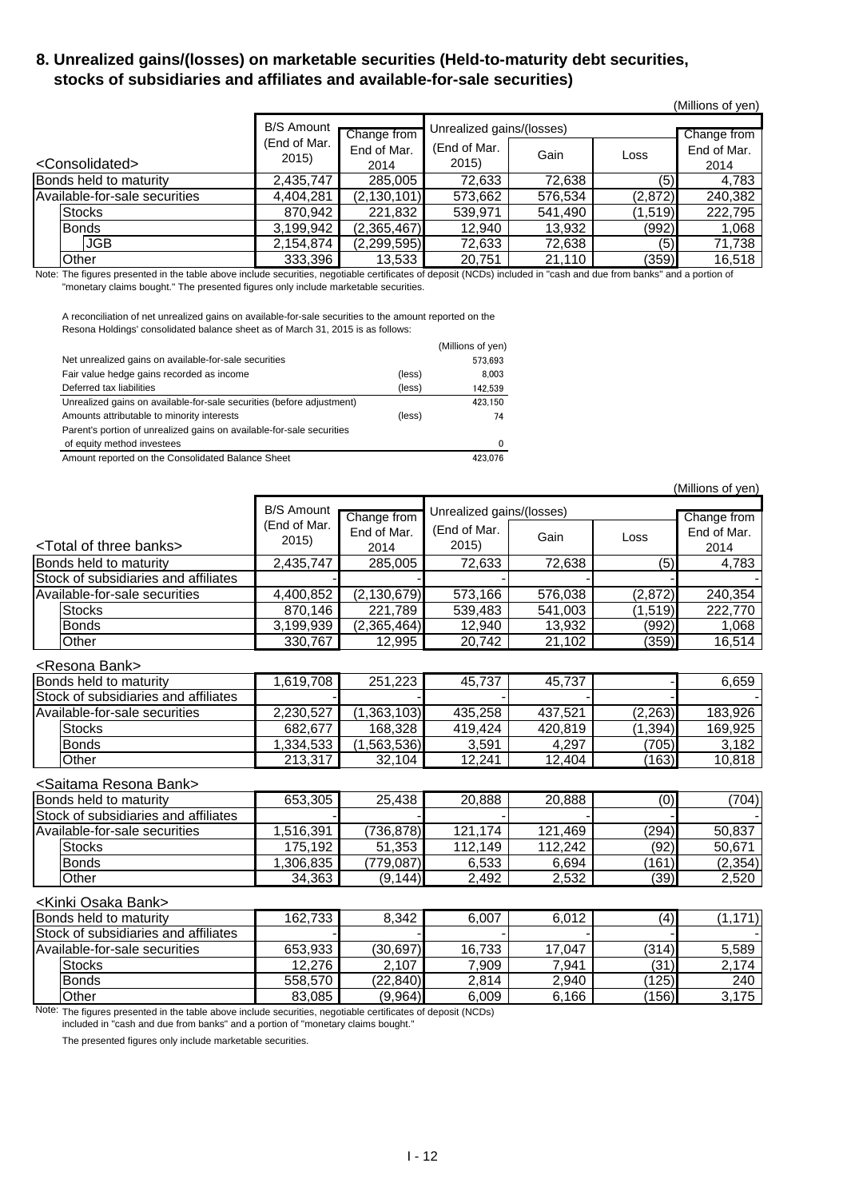## 8. Unrealized gains/(losses) on marketable securities (Held-to-maturity debt securities, stocks of subsidiaries and affiliates and available-for-sale securities)

(Millions of yen)

| <Consolidated> | B/S Amount (End of Mar. 2015) | Change from End of Mar. 2014 | Unrealized gains/(losses) (End of Mar. 2015) | Gain | Loss | Change from End of Mar. 2014 |
|---|---|---|---|---|---|---|
| Bonds held to maturity | 2,435,747 | 285,005 | 72,633 | 72,638 | (5) | 4,783 |
| Available-for-sale securities | 4,404,281 | (2,130,101) | 573,662 | 576,534 | (2,872) | 240,382 |
| Stocks | 870,942 | 221,832 | 539,971 | 541,490 | (1,519) | 222,795 |
| Bonds | 3,199,942 | (2,365,467) | 12,940 | 13,932 | (992) | 1,068 |
| JGB | 2,154,874 | (2,299,595) | 72,633 | 72,638 | (5) | 71,738 |
| Other | 333,396 | 13,533 | 20,751 | 21,110 | (359) | 16,518 |

Note: The figures presented in the table above include securities, negotiable certificates of deposit (NCDs) included in "cash and due from banks" and a portion of "monetary claims bought." The presented figures only include marketable securities.

A reconciliation of net unrealized gains on available-for-sale securities to the amount reported on the Resona Holdings' consolidated balance sheet as of March 31, 2015 is as follows:

| | | (Millions of yen) |
|---|---|---|
| Net unrealized gains on available-for-sale securities | | 573,693 |
| Fair value hedge gains recorded as income | (less) | 8,003 |
| Deferred tax liabilities | (less) | 142,539 |
| Unrealized gains on available-for-sale securities (before adjustment) | | 423,150 |
| Amounts attributable to minority interests | (less) | 74 |
| Parent's portion of unrealized gains on available-for-sale securities of equity method investees | | 0 |
| Amount reported on the Consolidated Balance Sheet | | 423,076 |

(Millions of yen)

| <Total of three banks> | B/S Amount (End of Mar. 2015) | Change from End of Mar. 2014 | Unrealized gains/(losses) (End of Mar. 2015) | Gain | Loss | Change from End of Mar. 2014 |
|---|---|---|---|---|---|---|
| Bonds held to maturity | 2,435,747 | 285,005 | 72,633 | 72,638 | (5) | 4,783 |
| Stock of subsidiaries and affiliates | - | - | - | - | - | - |
| Available-for-sale securities | 4,400,852 | (2,130,679) | 573,166 | 576,038 | (2,872) | 240,354 |
| Stocks | 870,146 | 221,789 | 539,483 | 541,003 | (1,519) | 222,770 |
| Bonds | 3,199,939 | (2,365,464) | 12,940 | 13,932 | (992) | 1,068 |
| Other | 330,767 | 12,995 | 20,742 | 21,102 | (359) | 16,514 |
| **<Resona Bank>** | | | | | | |
| Bonds held to maturity | 1,619,708 | 251,223 | 45,737 | 45,737 | - | 6,659 |
| Stock of subsidiaries and affiliates | - | - | - | - | - | - |
| Available-for-sale securities | 2,230,527 | (1,363,103) | 435,258 | 437,521 | (2,263) | 183,926 |
| Stocks | 682,677 | 168,328 | 419,424 | 420,819 | (1,394) | 169,925 |
| Bonds | 1,334,533 | (1,563,536) | 3,591 | 4,297 | (705) | 3,182 |
| Other | 213,317 | 32,104 | 12,241 | 12,404 | (163) | 10,818 |
| **<Saitama Resona Bank>** | | | | | | |
| Bonds held to maturity | 653,305 | 25,438 | 20,888 | 20,888 | (0) | (704) |
| Stock of subsidiaries and affiliates | - | - | - | - | - | - |
| Available-for-sale securities | 1,516,391 | (736,878) | 121,174 | 121,469 | (294) | 50,837 |
| Stocks | 175,192 | 51,353 | 112,149 | 112,242 | (92) | 50,671 |
| Bonds | 1,306,835 | (779,087) | 6,533 | 6,694 | (161) | (2,354) |
| Other | 34,363 | (9,144) | 2,492 | 2,532 | (39) | 2,520 |
| **<Kinki Osaka Bank>** | | | | | | |
| Bonds held to maturity | 162,733 | 8,342 | 6,007 | 6,012 | (4) | (1,171) |
| Stock of subsidiaries and affiliates | - | - | - | - | - | - |
| Available-for-sale securities | 653,933 | (30,697) | 16,733 | 17,047 | (314) | 5,589 |
| Stocks | 12,276 | 2,107 | 7,909 | 7,941 | (31) | 2,174 |
| Bonds | 558,570 | (22,840) | 2,814 | 2,940 | (125) | 240 |
| Other | 83,085 | (9,964) | 6,009 | 6,166 | (156) | 3,175 |

Note: The figures presented in the table above include securities, negotiable certificates of deposit (NCDs) included in "cash and due from banks" and a portion of "monetary claims bought."

The presented figures only include marketable securities.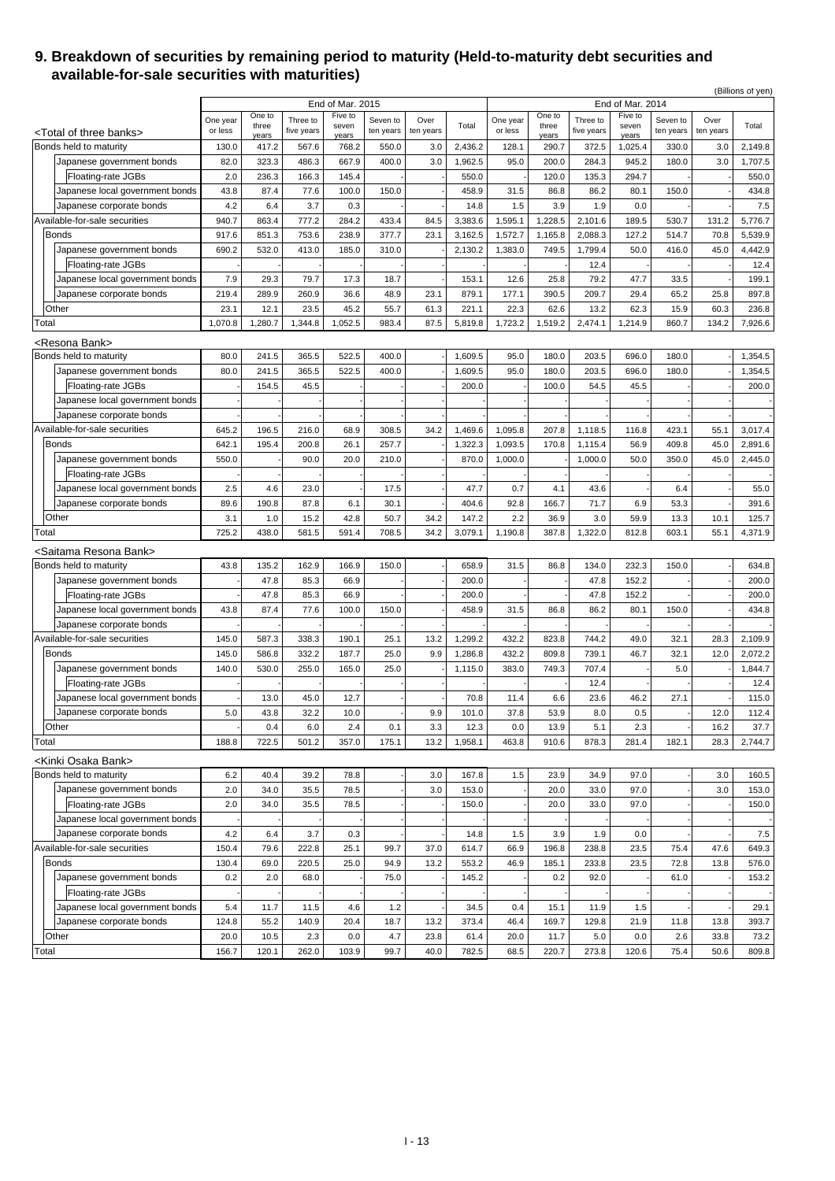## 9. Breakdown of securities by remaining period to maturity (Held-to-maturity debt securities and available-for-sale securities with maturities)

(Billions of yen)

| | End of Mar. 2015 | | | | | | | End of Mar. 2014 | | | | | | |
|---|---|---|---|---|---|---|---|---|---|---|---|---|---|---|
| <Total of three banks> | One year or less | One to three years | Three to five years | Five to seven years | Seven to ten years | Over ten years | Total | One year or less | One to three years | Three to five years | Five to seven years | Seven to ten years | Over ten years | Total |
| Bonds held to maturity | 130.0 | 417.2 | 567.6 | 768.2 | 550.0 | 3.0 | 2,436.2 | 128.1 | 290.7 | 372.5 | 1,025.4 | 330.0 | 3.0 | 2,149.8 |
| Japanese government bonds | 82.0 | 323.3 | 486.3 | 667.9 | 400.0 | 3.0 | 1,962.5 | 95.0 | 200.0 | 284.3 | 945.2 | 180.0 | 3.0 | 1,707.5 |
| Floating-rate JGBs | 2.0 | 236.3 | 166.3 | 145.4 | - | - | 550.0 | - | 120.0 | 135.3 | 294.7 | - | - | 550.0 |
| Japanese local government bonds | 43.8 | 87.4 | 77.6 | 100.0 | 150.0 | - | 458.9 | 31.5 | 86.8 | 86.2 | 80.1 | 150.0 | - | 434.8 |
| Japanese corporate bonds | 4.2 | 6.4 | 3.7 | 0.3 | - | - | 14.8 | 1.5 | 3.9 | 1.9 | 0.0 | - | - | 7.5 |
| Available-for-sale securities | 940.7 | 863.4 | 777.2 | 284.2 | 433.4 | 84.5 | 3,383.6 | 1,595.1 | 1,228.5 | 2,101.6 | 189.5 | 530.7 | 131.2 | 5,776.7 |
| Bonds | 917.6 | 851.3 | 753.6 | 238.9 | 377.7 | 23.1 | 3,162.5 | 1,572.7 | 1,165.8 | 2,088.3 | 127.2 | 514.7 | 70.8 | 5,539.9 |
| Japanese government bonds | 690.2 | 532.0 | 413.0 | 185.0 | 310.0 | - | 2,130.2 | 1,383.0 | 749.5 | 1,799.4 | 50.0 | 416.0 | 45.0 | 4,442.9 |
| Floating-rate JGBs | - | - | - | - | - | - | - | - | - | 12.4 | - | - | - | 12.4 |
| Japanese local government bonds | 7.9 | 29.3 | 79.7 | 17.3 | 18.7 | - | 153.1 | 12.6 | 25.8 | 79.2 | 47.7 | 33.5 | - | 199.1 |
| Japanese corporate bonds | 219.4 | 289.9 | 260.9 | 36.6 | 48.9 | 23.1 | 879.1 | 177.1 | 390.5 | 209.7 | 29.4 | 65.2 | 25.8 | 897.8 |
| Other | 23.1 | 12.1 | 23.5 | 45.2 | 55.7 | 61.3 | 221.1 | 22.3 | 62.6 | 13.2 | 62.3 | 15.9 | 60.3 | 236.8 |
| Total | 1,070.8 | 1,280.7 | 1,344.8 | 1,052.5 | 983.4 | 87.5 | 5,819.8 | 1,723.2 | 1,519.2 | 2,474.1 | 1,214.9 | 860.7 | 134.2 | 7,926.6 |
| <Resona Bank> | | | | | | | | | | | | | | |
| Bonds held to maturity | 80.0 | 241.5 | 365.5 | 522.5 | 400.0 | - | 1,609.5 | 95.0 | 180.0 | 203.5 | 696.0 | 180.0 | - | 1,354.5 |
| Japanese government bonds | 80.0 | 241.5 | 365.5 | 522.5 | 400.0 | - | 1,609.5 | 95.0 | 180.0 | 203.5 | 696.0 | 180.0 | - | 1,354.5 |
| Floating-rate JGBs | - | 154.5 | 45.5 | - | - | - | 200.0 | - | 100.0 | 54.5 | 45.5 | - | - | 200.0 |
| Japanese local government bonds | - | - | - | - | - | - | - | - | - | - | - | - | - | - |
| Japanese corporate bonds | - | - | - | - | - | - | - | - | - | - | - | - | - | - |
| Available-for-sale securities | 645.2 | 196.5 | 216.0 | 68.9 | 308.5 | 34.2 | 1,469.6 | 1,095.8 | 207.8 | 1,118.5 | 116.8 | 423.1 | 55.1 | 3,017.4 |
| Bonds | 642.1 | 195.4 | 200.8 | 26.1 | 257.7 | - | 1,322.3 | 1,093.5 | 170.8 | 1,115.4 | 56.9 | 409.8 | 45.0 | 2,891.6 |
| Japanese government bonds | 550.0 | - | 90.0 | 20.0 | 210.0 | - | 870.0 | 1,000.0 | - | 1,000.0 | 50.0 | 350.0 | 45.0 | 2,445.0 |
| Floating-rate JGBs | - | - | - | - | - | - | - | - | - | - | - | - | - | - |
| Japanese local government bonds | 2.5 | 4.6 | 23.0 | - | 17.5 | - | 47.7 | 0.7 | 4.1 | 43.6 | - | 6.4 | - | 55.0 |
| Japanese corporate bonds | 89.6 | 190.8 | 87.8 | 6.1 | 30.1 | - | 404.6 | 92.8 | 166.7 | 71.7 | 6.9 | 53.3 | - | 391.6 |
| Other | 3.1 | 1.0 | 15.2 | 42.8 | 50.7 | 34.2 | 147.2 | 2.2 | 36.9 | 3.0 | 59.9 | 13.3 | 10.1 | 125.7 |
| Total | 725.2 | 438.0 | 581.5 | 591.4 | 708.5 | 34.2 | 3,079.1 | 1,190.8 | 387.8 | 1,322.0 | 812.8 | 603.1 | 55.1 | 4,371.9 |
| <Saitama Resona Bank> | | | | | | | | | | | | | | |
| Bonds held to maturity | 43.8 | 135.2 | 162.9 | 166.9 | 150.0 | - | 658.9 | 31.5 | 86.8 | 134.0 | 232.3 | 150.0 | - | 634.8 |
| Japanese government bonds | - | 47.8 | 85.3 | 66.9 | - | - | 200.0 | - | - | 47.8 | 152.2 | - | - | 200.0 |
| Floating-rate JGBs | - | 47.8 | 85.3 | 66.9 | - | - | 200.0 | - | - | 47.8 | 152.2 | - | - | 200.0 |
| Japanese local government bonds | 43.8 | 87.4 | 77.6 | 100.0 | 150.0 | - | 458.9 | 31.5 | 86.8 | 86.2 | 80.1 | 150.0 | - | 434.8 |
| Japanese corporate bonds | - | - | - | - | - | - | - | - | - | - | - | - | - | - |
| Available-for-sale securities | 145.0 | 587.3 | 338.3 | 190.1 | 25.1 | 13.2 | 1,299.2 | 432.2 | 823.8 | 744.2 | 49.0 | 32.1 | 28.3 | 2,109.9 |
| Bonds | 145.0 | 586.8 | 332.2 | 187.7 | 25.0 | 9.9 | 1,286.8 | 432.2 | 809.8 | 739.1 | 46.7 | 32.1 | 12.0 | 2,072.2 |
| Japanese government bonds | 140.0 | 530.0 | 255.0 | 165.0 | 25.0 | - | 1,115.0 | 383.0 | 749.3 | 707.4 | - | 5.0 | - | 1,844.7 |
| Floating-rate JGBs | - | - | - | - | - | - | - | - | - | 12.4 | - | - | - | 12.4 |
| Japanese local government bonds | - | 13.0 | 45.0 | 12.7 | - | - | 70.8 | 11.4 | 6.6 | 23.6 | 46.2 | 27.1 | - | 115.0 |
| Japanese corporate bonds | 5.0 | 43.8 | 32.2 | 10.0 | - | 9.9 | 101.0 | 37.8 | 53.9 | 8.0 | 0.5 | - | 12.0 | 112.4 |
| Other | - | 0.4 | 6.0 | 2.4 | 0.1 | 3.3 | 12.3 | 0.0 | 13.9 | 5.1 | 2.3 | - | 16.2 | 37.7 |
| Total | 188.8 | 722.5 | 501.2 | 357.0 | 175.1 | 13.2 | 1,958.1 | 463.8 | 910.6 | 878.3 | 281.4 | 182.1 | 28.3 | 2,744.7 |
| <Kinki Osaka Bank> | | | | | | | | | | | | | | |
| Bonds held to maturity | 6.2 | 40.4 | 39.2 | 78.8 | - | 3.0 | 167.8 | 1.5 | 23.9 | 34.9 | 97.0 | - | 3.0 | 160.5 |
| Japanese government bonds | 2.0 | 34.0 | 35.5 | 78.5 | - | 3.0 | 153.0 | - | 20.0 | 33.0 | 97.0 | - | 3.0 | 153.0 |
| Floating-rate JGBs | 2.0 | 34.0 | 35.5 | 78.5 | - | - | 150.0 | - | 20.0 | 33.0 | 97.0 | - | - | 150.0 |
| Japanese local government bonds | - | - | - | - | - | - | - | - | - | - | - | - | - | - |
| Japanese corporate bonds | 4.2 | 6.4 | 3.7 | 0.3 | - | - | 14.8 | 1.5 | 3.9 | 1.9 | 0.0 | - | - | 7.5 |
| Available-for-sale securities | 150.4 | 79.6 | 222.8 | 25.1 | 99.7 | 37.0 | 614.7 | 66.9 | 196.8 | 238.8 | 23.5 | 75.4 | 47.6 | 649.3 |
| Bonds | 130.4 | 69.0 | 220.5 | 25.0 | 94.9 | 13.2 | 553.2 | 46.9 | 185.1 | 233.8 | 23.5 | 72.8 | 13.8 | 576.0 |
| Japanese government bonds | 0.2 | 2.0 | 68.0 | - | 75.0 | - | 145.2 | - | 0.2 | 92.0 | - | 61.0 | - | 153.2 |
| Floating-rate JGBs | - | - | - | - | - | - | - | - | - | - | - | - | - | - |
| Japanese local government bonds | 5.4 | 11.7 | 11.5 | 4.6 | 1.2 | - | 34.5 | 0.4 | 15.1 | 11.9 | 1.5 | - | - | 29.1 |
| Japanese corporate bonds | 124.8 | 55.2 | 140.9 | 20.4 | 18.7 | 13.2 | 373.4 | 46.4 | 169.7 | 129.8 | 21.9 | 11.8 | 13.8 | 393.7 |
| Other | 20.0 | 10.5 | 2.3 | 0.0 | 4.7 | 23.8 | 61.4 | 20.0 | 11.7 | 5.0 | 0.0 | 2.6 | 33.8 | 73.2 |
| Total | 156.7 | 120.1 | 262.0 | 103.9 | 99.7 | 40.0 | 782.5 | 68.5 | 220.7 | 273.8 | 120.6 | 75.4 | 50.6 | 809.8 |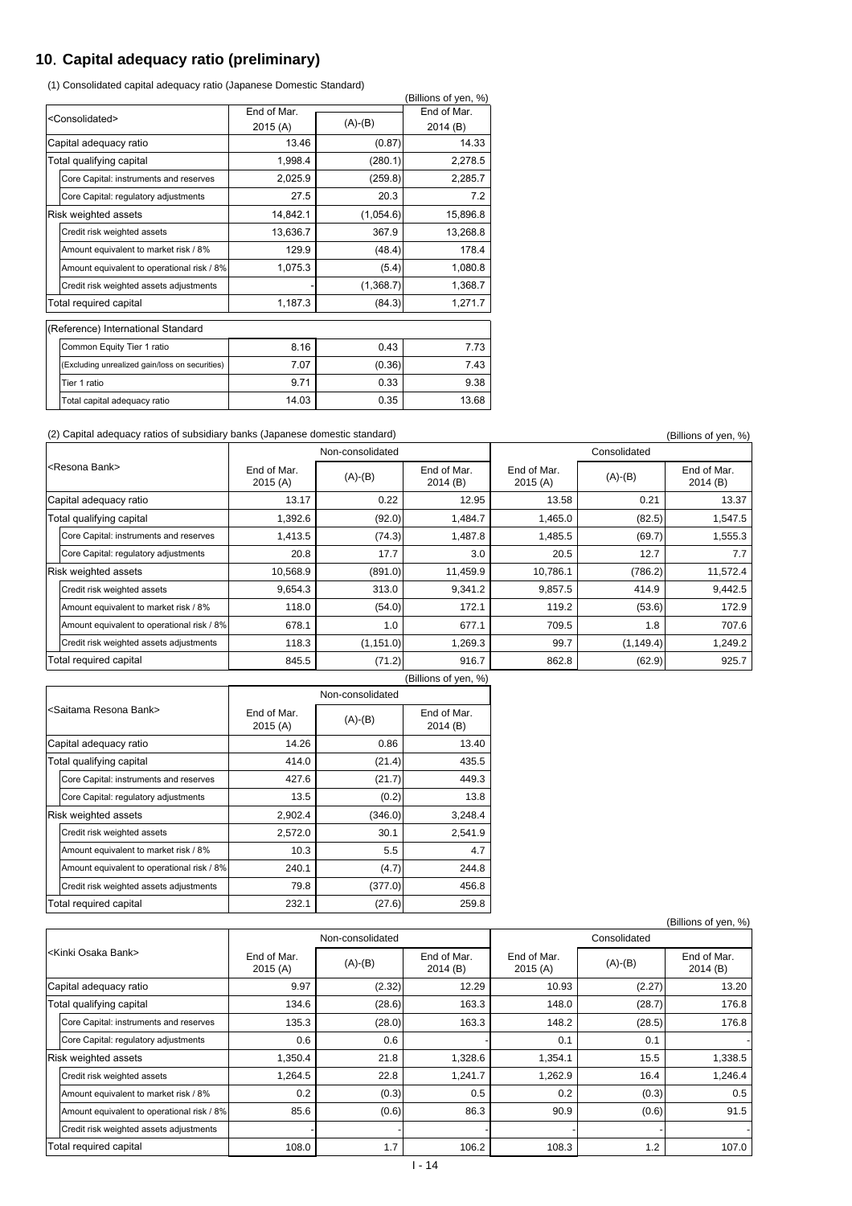## 10. Capital adequacy ratio (preliminary)

(1) Consolidated capital adequacy ratio (Japanese Domestic Standard)

(Billions of yen, %)

| <Consolidated> | End of Mar. 2015 (A) | (A)-(B) | End of Mar. 2014 (B) |
|---|---|---|---|
| Capital adequacy ratio | 13.46 | (0.87) | 14.33 |
| Total qualifying capital | 1,998.4 | (280.1) | 2,278.5 |
| Core Capital: instruments and reserves | 2,025.9 | (259.8) | 2,285.7 |
| Core Capital: regulatory adjustments | 27.5 | 20.3 | 7.2 |
| Risk weighted assets | 14,842.1 | (1,054.6) | 15,896.8 |
| Credit risk weighted assets | 13,636.7 | 367.9 | 13,268.8 |
| Amount equivalent to market risk / 8% | 129.9 | (48.4) | 178.4 |
| Amount equivalent to operational risk / 8% | 1,075.3 | (5.4) | 1,080.8 |
| Credit risk weighted assets adjustments | - | (1,368.7) | 1,368.7 |
| Total required capital | 1,187.3 | (84.3) | 1,271.7 |
| (Reference) International Standard | | | |
| Common Equity Tier 1 ratio | 8.16 | 0.43 | 7.73 |
| (Excluding unrealized gain/loss on securities) | 7.07 | (0.36) | 7.43 |
| Tier 1 ratio | 9.71 | 0.33 | 9.38 |
| Total capital adequacy ratio | 14.03 | 0.35 | 13.68 |

(2) Capital adequacy ratios of subsidiary banks (Japanese domestic standard)

(Billions of yen, %)

| <Resona Bank> | Non-consolidated | | | Consolidated | | |
|---|---|---|---|---|---|---|
| | End of Mar. 2015 (A) | (A)-(B) | End of Mar. 2014 (B) | End of Mar. 2015 (A) | (A)-(B) | End of Mar. 2014 (B) |
| Capital adequacy ratio | 13.17 | 0.22 | 12.95 | 13.58 | 0.21 | 13.37 |
| Total qualifying capital | 1,392.6 | (92.0) | 1,484.7 | 1,465.0 | (82.5) | 1,547.5 |
| Core Capital: instruments and reserves | 1,413.5 | (74.3) | 1,487.8 | 1,485.5 | (69.7) | 1,555.3 |
| Core Capital: regulatory adjustments | 20.8 | 17.7 | 3.0 | 20.5 | 12.7 | 7.7 |
| Risk weighted assets | 10,568.9 | (891.0) | 11,459.9 | 10,786.1 | (786.2) | 11,572.4 |
| Credit risk weighted assets | 9,654.3 | 313.0 | 9,341.2 | 9,857.5 | 414.9 | 9,442.5 |
| Amount equivalent to market risk / 8% | 118.0 | (54.0) | 172.1 | 119.2 | (53.6) | 172.9 |
| Amount equivalent to operational risk / 8% | 678.1 | 1.0 | 677.1 | 709.5 | 1.8 | 707.6 |
| Credit risk weighted assets adjustments | 118.3 | (1,151.0) | 1,269.3 | 99.7 | (1,149.4) | 1,249.2 |
| Total required capital | 845.5 | (71.2) | 916.7 | 862.8 | (62.9) | 925.7 |

(Billions of yen, %)

| <Saitama Resona Bank> | Non-consolidated | | |
|---|---|---|---|
| | End of Mar. 2015 (A) | (A)-(B) | End of Mar. 2014 (B) |
| Capital adequacy ratio | 14.26 | 0.86 | 13.40 |
| Total qualifying capital | 414.0 | (21.4) | 435.5 |
| Core Capital: instruments and reserves | 427.6 | (21.7) | 449.3 |
| Core Capital: regulatory adjustments | 13.5 | (0.2) | 13.8 |
| Risk weighted assets | 2,902.4 | (346.0) | 3,248.4 |
| Credit risk weighted assets | 2,572.0 | 30.1 | 2,541.9 |
| Amount equivalent to market risk / 8% | 10.3 | 5.5 | 4.7 |
| Amount equivalent to operational risk / 8% | 240.1 | (4.7) | 244.8 |
| Credit risk weighted assets adjustments | 79.8 | (377.0) | 456.8 |
| Total required capital | 232.1 | (27.6) | 259.8 |

(Billions of yen, %)

| <Kinki Osaka Bank> | Non-consolidated | | | Consolidated | | |
|---|---|---|---|---|---|---|
| | End of Mar. 2015 (A) | (A)-(B) | End of Mar. 2014 (B) | End of Mar. 2015 (A) | (A)-(B) | End of Mar. 2014 (B) |
| Capital adequacy ratio | 9.97 | (2.32) | 12.29 | 10.93 | (2.27) | 13.20 |
| Total qualifying capital | 134.6 | (28.6) | 163.3 | 148.0 | (28.7) | 176.8 |
| Core Capital: instruments and reserves | 135.3 | (28.0) | 163.3 | 148.2 | (28.5) | 176.8 |
| Core Capital: regulatory adjustments | 0.6 | 0.6 | - | 0.1 | 0.1 | - |
| Risk weighted assets | 1,350.4 | 21.8 | 1,328.6 | 1,354.1 | 15.5 | 1,338.5 |
| Credit risk weighted assets | 1,264.5 | 22.8 | 1,241.7 | 1,262.9 | 16.4 | 1,246.4 |
| Amount equivalent to market risk / 8% | 0.2 | (0.3) | 0.5 | 0.2 | (0.3) | 0.5 |
| Amount equivalent to operational risk / 8% | 85.6 | (0.6) | 86.3 | 90.9 | (0.6) | 91.5 |
| Credit risk weighted assets adjustments | - | - | - | - | - | - |
| Total required capital | 108.0 | 1.7 | 106.2 | 108.3 | 1.2 | 107.0 |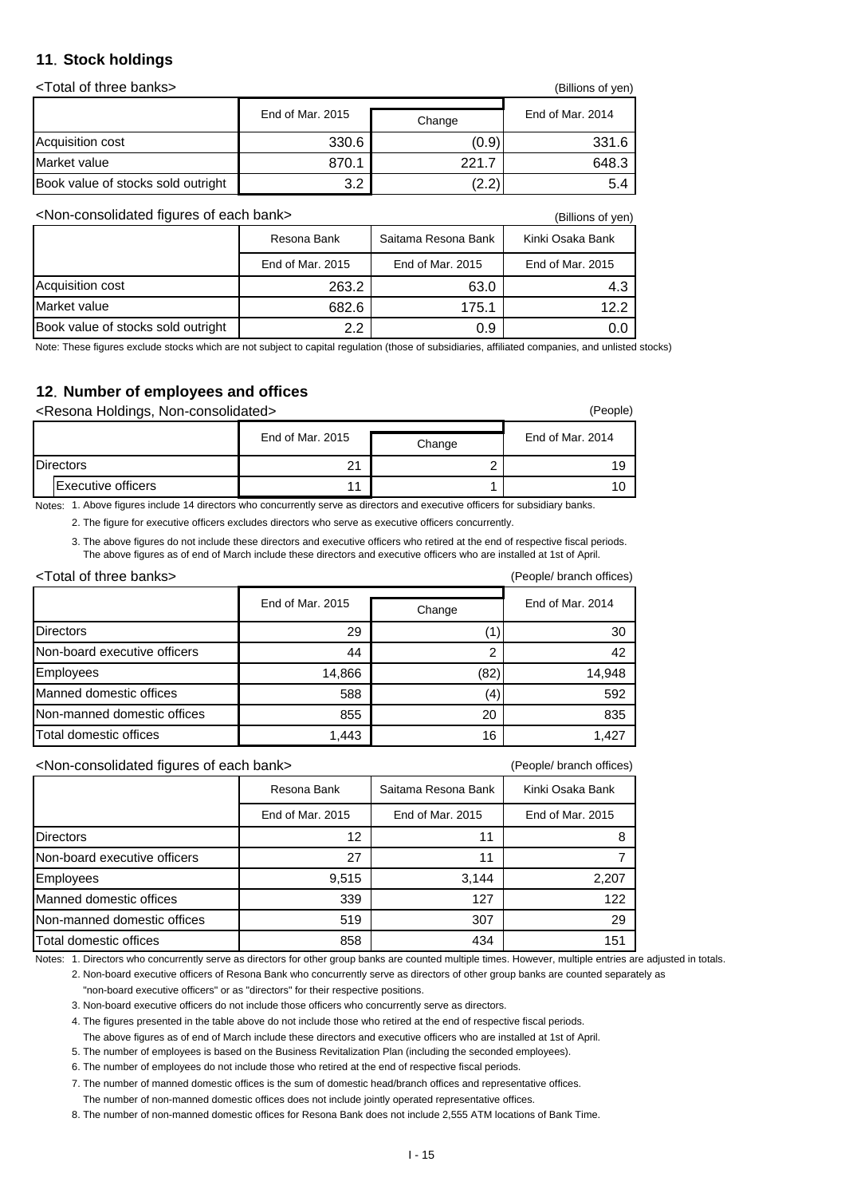## 11. Stock holdings

<Total of three banks>

(Billions of yen)

| | End of Mar. 2015 | Change | End of Mar. 2014 |
|---|---|---|---|
| Acquisition cost | 330.6 | (0.9) | 331.6 |
| Market value | 870.1 | 221.7 | 648.3 |
| Book value of stocks sold outright | 3.2 | (2.2) | 5.4 |

<Non-consolidated figures of each bank>

(Billions of yen)

| | Resona Bank | Saitama Resona Bank | Kinki Osaka Bank |
|---|---|---|---|
| | End of Mar. 2015 | End of Mar. 2015 | End of Mar. 2015 |
| Acquisition cost | 263.2 | 63.0 | 4.3 |
| Market value | 682.6 | 175.1 | 12.2 |
| Book value of stocks sold outright | 2.2 | 0.9 | 0.0 |

Note: These figures exclude stocks which are not subject to capital regulation (those of subsidiaries, affiliated companies, and unlisted stocks)

## 12. Number of employees and offices

<Resona Holdings, Non-consolidated>

(People)

| | End of Mar. 2015 | Change | End of Mar. 2014 |
|---|---|---|---|
| Directors | 21 | 2 | 19 |
| Executive officers | 11 | 1 | 10 |

Notes: 1. Above figures include 14 directors who concurrently serve as directors and executive officers for subsidiary banks.

2. The figure for executive officers excludes directors who serve as executive officers concurrently.

3. The above figures do not include these directors and executive officers who retired at the end of respective fiscal periods. The above figures as of end of March include these directors and executive officers who are installed at 1st of April.

<Total of three banks>

(People/ branch offices)

| | End of Mar. 2015 | Change | End of Mar. 2014 |
|---|---|---|---|
| Directors | 29 | (1) | 30 |
| Non-board executive officers | 44 | 2 | 42 |
| Employees | 14,866 | (82) | 14,948 |
| Manned domestic offices | 588 | (4) | 592 |
| Non-manned domestic offices | 855 | 20 | 835 |
| Total domestic offices | 1,443 | 16 | 1,427 |

<Non-consolidated figures of each bank>

(People/ branch offices)

| | Resona Bank | Saitama Resona Bank | Kinki Osaka Bank |
|---|---|---|---|
| | End of Mar. 2015 | End of Mar. 2015 | End of Mar. 2015 |
| Directors | 12 | 11 | 8 |
| Non-board executive officers | 27 | 11 | 7 |
| Employees | 9,515 | 3,144 | 2,207 |
| Manned domestic offices | 339 | 127 | 122 |
| Non-manned domestic offices | 519 | 307 | 29 |
| Total domestic offices | 858 | 434 | 151 |

Notes: 1. Directors who concurrently serve as directors for other group banks are counted multiple times. However, multiple entries are adjusted in totals.

2. Non-board executive officers of Resona Bank who concurrently serve as directors of other group banks are counted separately as "non-board executive officers" or as "directors" for their respective positions.

3. Non-board executive officers do not include those officers who concurrently serve as directors.

4. The figures presented in the table above do not include those who retired at the end of respective fiscal periods. The above figures as of end of March include these directors and executive officers who are installed at 1st of April.

5. The number of employees is based on the Business Revitalization Plan (including the seconded employees).

6. The number of employees do not include those who retired at the end of respective fiscal periods.

7. The number of manned domestic offices is the sum of domestic head/branch offices and representative offices. The number of non-manned domestic offices does not include jointly operated representative offices.

8. The number of non-manned domestic offices for Resona Bank does not include 2,555 ATM locations of Bank Time.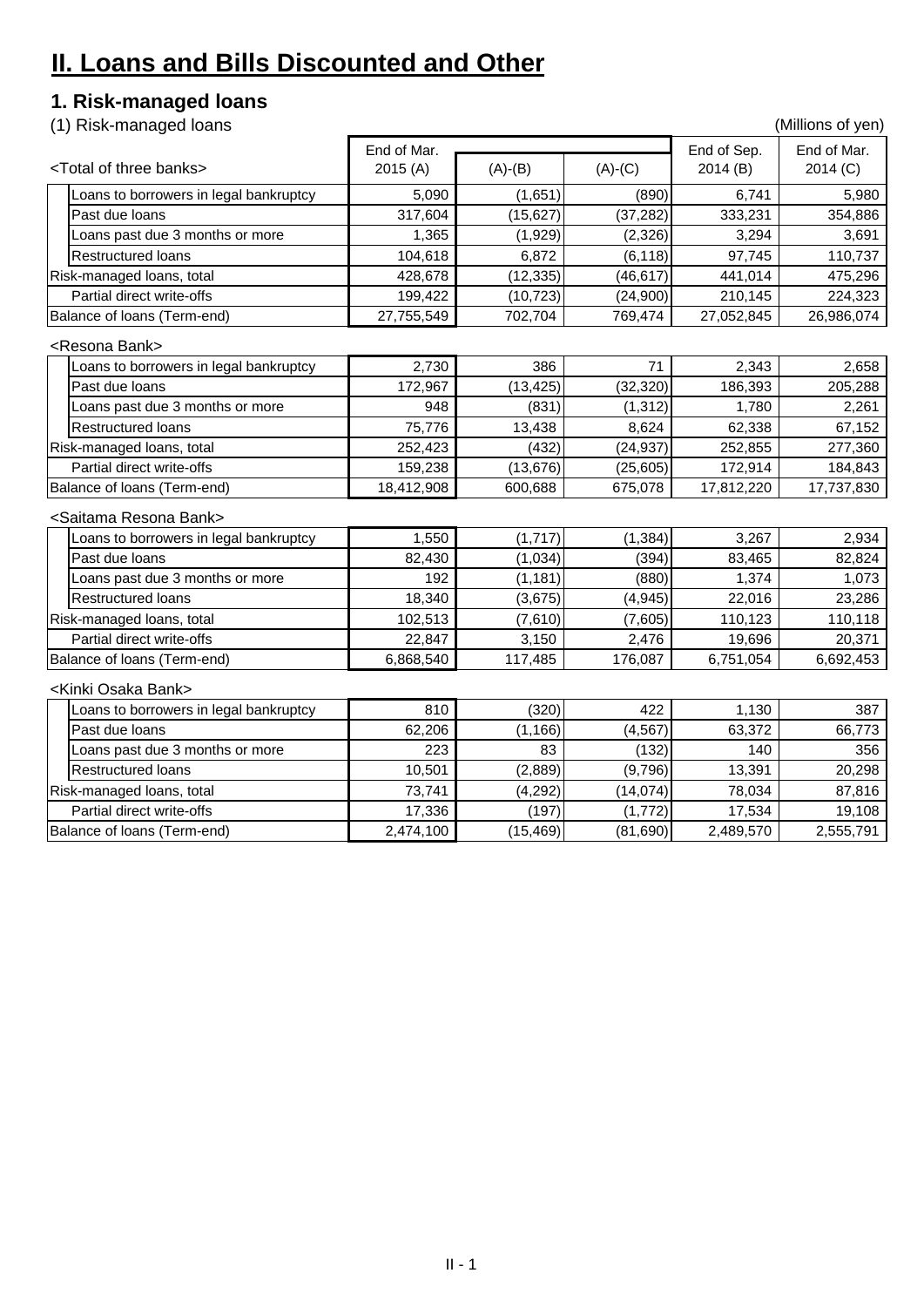# II. Loans and Bills Discounted and Other

## 1. Risk-managed loans

(1) Risk-managed loans

(Millions of yen)

| <Total of three banks> | End of Mar. 2015 (A) | (A)-(B) | (A)-(C) | End of Sep. 2014 (B) | End of Mar. 2014 (C) |
|---|---|---|---|---|---|
| Loans to borrowers in legal bankruptcy | 5,090 | (1,651) | (890) | 6,741 | 5,980 |
| Past due loans | 317,604 | (15,627) | (37,282) | 333,231 | 354,886 |
| Loans past due 3 months or more | 1,365 | (1,929) | (2,326) | 3,294 | 3,691 |
| Restructured loans | 104,618 | 6,872 | (6,118) | 97,745 | 110,737 |
| Risk-managed loans, total | 428,678 | (12,335) | (46,617) | 441,014 | 475,296 |
| Partial direct write-offs | 199,422 | (10,723) | (24,900) | 210,145 | 224,323 |
| Balance of loans (Term-end) | 27,755,549 | 702,704 | 769,474 | 27,052,845 | 26,986,074 |

| <Resona Bank> | End of Mar. 2015 (A) | (A)-(B) | (A)-(C) | End of Sep. 2014 (B) | End of Mar. 2014 (C) |
|---|---|---|---|---|---|
| Loans to borrowers in legal bankruptcy | 2,730 | 386 | 71 | 2,343 | 2,658 |
| Past due loans | 172,967 | (13,425) | (32,320) | 186,393 | 205,288 |
| Loans past due 3 months or more | 948 | (831) | (1,312) | 1,780 | 2,261 |
| Restructured loans | 75,776 | 13,438 | 8,624 | 62,338 | 67,152 |
| Risk-managed loans, total | 252,423 | (432) | (24,937) | 252,855 | 277,360 |
| Partial direct write-offs | 159,238 | (13,676) | (25,605) | 172,914 | 184,843 |
| Balance of loans (Term-end) | 18,412,908 | 600,688 | 675,078 | 17,812,220 | 17,737,830 |

| <Saitama Resona Bank> | End of Mar. 2015 (A) | (A)-(B) | (A)-(C) | End of Sep. 2014 (B) | End of Mar. 2014 (C) |
|---|---|---|---|---|---|
| Loans to borrowers in legal bankruptcy | 1,550 | (1,717) | (1,384) | 3,267 | 2,934 |
| Past due loans | 82,430 | (1,034) | (394) | 83,465 | 82,824 |
| Loans past due 3 months or more | 192 | (1,181) | (880) | 1,374 | 1,073 |
| Restructured loans | 18,340 | (3,675) | (4,945) | 22,016 | 23,286 |
| Risk-managed loans, total | 102,513 | (7,610) | (7,605) | 110,123 | 110,118 |
| Partial direct write-offs | 22,847 | 3,150 | 2,476 | 19,696 | 20,371 |
| Balance of loans (Term-end) | 6,868,540 | 117,485 | 176,087 | 6,751,054 | 6,692,453 |

| <Kinki Osaka Bank> | End of Mar. 2015 (A) | (A)-(B) | (A)-(C) | End of Sep. 2014 (B) | End of Mar. 2014 (C) |
|---|---|---|---|---|---|
| Loans to borrowers in legal bankruptcy | 810 | (320) | 422 | 1,130 | 387 |
| Past due loans | 62,206 | (1,166) | (4,567) | 63,372 | 66,773 |
| Loans past due 3 months or more | 223 | 83 | (132) | 140 | 356 |
| Restructured loans | 10,501 | (2,889) | (9,796) | 13,391 | 20,298 |
| Risk-managed loans, total | 73,741 | (4,292) | (14,074) | 78,034 | 87,816 |
| Partial direct write-offs | 17,336 | (197) | (1,772) | 17,534 | 19,108 |
| Balance of loans (Term-end) | 2,474,100 | (15,469) | (81,690) | 2,489,570 | 2,555,791 |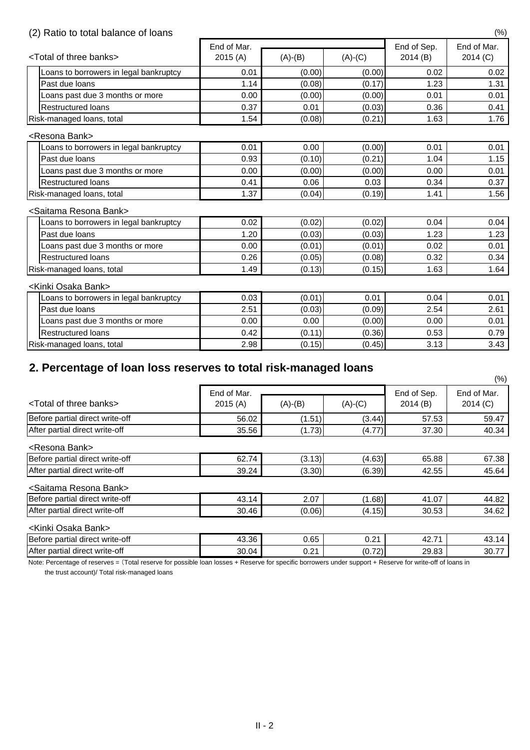(2) Ratio to total balance of loans

(%)

| <Total of three banks> | End of Mar. 2015 (A) | (A)-(B) | (A)-(C) | End of Sep. 2014 (B) | End of Mar. 2014 (C) |
|---|---|---|---|---|---|
| Loans to borrowers in legal bankruptcy | 0.01 | (0.00) | (0.00) | 0.02 | 0.02 |
| Past due loans | 1.14 | (0.08) | (0.17) | 1.23 | 1.31 |
| Loans past due 3 months or more | 0.00 | (0.00) | (0.00) | 0.01 | 0.01 |
| Restructured loans | 0.37 | 0.01 | (0.03) | 0.36 | 0.41 |
| Risk-managed loans, total | 1.54 | (0.08) | (0.21) | 1.63 | 1.76 |
| **<Resona Bank>** | | | | | |
| Loans to borrowers in legal bankruptcy | 0.01 | 0.00 | (0.00) | 0.01 | 0.01 |
| Past due loans | 0.93 | (0.10) | (0.21) | 1.04 | 1.15 |
| Loans past due 3 months or more | 0.00 | (0.00) | (0.00) | 0.00 | 0.01 |
| Restructured loans | 0.41 | 0.06 | 0.03 | 0.34 | 0.37 |
| Risk-managed loans, total | 1.37 | (0.04) | (0.19) | 1.41 | 1.56 |
| **<Saitama Resona Bank>** | | | | | |
| Loans to borrowers in legal bankruptcy | 0.02 | (0.02) | (0.02) | 0.04 | 0.04 |
| Past due loans | 1.20 | (0.03) | (0.03) | 1.23 | 1.23 |
| Loans past due 3 months or more | 0.00 | (0.01) | (0.01) | 0.02 | 0.01 |
| Restructured loans | 0.26 | (0.05) | (0.08) | 0.32 | 0.34 |
| Risk-managed loans, total | 1.49 | (0.13) | (0.15) | 1.63 | 1.64 |
| **<Kinki Osaka Bank>** | | | | | |
| Loans to borrowers in legal bankruptcy | 0.03 | (0.01) | 0.01 | 0.04 | 0.01 |
| Past due loans | 2.51 | (0.03) | (0.09) | 2.54 | 2.61 |
| Loans past due 3 months or more | 0.00 | 0.00 | (0.00) | 0.00 | 0.01 |
| Restructured loans | 0.42 | (0.11) | (0.36) | 0.53 | 0.79 |
| Risk-managed loans, total | 2.98 | (0.15) | (0.45) | 3.13 | 3.43 |

## 2. Percentage of loan loss reserves to total risk-managed loans

(%)

| <Total of three banks> | End of Mar. 2015 (A) | (A)-(B) | (A)-(C) | End of Sep. 2014 (B) | End of Mar. 2014 (C) |
|---|---|---|---|---|---|
| Before partial direct write-off | 56.02 | (1.51) | (3.44) | 57.53 | 59.47 |
| After partial direct write-off | 35.56 | (1.73) | (4.77) | 37.30 | 40.34 |
| **<Resona Bank>** | | | | | |
| Before partial direct write-off | 62.74 | (3.13) | (4.63) | 65.88 | 67.38 |
| After partial direct write-off | 39.24 | (3.30) | (6.39) | 42.55 | 45.64 |
| **<Saitama Resona Bank>** | | | | | |
| Before partial direct write-off | 43.14 | 2.07 | (1.68) | 41.07 | 44.82 |
| After partial direct write-off | 30.46 | (0.06) | (4.15) | 30.53 | 34.62 |
| **<Kinki Osaka Bank>** | | | | | |
| Before partial direct write-off | 43.36 | 0.65 | 0.21 | 42.71 | 43.14 |
| After partial direct write-off | 30.04 | 0.21 | (0.72) | 29.83 | 30.77 |

Note: Percentage of reserves = (Total reserve for possible loan losses + Reserve for specific borrowers under support + Reserve for write-off of loans in the trust account)/ Total risk-managed loans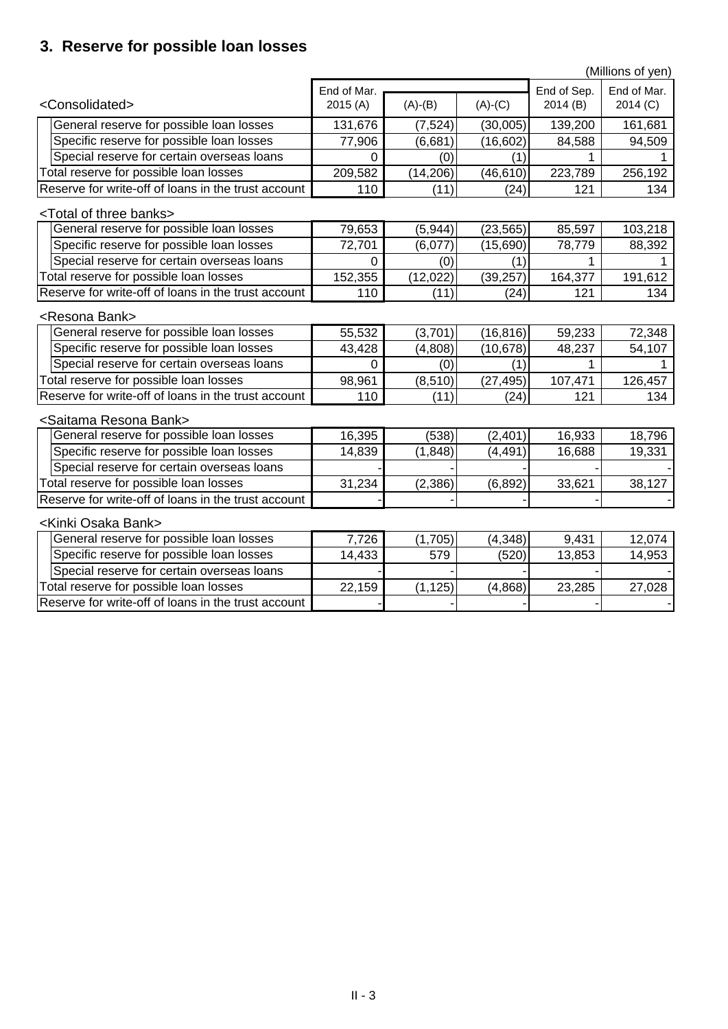## 3. Reserve for possible loan losses

(Millions of yen)

| <Consolidated> | End of Mar. 2015 (A) | (A)-(B) | (A)-(C) | End of Sep. 2014 (B) | End of Mar. 2014 (C) |
|---|---|---|---|---|---|
| General reserve for possible loan losses | 131,676 | (7,524) | (30,005) | 139,200 | 161,681 |
| Specific reserve for possible loan losses | 77,906 | (6,681) | (16,602) | 84,588 | 94,509 |
| Special reserve for certain overseas loans | 0 | (0) | (1) | 1 | 1 |
| Total reserve for possible loan losses | 209,582 | (14,206) | (46,610) | 223,789 | 256,192 |
| Reserve for write-off of loans in the trust account | 110 | (11) | (24) | 121 | 134 |

| <Total of three banks> | End of Mar. 2015 (A) | (A)-(B) | (A)-(C) | End of Sep. 2014 (B) | End of Mar. 2014 (C) |
|---|---|---|---|---|---|
| General reserve for possible loan losses | 79,653 | (5,944) | (23,565) | 85,597 | 103,218 |
| Specific reserve for possible loan losses | 72,701 | (6,077) | (15,690) | 78,779 | 88,392 |
| Special reserve for certain overseas loans | 0 | (0) | (1) | 1 | 1 |
| Total reserve for possible loan losses | 152,355 | (12,022) | (39,257) | 164,377 | 191,612 |
| Reserve for write-off of loans in the trust account | 110 | (11) | (24) | 121 | 134 |

| <Resona Bank> | End of Mar. 2015 (A) | (A)-(B) | (A)-(C) | End of Sep. 2014 (B) | End of Mar. 2014 (C) |
|---|---|---|---|---|---|
| General reserve for possible loan losses | 55,532 | (3,701) | (16,816) | 59,233 | 72,348 |
| Specific reserve for possible loan losses | 43,428 | (4,808) | (10,678) | 48,237 | 54,107 |
| Special reserve for certain overseas loans | 0 | (0) | (1) | 1 | 1 |
| Total reserve for possible loan losses | 98,961 | (8,510) | (27,495) | 107,471 | 126,457 |
| Reserve for write-off of loans in the trust account | 110 | (11) | (24) | 121 | 134 |

| <Saitama Resona Bank> | End of Mar. 2015 (A) | (A)-(B) | (A)-(C) | End of Sep. 2014 (B) | End of Mar. 2014 (C) |
|---|---|---|---|---|---|
| General reserve for possible loan losses | 16,395 | (538) | (2,401) | 16,933 | 18,796 |
| Specific reserve for possible loan losses | 14,839 | (1,848) | (4,491) | 16,688 | 19,331 |
| Special reserve for certain overseas loans | - | - | - | - | - |
| Total reserve for possible loan losses | 31,234 | (2,386) | (6,892) | 33,621 | 38,127 |
| Reserve for write-off of loans in the trust account | - | - | - | - | - |

| <Kinki Osaka Bank> | End of Mar. 2015 (A) | (A)-(B) | (A)-(C) | End of Sep. 2014 (B) | End of Mar. 2014 (C) |
|---|---|---|---|---|---|
| General reserve for possible loan losses | 7,726 | (1,705) | (4,348) | 9,431 | 12,074 |
| Specific reserve for possible loan losses | 14,433 | 579 | (520) | 13,853 | 14,953 |
| Special reserve for certain overseas loans | - | - | - | - | - |
| Total reserve for possible loan losses | 22,159 | (1,125) | (4,868) | 23,285 | 27,028 |
| Reserve for write-off of loans in the trust account | - | - | - | - | - |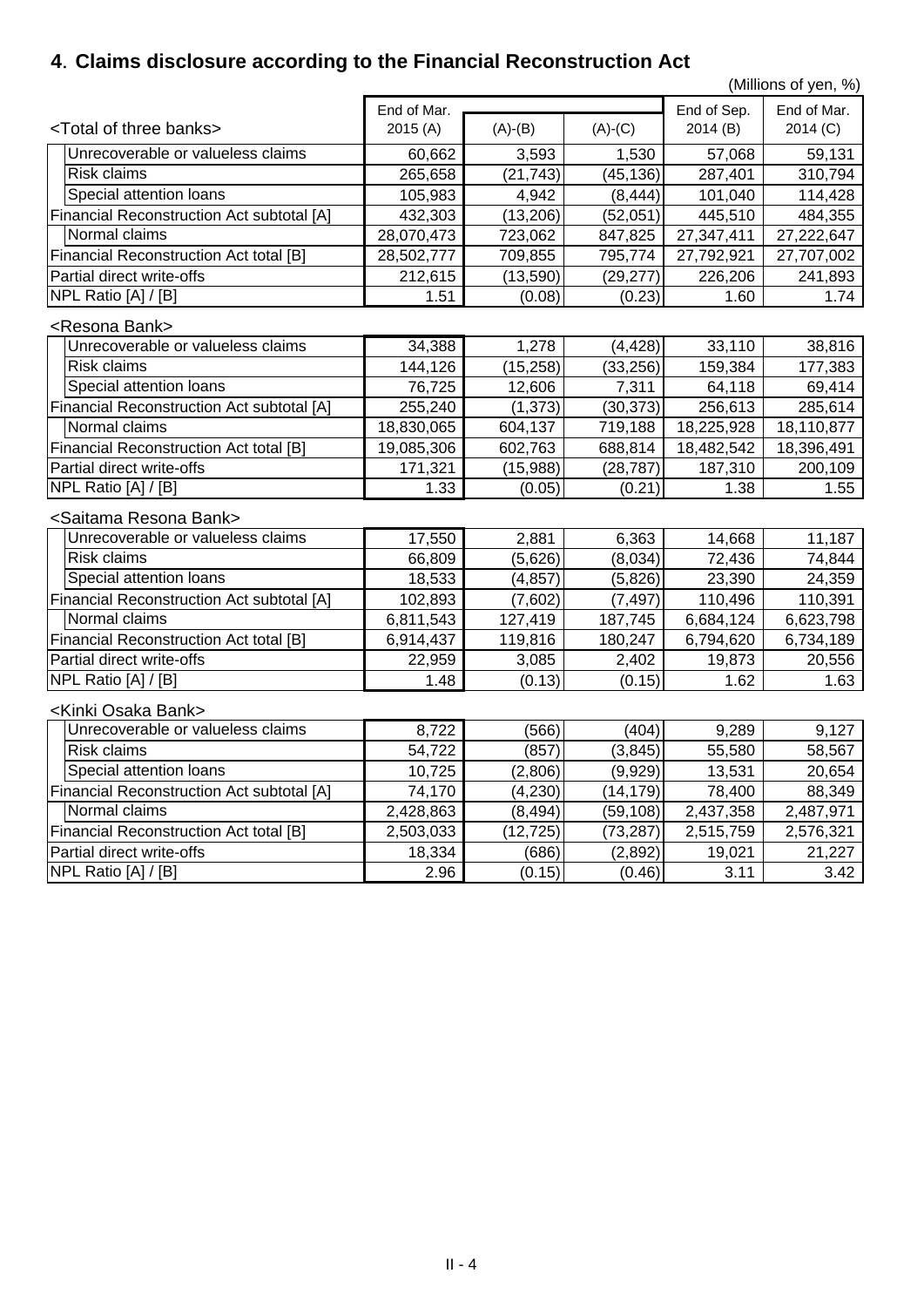## 4. Claims disclosure according to the Financial Reconstruction Act

(Millions of yen, %)

| <Total of three banks> | End of Mar. 2015 (A) | (A)-(B) | (A)-(C) | End of Sep. 2014 (B) | End of Mar. 2014 (C) |
|---|---|---|---|---|---|
| Unrecoverable or valueless claims | 60,662 | 3,593 | 1,530 | 57,068 | 59,131 |
| Risk claims | 265,658 | (21,743) | (45,136) | 287,401 | 310,794 |
| Special attention loans | 105,983 | 4,942 | (8,444) | 101,040 | 114,428 |
| Financial Reconstruction Act subtotal [A] | 432,303 | (13,206) | (52,051) | 445,510 | 484,355 |
| Normal claims | 28,070,473 | 723,062 | 847,825 | 27,347,411 | 27,222,647 |
| Financial Reconstruction Act total [B] | 28,502,777 | 709,855 | 795,774 | 27,792,921 | 27,707,002 |
| Partial direct write-offs | 212,615 | (13,590) | (29,277) | 226,206 | 241,893 |
| NPL Ratio [A] / [B] | 1.51 | (0.08) | (0.23) | 1.60 | 1.74 |

| <Resona Bank> | End of Mar. 2015 (A) | (A)-(B) | (A)-(C) | End of Sep. 2014 (B) | End of Mar. 2014 (C) |
|---|---|---|---|---|---|
| Unrecoverable or valueless claims | 34,388 | 1,278 | (4,428) | 33,110 | 38,816 |
| Risk claims | 144,126 | (15,258) | (33,256) | 159,384 | 177,383 |
| Special attention loans | 76,725 | 12,606 | 7,311 | 64,118 | 69,414 |
| Financial Reconstruction Act subtotal [A] | 255,240 | (1,373) | (30,373) | 256,613 | 285,614 |
| Normal claims | 18,830,065 | 604,137 | 719,188 | 18,225,928 | 18,110,877 |
| Financial Reconstruction Act total [B] | 19,085,306 | 602,763 | 688,814 | 18,482,542 | 18,396,491 |
| Partial direct write-offs | 171,321 | (15,988) | (28,787) | 187,310 | 200,109 |
| NPL Ratio [A] / [B] | 1.33 | (0.05) | (0.21) | 1.38 | 1.55 |

| <Saitama Resona Bank> | End of Mar. 2015 (A) | (A)-(B) | (A)-(C) | End of Sep. 2014 (B) | End of Mar. 2014 (C) |
|---|---|---|---|---|---|
| Unrecoverable or valueless claims | 17,550 | 2,881 | 6,363 | 14,668 | 11,187 |
| Risk claims | 66,809 | (5,626) | (8,034) | 72,436 | 74,844 |
| Special attention loans | 18,533 | (4,857) | (5,826) | 23,390 | 24,359 |
| Financial Reconstruction Act subtotal [A] | 102,893 | (7,602) | (7,497) | 110,496 | 110,391 |
| Normal claims | 6,811,543 | 127,419 | 187,745 | 6,684,124 | 6,623,798 |
| Financial Reconstruction Act total [B] | 6,914,437 | 119,816 | 180,247 | 6,794,620 | 6,734,189 |
| Partial direct write-offs | 22,959 | 3,085 | 2,402 | 19,873 | 20,556 |
| NPL Ratio [A] / [B] | 1.48 | (0.13) | (0.15) | 1.62 | 1.63 |

| <Kinki Osaka Bank> | End of Mar. 2015 (A) | (A)-(B) | (A)-(C) | End of Sep. 2014 (B) | End of Mar. 2014 (C) |
|---|---|---|---|---|---|
| Unrecoverable or valueless claims | 8,722 | (566) | (404) | 9,289 | 9,127 |
| Risk claims | 54,722 | (857) | (3,845) | 55,580 | 58,567 |
| Special attention loans | 10,725 | (2,806) | (9,929) | 13,531 | 20,654 |
| Financial Reconstruction Act subtotal [A] | 74,170 | (4,230) | (14,179) | 78,400 | 88,349 |
| Normal claims | 2,428,863 | (8,494) | (59,108) | 2,437,358 | 2,487,971 |
| Financial Reconstruction Act total [B] | 2,503,033 | (12,725) | (73,287) | 2,515,759 | 2,576,321 |
| Partial direct write-offs | 18,334 | (686) | (2,892) | 19,021 | 21,227 |
| NPL Ratio [A] / [B] | 2.96 | (0.15) | (0.46) | 3.11 | 3.42 |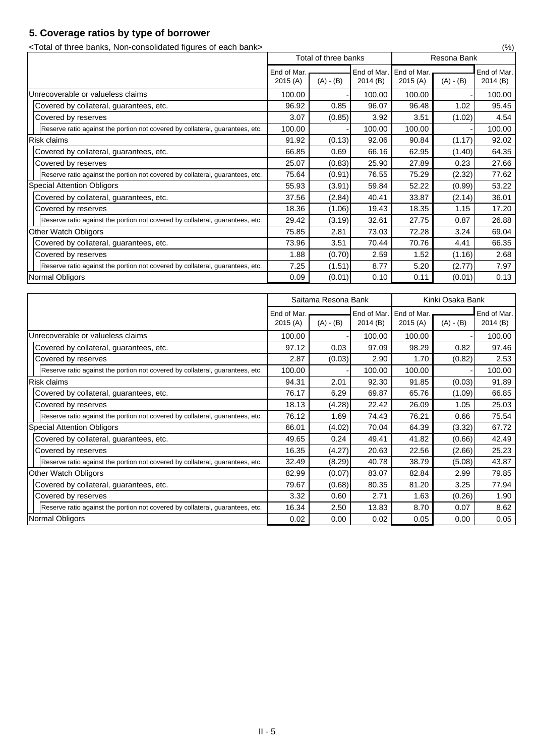## 5. Coverage ratios by type of borrower

<Total of three banks, Non-consolidated figures of each bank>

(%)

| | Total of three banks | | | Resona Bank | | |
|---|---|---|---|---|---|---|
| | End of Mar. 2015 (A) | (A) - (B) | End of Mar. 2014 (B) | End of Mar. 2015 (A) | (A) - (B) | End of Mar. 2014 (B) |
| Unrecoverable or valueless claims | 100.00 | - | 100.00 | 100.00 | - | 100.00 |
| Covered by collateral, guarantees, etc. | 96.92 | 0.85 | 96.07 | 96.48 | 1.02 | 95.45 |
| Covered by reserves | 3.07 | (0.85) | 3.92 | 3.51 | (1.02) | 4.54 |
| Reserve ratio against the portion not covered by collateral, guarantees, etc. | 100.00 | - | 100.00 | 100.00 | - | 100.00 |
| Risk claims | 91.92 | (0.13) | 92.06 | 90.84 | (1.17) | 92.02 |
| Covered by collateral, guarantees, etc. | 66.85 | 0.69 | 66.16 | 62.95 | (1.40) | 64.35 |
| Covered by reserves | 25.07 | (0.83) | 25.90 | 27.89 | 0.23 | 27.66 |
| Reserve ratio against the portion not covered by collateral, guarantees, etc. | 75.64 | (0.91) | 76.55 | 75.29 | (2.32) | 77.62 |
| Special Attention Obligors | 55.93 | (3.91) | 59.84 | 52.22 | (0.99) | 53.22 |
| Covered by collateral, guarantees, etc. | 37.56 | (2.84) | 40.41 | 33.87 | (2.14) | 36.01 |
| Covered by reserves | 18.36 | (1.06) | 19.43 | 18.35 | 1.15 | 17.20 |
| Reserve ratio against the portion not covered by collateral, guarantees, etc. | 29.42 | (3.19) | 32.61 | 27.75 | 0.87 | 26.88 |
| Other Watch Obligors | 75.85 | 2.81 | 73.03 | 72.28 | 3.24 | 69.04 |
| Covered by collateral, guarantees, etc. | 73.96 | 3.51 | 70.44 | 70.76 | 4.41 | 66.35 |
| Covered by reserves | 1.88 | (0.70) | 2.59 | 1.52 | (1.16) | 2.68 |
| Reserve ratio against the portion not covered by collateral, guarantees, etc. | 7.25 | (1.51) | 8.77 | 5.20 | (2.77) | 7.97 |
| Normal Obligors | 0.09 | (0.01) | 0.10 | 0.11 | (0.01) | 0.13 |

| | Saitama Resona Bank | | | Kinki Osaka Bank | | |
|---|---|---|---|---|---|---|
| | End of Mar. 2015 (A) | (A) - (B) | End of Mar. 2014 (B) | End of Mar. 2015 (A) | (A) - (B) | End of Mar. 2014 (B) |
| Unrecoverable or valueless claims | 100.00 | - | 100.00 | 100.00 | - | 100.00 |
| Covered by collateral, guarantees, etc. | 97.12 | 0.03 | 97.09 | 98.29 | 0.82 | 97.46 |
| Covered by reserves | 2.87 | (0.03) | 2.90 | 1.70 | (0.82) | 2.53 |
| Reserve ratio against the portion not covered by collateral, guarantees, etc. | 100.00 | - | 100.00 | 100.00 | - | 100.00 |
| Risk claims | 94.31 | 2.01 | 92.30 | 91.85 | (0.03) | 91.89 |
| Covered by collateral, guarantees, etc. | 76.17 | 6.29 | 69.87 | 65.76 | (1.09) | 66.85 |
| Covered by reserves | 18.13 | (4.28) | 22.42 | 26.09 | 1.05 | 25.03 |
| Reserve ratio against the portion not covered by collateral, guarantees, etc. | 76.12 | 1.69 | 74.43 | 76.21 | 0.66 | 75.54 |
| Special Attention Obligors | 66.01 | (4.02) | 70.04 | 64.39 | (3.32) | 67.72 |
| Covered by collateral, guarantees, etc. | 49.65 | 0.24 | 49.41 | 41.82 | (0.66) | 42.49 |
| Covered by reserves | 16.35 | (4.27) | 20.63 | 22.56 | (2.66) | 25.23 |
| Reserve ratio against the portion not covered by collateral, guarantees, etc. | 32.49 | (8.29) | 40.78 | 38.79 | (5.08) | 43.87 |
| Other Watch Obligors | 82.99 | (0.07) | 83.07 | 82.84 | 2.99 | 79.85 |
| Covered by collateral, guarantees, etc. | 79.67 | (0.68) | 80.35 | 81.20 | 3.25 | 77.94 |
| Covered by reserves | 3.32 | 0.60 | 2.71 | 1.63 | (0.26) | 1.90 |
| Reserve ratio against the portion not covered by collateral, guarantees, etc. | 16.34 | 2.50 | 13.83 | 8.70 | 0.07 | 8.62 |
| Normal Obligors | 0.02 | 0.00 | 0.02 | 0.05 | 0.00 | 0.05 |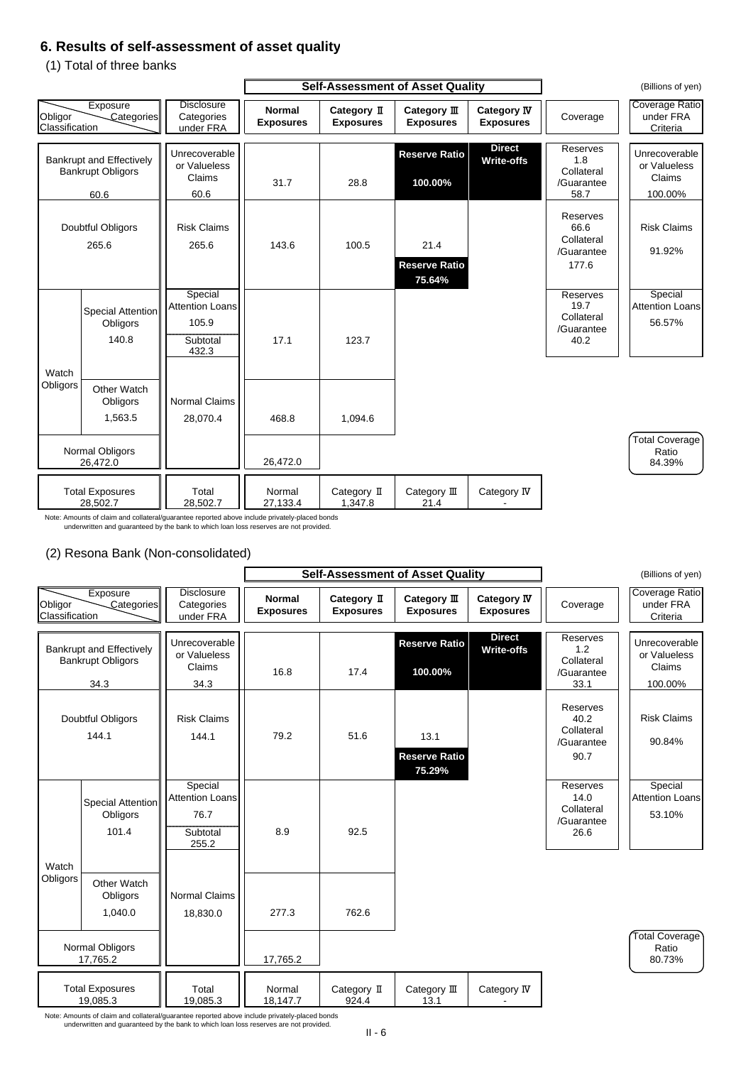## 6. Results of self-assessment of asset quality

### (1) Total of three banks

(Billions of yen)

| Obligor Classification | | Disclosure Categories under FRA | Normal Exposures | Category II Exposures | Category III Exposures | Category IV Exposures | Coverage | Coverage Ratio under FRA Criteria |
|---|---|---|---|---|---|---|---|---|
| Bankrupt and Effectively Bankrupt Obligors 60.6 | | Unrecoverable or Valueless Claims 60.6 | 31.7 | 28.8 | Reserve Ratio 100.00% | Direct Write-offs | Reserves 1.8 Collateral /Guarantee 58.7 | Unrecoverable or Valueless Claims 100.00% |
| Doubtful Obligors 265.6 | | Risk Claims 265.6 | 143.6 | 100.5 | 21.4 Reserve Ratio 75.64% | | Reserves 66.6 Collateral /Guarantee 177.6 | Risk Claims 91.92% |
| Watch Obligors | Special Attention Obligors 140.8 | Special Attention Loans 105.9 / Subtotal 432.3 | 17.1 | 123.7 | | | Reserves 19.7 Collateral /Guarantee 40.2 | Special Attention Loans 56.57% |
| | Other Watch Obligors 1,563.5 | Normal Claims 28,070.4 | 468.8 | 1,094.6 | | | | |
| Normal Obligors 26,472.0 | | | 26,472.0 | | | | | Total Coverage Ratio 84.39% |
| Total Exposures 28,502.7 | | Total 28,502.7 | Normal 27,133.4 | Category II 1,347.8 | Category III 21.4 | Category IV - | | |

Note: Amounts of claim and collateral/guarantee reported above include privately-placed bonds underwritten and guaranteed by the bank to which loan loss reserves are not provided.

### (2) Resona Bank (Non-consolidated)

(Billions of yen)

| Obligor Classification | | Disclosure Categories under FRA | Normal Exposures | Category II Exposures | Category III Exposures | Category IV Exposures | Coverage | Coverage Ratio under FRA Criteria |
|---|---|---|---|---|---|---|---|---|
| Bankrupt and Effectively Bankrupt Obligors 34.3 | | Unrecoverable or Valueless Claims 34.3 | 16.8 | 17.4 | Reserve Ratio 100.00% | Direct Write-offs | Reserves 1.2 Collateral /Guarantee 33.1 | Unrecoverable or Valueless Claims 100.00% |
| Doubtful Obligors 144.1 | | Risk Claims 144.1 | 79.2 | 51.6 | 13.1 Reserve Ratio 75.29% | | Reserves 40.2 Collateral /Guarantee 90.7 | Risk Claims 90.84% |
| Watch Obligors | Special Attention Obligors 101.4 | Special Attention Loans 76.7 / Subtotal 255.2 | 8.9 | 92.5 | | | Reserves 14.0 Collateral /Guarantee 26.6 | Special Attention Loans 53.10% |
| | Other Watch Obligors 1,040.0 | Normal Claims 18,830.0 | 277.3 | 762.6 | | | | |
| Normal Obligors 17,765.2 | | | 17,765.2 | | | | | Total Coverage Ratio 80.73% |
| Total Exposures 19,085.3 | | Total 19,085.3 | Normal 18,147.7 | Category II 924.4 | Category III 13.1 | Category IV - | | |

Note: Amounts of claim and collateral/guarantee reported above include privately-placed bonds underwritten and guaranteed by the bank to which loan loss reserves are not provided.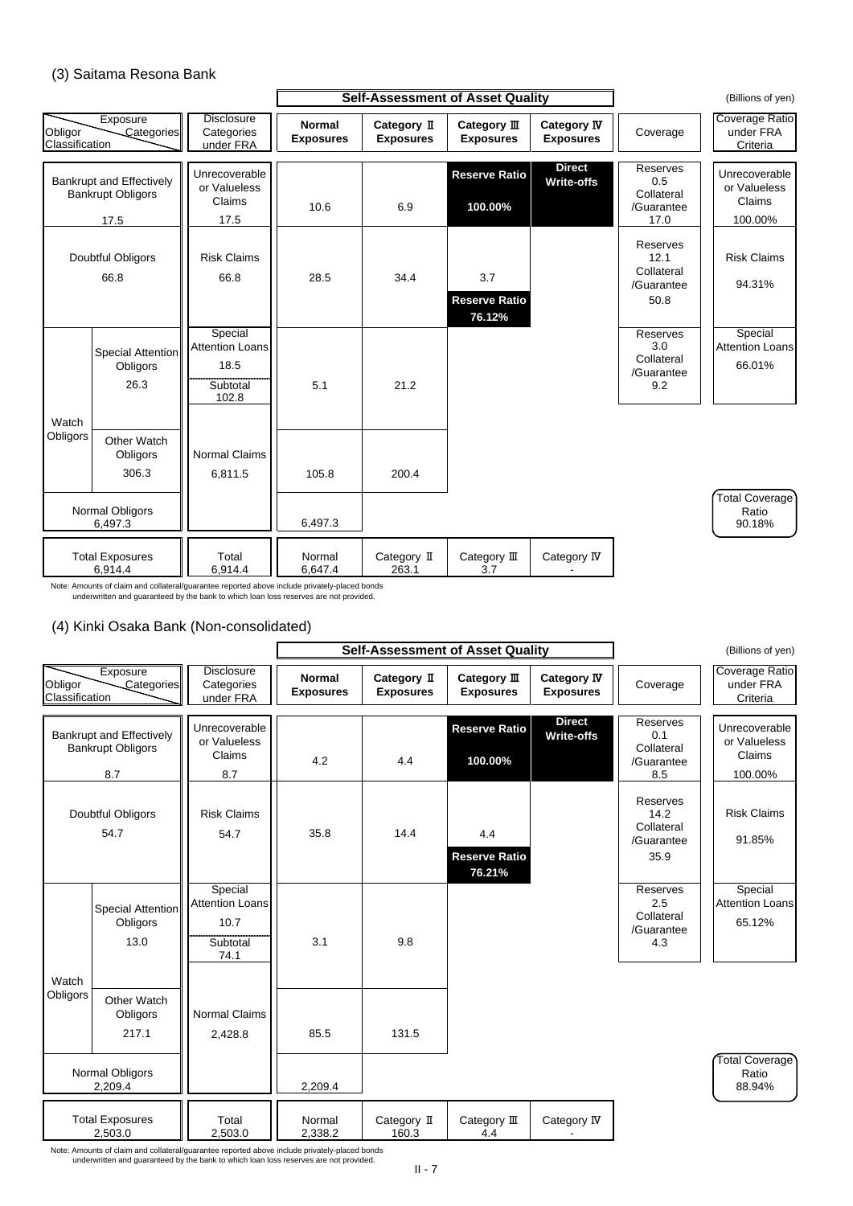### (3) Saitama Resona Bank

(Billions of yen)

| Obligor Classification (Exposure Categories) | | Disclosure Categories under FRA | Self-Assessment of Asset Quality: Normal Exposures | Category Ⅱ Exposures | Category Ⅲ Exposures | Category Ⅳ Exposures | Coverage | Coverage Ratio under FRA Criteria |
|---|---|---|---|---|---|---|---|---|
| Bankrupt and Effectively Bankrupt Obligors 17.5 | | Unrecoverable or Valueless Claims 17.5 | 10.6 | 6.9 | Reserve Ratio 100.00% | Direct Write-offs | Reserves 0.5 Collateral /Guarantee 17.0 | Unrecoverable or Valueless Claims 100.00% |
| Doubtful Obligors 66.8 | | Risk Claims 66.8 | 28.5 | 34.4 | 3.7 Reserve Ratio 76.12% | | Reserves 12.1 Collateral /Guarantee 50.8 | Risk Claims 94.31% |
| Watch Obligors | Special Attention Obligors 26.3 | Special Attention Loans 18.5 Subtotal 102.8 | 5.1 | 21.2 | | | Reserves 3.0 Collateral /Guarantee 9.2 | Special Attention Loans 66.01% |
| | Other Watch Obligors 306.3 | Normal Claims 6,811.5 | 105.8 | 200.4 | | | | |
| Normal Obligors 6,497.3 | | | 6,497.3 | | | | | Total Coverage Ratio 90.18% |
| Total Exposures 6,914.4 | | Total 6,914.4 | Normal 6,647.4 | Category Ⅱ 263.1 | Category Ⅲ 3.7 | Category Ⅳ - | | |

Note: Amounts of claim and collateral/guarantee reported above include privately-placed bonds underwritten and guaranteed by the bank to which loan loss reserves are not provided.

### (4) Kinki Osaka Bank (Non-consolidated)

(Billions of yen)

| Obligor Classification (Exposure Categories) | | Disclosure Categories under FRA | Self-Assessment of Asset Quality: Normal Exposures | Category Ⅱ Exposures | Category Ⅲ Exposures | Category Ⅳ Exposures | Coverage | Coverage Ratio under FRA Criteria |
|---|---|---|---|---|---|---|---|---|
| Bankrupt and Effectively Bankrupt Obligors 8.7 | | Unrecoverable or Valueless Claims 8.7 | 4.2 | 4.4 | Reserve Ratio 100.00% | Direct Write-offs | Reserves 0.1 Collateral /Guarantee 8.5 | Unrecoverable or Valueless Claims 100.00% |
| Doubtful Obligors 54.7 | | Risk Claims 54.7 | 35.8 | 14.4 | 4.4 Reserve Ratio 76.21% | | Reserves 14.2 Collateral /Guarantee 35.9 | Risk Claims 91.85% |
| Watch Obligors | Special Attention Obligors 13.0 | Special Attention Loans 10.7 Subtotal 74.1 | 3.1 | 9.8 | | | Reserves 2.5 Collateral /Guarantee 4.3 | Special Attention Loans 65.12% |
| | Other Watch Obligors 217.1 | Normal Claims 2,428.8 | 85.5 | 131.5 | | | | |
| Normal Obligors 2,209.4 | | | 2,209.4 | | | | | Total Coverage Ratio 88.94% |
| Total Exposures 2,503.0 | | Total 2,503.0 | Normal 2,338.2 | Category Ⅱ 160.3 | Category Ⅲ 4.4 | Category Ⅳ - | | |

Note: Amounts of claim and collateral/guarantee reported above include privately-placed bonds underwritten and guaranteed by the bank to which loan loss reserves are not provided.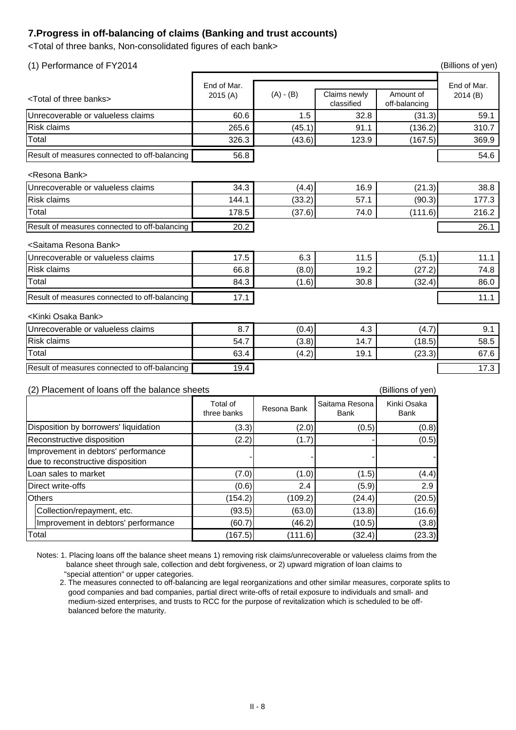## 7.Progress in off-balancing of claims (Banking and trust accounts)

<Total of three banks, Non-consolidated figures of each bank>

### (1) Performance of FY2014

(Billions of yen)

| | End of Mar. 2015 (A) | (A) - (B) | Claims newly classified | Amount of off-balancing | End of Mar. 2014 (B) |
|---|---|---|---|---|---|
| **<Total of three banks>** | | | | | |
| Unrecoverable or valueless claims | 60.6 | 1.5 | 32.8 | (31.3) | 59.1 |
| Risk claims | 265.6 | (45.1) | 91.1 | (136.2) | 310.7 |
| Total | 326.3 | (43.6) | 123.9 | (167.5) | 369.9 |
| Result of measures connected to off-balancing | 56.8 | | | | 54.6 |
| **<Resona Bank>** | | | | | |
| Unrecoverable or valueless claims | 34.3 | (4.4) | 16.9 | (21.3) | 38.8 |
| Risk claims | 144.1 | (33.2) | 57.1 | (90.3) | 177.3 |
| Total | 178.5 | (37.6) | 74.0 | (111.6) | 216.2 |
| Result of measures connected to off-balancing | 20.2 | | | | 26.1 |
| **<Saitama Resona Bank>** | | | | | |
| Unrecoverable or valueless claims | 17.5 | 6.3 | 11.5 | (5.1) | 11.1 |
| Risk claims | 66.8 | (8.0) | 19.2 | (27.2) | 74.8 |
| Total | 84.3 | (1.6) | 30.8 | (32.4) | 86.0 |
| Result of measures connected to off-balancing | 17.1 | | | | 11.1 |
| **<Kinki Osaka Bank>** | | | | | |
| Unrecoverable or valueless claims | 8.7 | (0.4) | 4.3 | (4.7) | 9.1 |
| Risk claims | 54.7 | (3.8) | 14.7 | (18.5) | 58.5 |
| Total | 63.4 | (4.2) | 19.1 | (23.3) | 67.6 |
| Result of measures connected to off-balancing | 19.4 | | | | 17.3 |

### (2) Placement of loans off the balance sheets

(Billions of yen)

| | Total of three banks | Resona Bank | Saitama Resona Bank | Kinki Osaka Bank |
|---|---|---|---|---|
| Disposition by borrowers' liquidation | (3.3) | (2.0) | (0.5) | (0.8) |
| Reconstructive disposition | (2.2) | (1.7) | - | (0.5) |
| Improvement in debtors' performance due to reconstructive disposition | - | - | - | - |
| Loan sales to market | (7.0) | (1.0) | (1.5) | (4.4) |
| Direct write-offs | (0.6) | 2.4 | (5.9) | 2.9 |
| Others | (154.2) | (109.2) | (24.4) | (20.5) |
| Collection/repayment, etc. | (93.5) | (63.0) | (13.8) | (16.6) |
| Improvement in debtors' performance | (60.7) | (46.2) | (10.5) | (3.8) |
| Total | (167.5) | (111.6) | (32.4) | (23.3) |

Notes: 1. Placing loans off the balance sheet means 1) removing risk claims/unrecoverable or valueless claims from the balance sheet through sale, collection and debt forgiveness, or 2) upward migration of loan claims to "special attention" or upper categories.

2. The measures connected to off-balancing are legal reorganizations and other similar measures, corporate splits to good companies and bad companies, partial direct write-offs of retail exposure to individuals and small- and medium-sized enterprises, and trusts to RCC for the purpose of revitalization which is scheduled to be off-balanced before the maturity.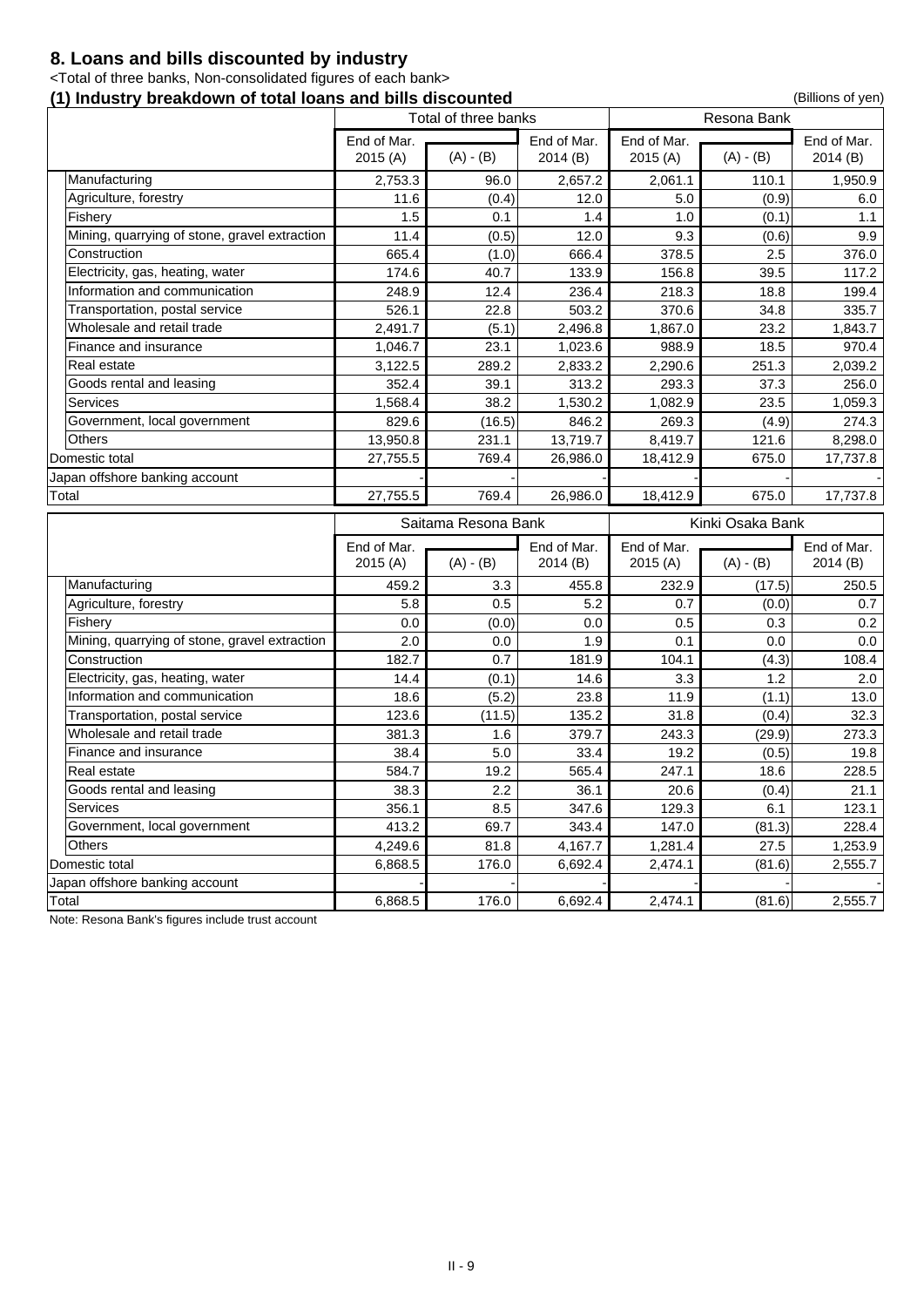## 8. Loans and bills discounted by industry

<Total of three banks, Non-consolidated figures of each bank>

### (1) Industry breakdown of total loans and bills discounted

(Billions of yen)

| | Total of three banks | | | Resona Bank | | |
|---|---|---|---|---|---|---|
| | End of Mar. 2015 (A) | (A) - (B) | End of Mar. 2014 (B) | End of Mar. 2015 (A) | (A) - (B) | End of Mar. 2014 (B) |
| Manufacturing | 2,753.3 | 96.0 | 2,657.2 | 2,061.1 | 110.1 | 1,950.9 |
| Agriculture, forestry | 11.6 | (0.4) | 12.0 | 5.0 | (0.9) | 6.0 |
| Fishery | 1.5 | 0.1 | 1.4 | 1.0 | (0.1) | 1.1 |
| Mining, quarrying of stone, gravel extraction | 11.4 | (0.5) | 12.0 | 9.3 | (0.6) | 9.9 |
| Construction | 665.4 | (1.0) | 666.4 | 378.5 | 2.5 | 376.0 |
| Electricity, gas, heating, water | 174.6 | 40.7 | 133.9 | 156.8 | 39.5 | 117.2 |
| Information and communication | 248.9 | 12.4 | 236.4 | 218.3 | 18.8 | 199.4 |
| Transportation, postal service | 526.1 | 22.8 | 503.2 | 370.6 | 34.8 | 335.7 |
| Wholesale and retail trade | 2,491.7 | (5.1) | 2,496.8 | 1,867.0 | 23.2 | 1,843.7 |
| Finance and insurance | 1,046.7 | 23.1 | 1,023.6 | 988.9 | 18.5 | 970.4 |
| Real estate | 3,122.5 | 289.2 | 2,833.2 | 2,290.6 | 251.3 | 2,039.2 |
| Goods rental and leasing | 352.4 | 39.1 | 313.2 | 293.3 | 37.3 | 256.0 |
| Services | 1,568.4 | 38.2 | 1,530.2 | 1,082.9 | 23.5 | 1,059.3 |
| Government, local government | 829.6 | (16.5) | 846.2 | 269.3 | (4.9) | 274.3 |
| Others | 13,950.8 | 231.1 | 13,719.7 | 8,419.7 | 121.6 | 8,298.0 |
| Domestic total | 27,755.5 | 769.4 | 26,986.0 | 18,412.9 | 675.0 | 17,737.8 |
| Japan offshore banking account | - | - | - | - | - | - |
| Total | 27,755.5 | 769.4 | 26,986.0 | 18,412.9 | 675.0 | 17,737.8 |

| | Saitama Resona Bank | | | Kinki Osaka Bank | | |
|---|---|---|---|---|---|---|
| | End of Mar. 2015 (A) | (A) - (B) | End of Mar. 2014 (B) | End of Mar. 2015 (A) | (A) - (B) | End of Mar. 2014 (B) |
| Manufacturing | 459.2 | 3.3 | 455.8 | 232.9 | (17.5) | 250.5 |
| Agriculture, forestry | 5.8 | 0.5 | 5.2 | 0.7 | (0.0) | 0.7 |
| Fishery | 0.0 | (0.0) | 0.0 | 0.5 | 0.3 | 0.2 |
| Mining, quarrying of stone, gravel extraction | 2.0 | 0.0 | 1.9 | 0.1 | 0.0 | 0.0 |
| Construction | 182.7 | 0.7 | 181.9 | 104.1 | (4.3) | 108.4 |
| Electricity, gas, heating, water | 14.4 | (0.1) | 14.6 | 3.3 | 1.2 | 2.0 |
| Information and communication | 18.6 | (5.2) | 23.8 | 11.9 | (1.1) | 13.0 |
| Transportation, postal service | 123.6 | (11.5) | 135.2 | 31.8 | (0.4) | 32.3 |
| Wholesale and retail trade | 381.3 | 1.6 | 379.7 | 243.3 | (29.9) | 273.3 |
| Finance and insurance | 38.4 | 5.0 | 33.4 | 19.2 | (0.5) | 19.8 |
| Real estate | 584.7 | 19.2 | 565.4 | 247.1 | 18.6 | 228.5 |
| Goods rental and leasing | 38.3 | 2.2 | 36.1 | 20.6 | (0.4) | 21.1 |
| Services | 356.1 | 8.5 | 347.6 | 129.3 | 6.1 | 123.1 |
| Government, local government | 413.2 | 69.7 | 343.4 | 147.0 | (81.3) | 228.4 |
| Others | 4,249.6 | 81.8 | 4,167.7 | 1,281.4 | 27.5 | 1,253.9 |
| Domestic total | 6,868.5 | 176.0 | 6,692.4 | 2,474.1 | (81.6) | 2,555.7 |
| Japan offshore banking account | - | - | - | - | - | - |
| Total | 6,868.5 | 176.0 | 6,692.4 | 2,474.1 | (81.6) | 2,555.7 |

Note: Resona Bank's figures include trust account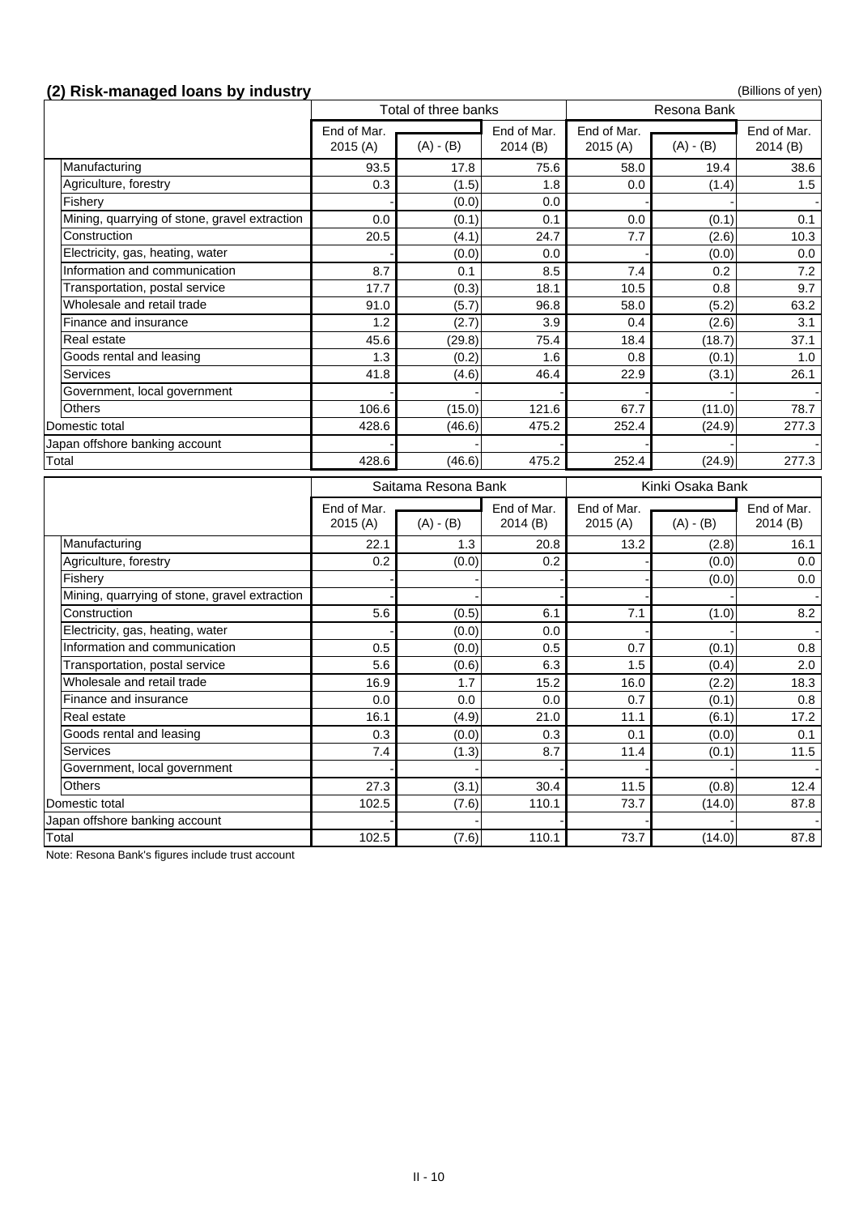## (2) Risk-managed loans by industry

(Billions of yen)

| | Total of three banks | | | Resona Bank | | |
|---|---|---|---|---|---|---|
| | End of Mar. 2015 (A) | (A) - (B) | End of Mar. 2014 (B) | End of Mar. 2015 (A) | (A) - (B) | End of Mar. 2014 (B) |
| Manufacturing | 93.5 | 17.8 | 75.6 | 58.0 | 19.4 | 38.6 |
| Agriculture, forestry | 0.3 | (1.5) | 1.8 | 0.0 | (1.4) | 1.5 |
| Fishery | - | (0.0) | 0.0 | - | - | - |
| Mining, quarrying of stone, gravel extraction | 0.0 | (0.1) | 0.1 | 0.0 | (0.1) | 0.1 |
| Construction | 20.5 | (4.1) | 24.7 | 7.7 | (2.6) | 10.3 |
| Electricity, gas, heating, water | - | (0.0) | 0.0 | - | (0.0) | 0.0 |
| Information and communication | 8.7 | 0.1 | 8.5 | 7.4 | 0.2 | 7.2 |
| Transportation, postal service | 17.7 | (0.3) | 18.1 | 10.5 | 0.8 | 9.7 |
| Wholesale and retail trade | 91.0 | (5.7) | 96.8 | 58.0 | (5.2) | 63.2 |
| Finance and insurance | 1.2 | (2.7) | 3.9 | 0.4 | (2.6) | 3.1 |
| Real estate | 45.6 | (29.8) | 75.4 | 18.4 | (18.7) | 37.1 |
| Goods rental and leasing | 1.3 | (0.2) | 1.6 | 0.8 | (0.1) | 1.0 |
| Services | 41.8 | (4.6) | 46.4 | 22.9 | (3.1) | 26.1 |
| Government, local government | - | - | - | - | - | - |
| Others | 106.6 | (15.0) | 121.6 | 67.7 | (11.0) | 78.7 |
| Domestic total | 428.6 | (46.6) | 475.2 | 252.4 | (24.9) | 277.3 |
| Japan offshore banking account | - | - | - | - | - | - |
| Total | 428.6 | (46.6) | 475.2 | 252.4 | (24.9) | 277.3 |

| | Saitama Resona Bank | | | Kinki Osaka Bank | | |
|---|---|---|---|---|---|---|
| | End of Mar. 2015 (A) | (A) - (B) | End of Mar. 2014 (B) | End of Mar. 2015 (A) | (A) - (B) | End of Mar. 2014 (B) |
| Manufacturing | 22.1 | 1.3 | 20.8 | 13.2 | (2.8) | 16.1 |
| Agriculture, forestry | 0.2 | (0.0) | 0.2 | - | (0.0) | 0.0 |
| Fishery | - | - | - | - | (0.0) | 0.0 |
| Mining, quarrying of stone, gravel extraction | - | - | - | - | - | - |
| Construction | 5.6 | (0.5) | 6.1 | 7.1 | (1.0) | 8.2 |
| Electricity, gas, heating, water | - | (0.0) | 0.0 | - | - | - |
| Information and communication | 0.5 | (0.0) | 0.5 | 0.7 | (0.1) | 0.8 |
| Transportation, postal service | 5.6 | (0.6) | 6.3 | 1.5 | (0.4) | 2.0 |
| Wholesale and retail trade | 16.9 | 1.7 | 15.2 | 16.0 | (2.2) | 18.3 |
| Finance and insurance | 0.0 | 0.0 | 0.0 | 0.7 | (0.1) | 0.8 |
| Real estate | 16.1 | (4.9) | 21.0 | 11.1 | (6.1) | 17.2 |
| Goods rental and leasing | 0.3 | (0.0) | 0.3 | 0.1 | (0.0) | 0.1 |
| Services | 7.4 | (1.3) | 8.7 | 11.4 | (0.1) | 11.5 |
| Government, local government | - | - | - | - | - | - |
| Others | 27.3 | (3.1) | 30.4 | 11.5 | (0.8) | 12.4 |
| Domestic total | 102.5 | (7.6) | 110.1 | 73.7 | (14.0) | 87.8 |
| Japan offshore banking account | - | - | - | - | - | - |
| Total | 102.5 | (7.6) | 110.1 | 73.7 | (14.0) | 87.8 |

Note: Resona Bank's figures include trust account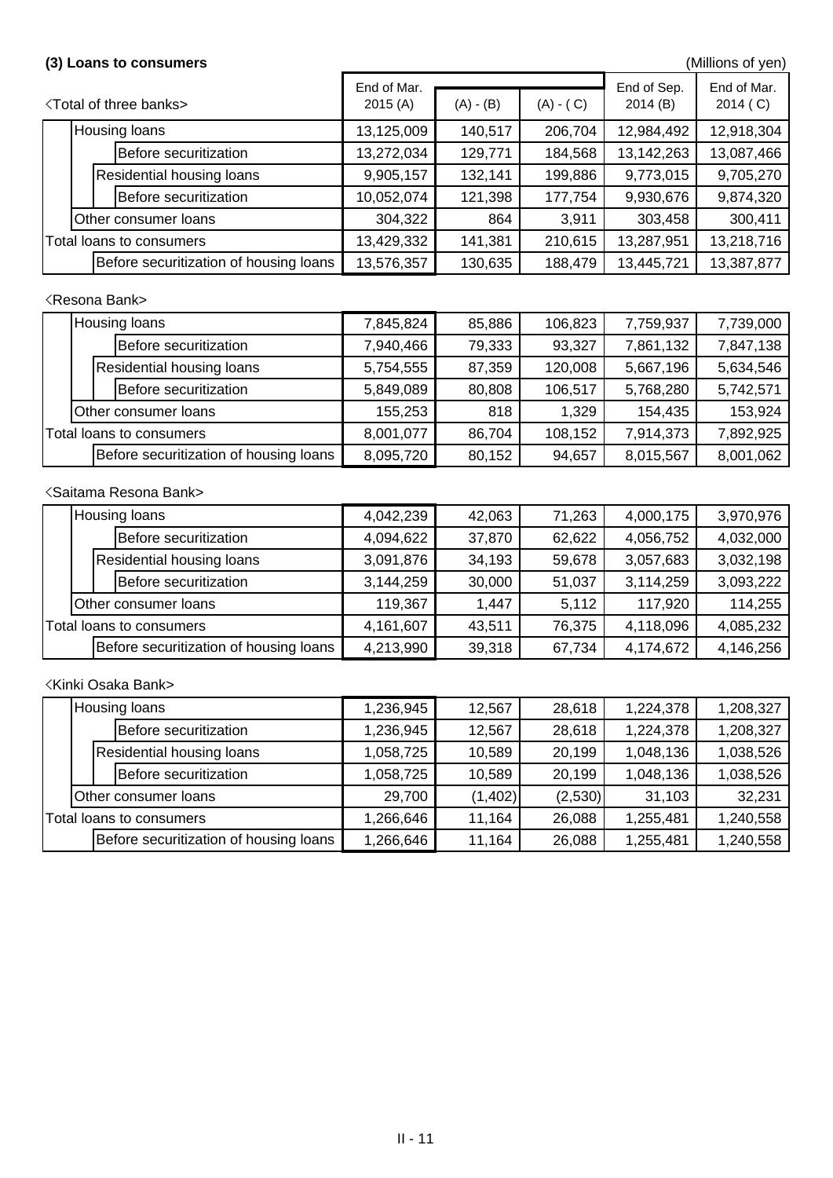### (3) Loans to consumers

(Millions of yen)

| <Total of three banks> | End of Mar. 2015 (A) | (A) - (B) | (A) - ( C) | End of Sep. 2014 (B) | End of Mar. 2014 ( C) |
|---|---|---|---|---|---|
| Housing loans | 13,125,009 | 140,517 | 206,704 | 12,984,492 | 12,918,304 |
| Before securitization | 13,272,034 | 129,771 | 184,568 | 13,142,263 | 13,087,466 |
| Residential housing loans | 9,905,157 | 132,141 | 199,886 | 9,773,015 | 9,705,270 |
| Before securitization | 10,052,074 | 121,398 | 177,754 | 9,930,676 | 9,874,320 |
| Other consumer loans | 304,322 | 864 | 3,911 | 303,458 | 300,411 |
| Total loans to consumers | 13,429,332 | 141,381 | 210,615 | 13,287,951 | 13,218,716 |
| Before securitization of housing loans | 13,576,357 | 130,635 | 188,479 | 13,445,721 | 13,387,877 |

<Resona Bank>

| | End of Mar. 2015 (A) | (A) - (B) | (A) - ( C) | End of Sep. 2014 (B) | End of Mar. 2014 ( C) |
|---|---|---|---|---|---|
| Housing loans | 7,845,824 | 85,886 | 106,823 | 7,759,937 | 7,739,000 |
| Before securitization | 7,940,466 | 79,333 | 93,327 | 7,861,132 | 7,847,138 |
| Residential housing loans | 5,754,555 | 87,359 | 120,008 | 5,667,196 | 5,634,546 |
| Before securitization | 5,849,089 | 80,808 | 106,517 | 5,768,280 | 5,742,571 |
| Other consumer loans | 155,253 | 818 | 1,329 | 154,435 | 153,924 |
| Total loans to consumers | 8,001,077 | 86,704 | 108,152 | 7,914,373 | 7,892,925 |
| Before securitization of housing loans | 8,095,720 | 80,152 | 94,657 | 8,015,567 | 8,001,062 |

<Saitama Resona Bank>

| | End of Mar. 2015 (A) | (A) - (B) | (A) - ( C) | End of Sep. 2014 (B) | End of Mar. 2014 ( C) |
|---|---|---|---|---|---|
| Housing loans | 4,042,239 | 42,063 | 71,263 | 4,000,175 | 3,970,976 |
| Before securitization | 4,094,622 | 37,870 | 62,622 | 4,056,752 | 4,032,000 |
| Residential housing loans | 3,091,876 | 34,193 | 59,678 | 3,057,683 | 3,032,198 |
| Before securitization | 3,144,259 | 30,000 | 51,037 | 3,114,259 | 3,093,222 |
| Other consumer loans | 119,367 | 1,447 | 5,112 | 117,920 | 114,255 |
| Total loans to consumers | 4,161,607 | 43,511 | 76,375 | 4,118,096 | 4,085,232 |
| Before securitization of housing loans | 4,213,990 | 39,318 | 67,734 | 4,174,672 | 4,146,256 |

<Kinki Osaka Bank>

| | End of Mar. 2015 (A) | (A) - (B) | (A) - ( C) | End of Sep. 2014 (B) | End of Mar. 2014 ( C) |
|---|---|---|---|---|---|
| Housing loans | 1,236,945 | 12,567 | 28,618 | 1,224,378 | 1,208,327 |
| Before securitization | 1,236,945 | 12,567 | 28,618 | 1,224,378 | 1,208,327 |
| Residential housing loans | 1,058,725 | 10,589 | 20,199 | 1,048,136 | 1,038,526 |
| Before securitization | 1,058,725 | 10,589 | 20,199 | 1,048,136 | 1,038,526 |
| Other consumer loans | 29,700 | (1,402) | (2,530) | 31,103 | 32,231 |
| Total loans to consumers | 1,266,646 | 11,164 | 26,088 | 1,255,481 | 1,240,558 |
| Before securitization of housing loans | 1,266,646 | 11,164 | 26,088 | 1,255,481 | 1,240,558 |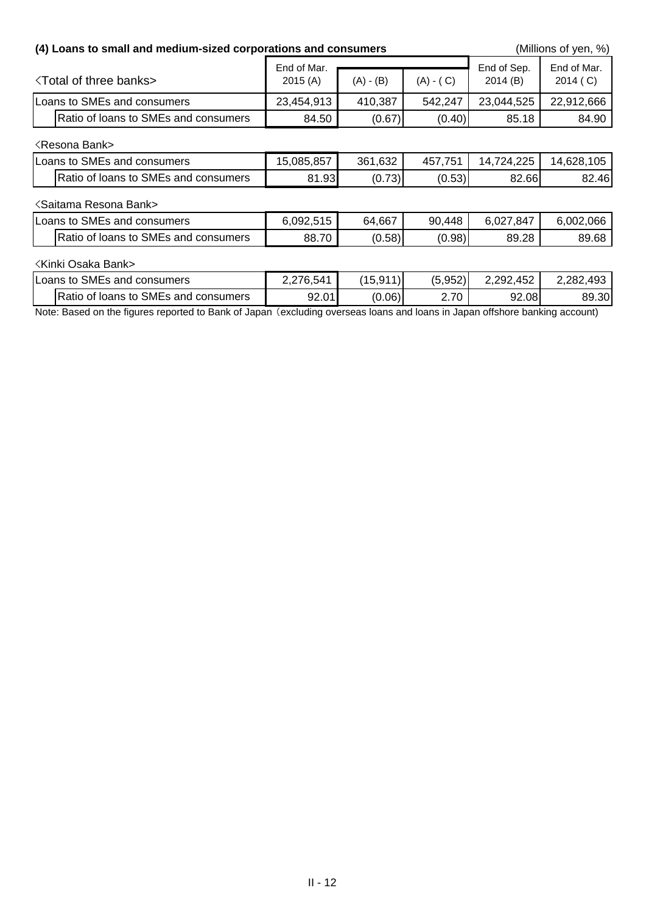### (4) Loans to small and medium-sized corporations and consumers

(Millions of yen, %)

| <Total of three banks> | End of Mar. 2015 (A) | (A) - (B) | (A) - ( C) | End of Sep. 2014 (B) | End of Mar. 2014 ( C) |
|---|---|---|---|---|---|
| Loans to SMEs and consumers | 23,454,913 | 410,387 | 542,247 | 23,044,525 | 22,912,666 |
| Ratio of loans to SMEs and consumers | 84.50 | (0.67) | (0.40) | 85.18 | 84.90 |

<Resona Bank>

| | End of Mar. 2015 (A) | (A) - (B) | (A) - ( C) | End of Sep. 2014 (B) | End of Mar. 2014 ( C) |
|---|---|---|---|---|---|
| Loans to SMEs and consumers | 15,085,857 | 361,632 | 457,751 | 14,724,225 | 14,628,105 |
| Ratio of loans to SMEs and consumers | 81.93 | (0.73) | (0.53) | 82.66 | 82.46 |

<Saitama Resona Bank>

| | End of Mar. 2015 (A) | (A) - (B) | (A) - ( C) | End of Sep. 2014 (B) | End of Mar. 2014 ( C) |
|---|---|---|---|---|---|
| Loans to SMEs and consumers | 6,092,515 | 64,667 | 90,448 | 6,027,847 | 6,002,066 |
| Ratio of loans to SMEs and consumers | 88.70 | (0.58) | (0.98) | 89.28 | 89.68 |

<Kinki Osaka Bank>

| | End of Mar. 2015 (A) | (A) - (B) | (A) - ( C) | End of Sep. 2014 (B) | End of Mar. 2014 ( C) |
|---|---|---|---|---|---|
| Loans to SMEs and consumers | 2,276,541 | (15,911) | (5,952) | 2,292,452 | 2,282,493 |
| Ratio of loans to SMEs and consumers | 92.01 | (0.06) | 2.70 | 92.08 | 89.30 |

Note: Based on the figures reported to Bank of Japan（excluding overseas loans and loans in Japan offshore banking account)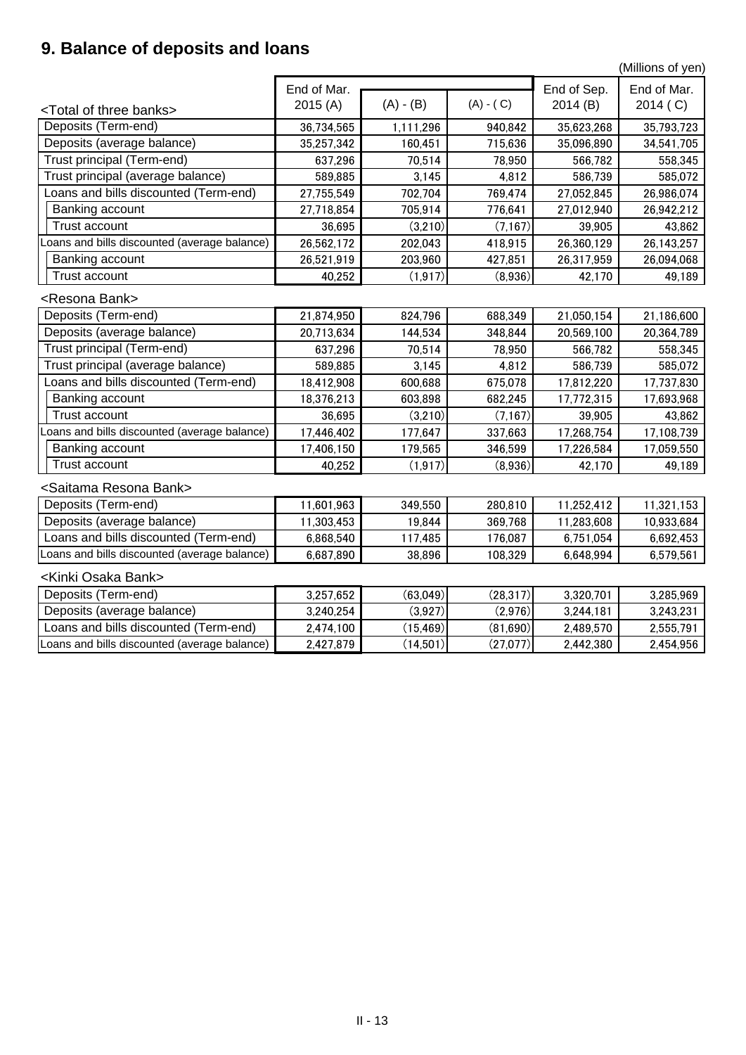## 9. Balance of deposits and loans

(Millions of yen)

| <Total of three banks> | End of Mar. 2015 (A) | (A) - (B) | (A) - ( C) | End of Sep. 2014 (B) | End of Mar. 2014 ( C) |
|---|---|---|---|---|---|
| Deposits (Term-end) | 36,734,565 | 1,111,296 | 940,842 | 35,623,268 | 35,793,723 |
| Deposits (average balance) | 35,257,342 | 160,451 | 715,636 | 35,096,890 | 34,541,705 |
| Trust principal (Term-end) | 637,296 | 70,514 | 78,950 | 566,782 | 558,345 |
| Trust principal (average balance) | 589,885 | 3,145 | 4,812 | 586,739 | 585,072 |
| Loans and bills discounted (Term-end) | 27,755,549 | 702,704 | 769,474 | 27,052,845 | 26,986,074 |
| Banking account | 27,718,854 | 705,914 | 776,641 | 27,012,940 | 26,942,212 |
| Trust account | 36,695 | (3,210) | (7,167) | 39,905 | 43,862 |
| Loans and bills discounted (average balance) | 26,562,172 | 202,043 | 418,915 | 26,360,129 | 26,143,257 |
| Banking account | 26,521,919 | 203,960 | 427,851 | 26,317,959 | 26,094,068 |
| Trust account | 40,252 | (1,917) | (8,936) | 42,170 | 49,189 |

| <Resona Bank> | End of Mar. 2015 (A) | (A) - (B) | (A) - ( C) | End of Sep. 2014 (B) | End of Mar. 2014 ( C) |
|---|---|---|---|---|---|
| Deposits (Term-end) | 21,874,950 | 824,796 | 688,349 | 21,050,154 | 21,186,600 |
| Deposits (average balance) | 20,713,634 | 144,534 | 348,844 | 20,569,100 | 20,364,789 |
| Trust principal (Term-end) | 637,296 | 70,514 | 78,950 | 566,782 | 558,345 |
| Trust principal (average balance) | 589,885 | 3,145 | 4,812 | 586,739 | 585,072 |
| Loans and bills discounted (Term-end) | 18,412,908 | 600,688 | 675,078 | 17,812,220 | 17,737,830 |
| Banking account | 18,376,213 | 603,898 | 682,245 | 17,772,315 | 17,693,968 |
| Trust account | 36,695 | (3,210) | (7,167) | 39,905 | 43,862 |
| Loans and bills discounted (average balance) | 17,446,402 | 177,647 | 337,663 | 17,268,754 | 17,108,739 |
| Banking account | 17,406,150 | 179,565 | 346,599 | 17,226,584 | 17,059,550 |
| Trust account | 40,252 | (1,917) | (8,936) | 42,170 | 49,189 |

| <Saitama Resona Bank> | End of Mar. 2015 (A) | (A) - (B) | (A) - ( C) | End of Sep. 2014 (B) | End of Mar. 2014 ( C) |
|---|---|---|---|---|---|
| Deposits (Term-end) | 11,601,963 | 349,550 | 280,810 | 11,252,412 | 11,321,153 |
| Deposits (average balance) | 11,303,453 | 19,844 | 369,768 | 11,283,608 | 10,933,684 |
| Loans and bills discounted (Term-end) | 6,868,540 | 117,485 | 176,087 | 6,751,054 | 6,692,453 |
| Loans and bills discounted (average balance) | 6,687,890 | 38,896 | 108,329 | 6,648,994 | 6,579,561 |

| <Kinki Osaka Bank> | End of Mar. 2015 (A) | (A) - (B) | (A) - ( C) | End of Sep. 2014 (B) | End of Mar. 2014 ( C) |
|---|---|---|---|---|---|
| Deposits (Term-end) | 3,257,652 | (63,049) | (28,317) | 3,320,701 | 3,285,969 |
| Deposits (average balance) | 3,240,254 | (3,927) | (2,976) | 3,244,181 | 3,243,231 |
| Loans and bills discounted (Term-end) | 2,474,100 | (15,469) | (81,690) | 2,489,570 | 2,555,791 |
| Loans and bills discounted (average balance) | 2,427,879 | (14,501) | (27,077) | 2,442,380 | 2,454,956 |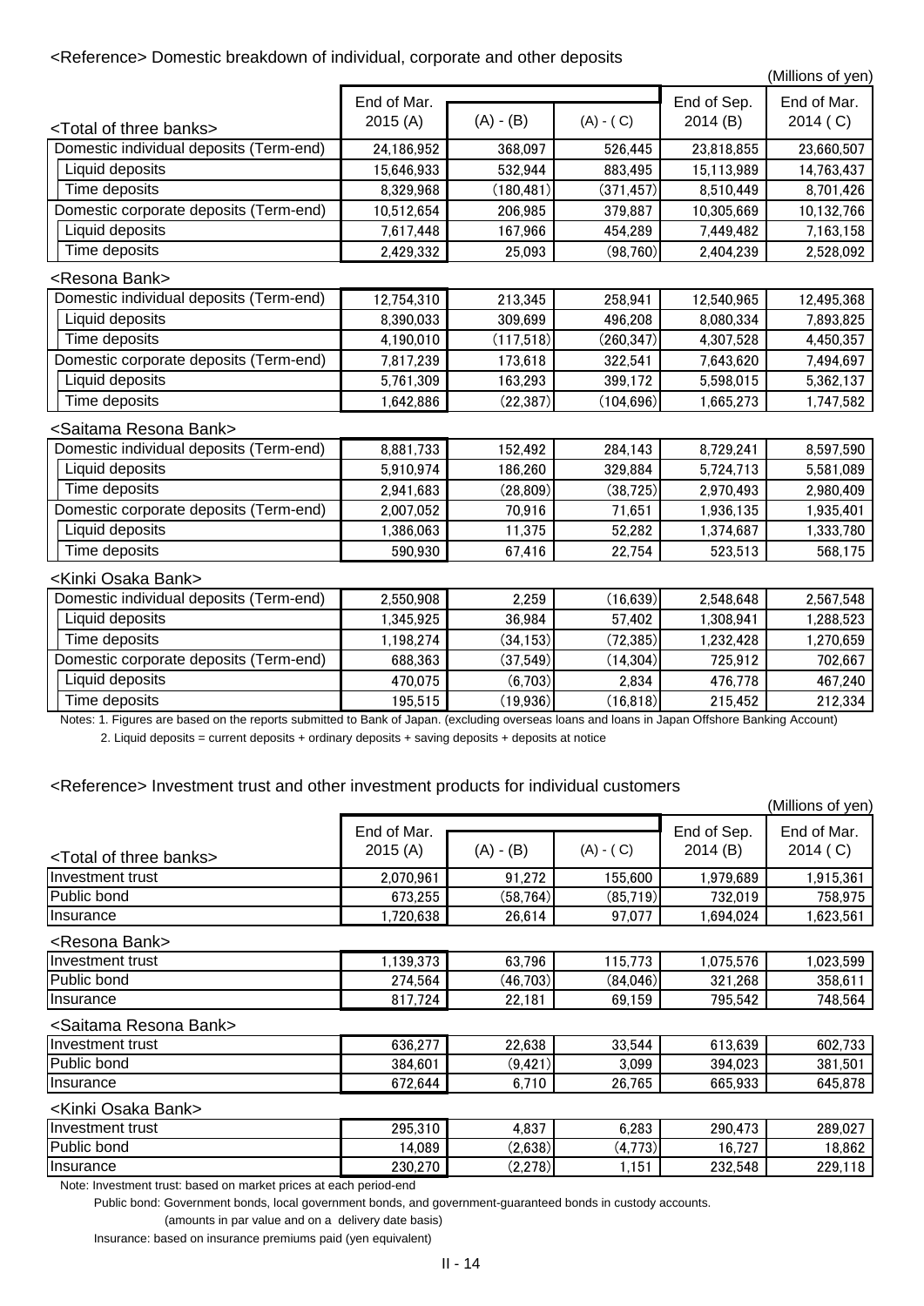## <Reference> Domestic breakdown of individual, corporate and other deposits

(Millions of yen)

| <Total of three banks> | End of Mar. 2015 (A) | (A) - (B) | (A) - ( C) | End of Sep. 2014 (B) | End of Mar. 2014 ( C) |
|---|---|---|---|---|---|
| Domestic individual deposits (Term-end) | 24,186,952 | 368,097 | 526,445 | 23,818,855 | 23,660,507 |
| Liquid deposits | 15,646,933 | 532,944 | 883,495 | 15,113,989 | 14,763,437 |
| Time deposits | 8,329,968 | (180,481) | (371,457) | 8,510,449 | 8,701,426 |
| Domestic corporate deposits (Term-end) | 10,512,654 | 206,985 | 379,887 | 10,305,669 | 10,132,766 |
| Liquid deposits | 7,617,448 | 167,966 | 454,289 | 7,449,482 | 7,163,158 |
| Time deposits | 2,429,332 | 25,093 | (98,760) | 2,404,239 | 2,528,092 |
| **<Resona Bank>** | | | | | |
| Domestic individual deposits (Term-end) | 12,754,310 | 213,345 | 258,941 | 12,540,965 | 12,495,368 |
| Liquid deposits | 8,390,033 | 309,699 | 496,208 | 8,080,334 | 7,893,825 |
| Time deposits | 4,190,010 | (117,518) | (260,347) | 4,307,528 | 4,450,357 |
| Domestic corporate deposits (Term-end) | 7,817,239 | 173,618 | 322,541 | 7,643,620 | 7,494,697 |
| Liquid deposits | 5,761,309 | 163,293 | 399,172 | 5,598,015 | 5,362,137 |
| Time deposits | 1,642,886 | (22,387) | (104,696) | 1,665,273 | 1,747,582 |
| **<Saitama Resona Bank>** | | | | | |
| Domestic individual deposits (Term-end) | 8,881,733 | 152,492 | 284,143 | 8,729,241 | 8,597,590 |
| Liquid deposits | 5,910,974 | 186,260 | 329,884 | 5,724,713 | 5,581,089 |
| Time deposits | 2,941,683 | (28,809) | (38,725) | 2,970,493 | 2,980,409 |
| Domestic corporate deposits (Term-end) | 2,007,052 | 70,916 | 71,651 | 1,936,135 | 1,935,401 |
| Liquid deposits | 1,386,063 | 11,375 | 52,282 | 1,374,687 | 1,333,780 |
| Time deposits | 590,930 | 67,416 | 22,754 | 523,513 | 568,175 |
| **<Kinki Osaka Bank>** | | | | | |
| Domestic individual deposits (Term-end) | 2,550,908 | 2,259 | (16,639) | 2,548,648 | 2,567,548 |
| Liquid deposits | 1,345,925 | 36,984 | 57,402 | 1,308,941 | 1,288,523 |
| Time deposits | 1,198,274 | (34,153) | (72,385) | 1,232,428 | 1,270,659 |
| Domestic corporate deposits (Term-end) | 688,363 | (37,549) | (14,304) | 725,912 | 702,667 |
| Liquid deposits | 470,075 | (6,703) | 2,834 | 476,778 | 467,240 |
| Time deposits | 195,515 | (19,936) | (16,818) | 215,452 | 212,334 |

Notes: 1. Figures are based on the reports submitted to Bank of Japan. (excluding overseas loans and loans in Japan Offshore Banking Account)

2. Liquid deposits = current deposits + ordinary deposits + saving deposits + deposits at notice

## <Reference> Investment trust and other investment products for individual customers

(Millions of yen)

| <Total of three banks> | End of Mar. 2015 (A) | (A) - (B) | (A) - ( C) | End of Sep. 2014 (B) | End of Mar. 2014 ( C) |
|---|---|---|---|---|---|
| Investment trust | 2,070,961 | 91,272 | 155,600 | 1,979,689 | 1,915,361 |
| Public bond | 673,255 | (58,764) | (85,719) | 732,019 | 758,975 |
| Insurance | 1,720,638 | 26,614 | 97,077 | 1,694,024 | 1,623,561 |
| **<Resona Bank>** | | | | | |
| Investment trust | 1,139,373 | 63,796 | 115,773 | 1,075,576 | 1,023,599 |
| Public bond | 274,564 | (46,703) | (84,046) | 321,268 | 358,611 |
| Insurance | 817,724 | 22,181 | 69,159 | 795,542 | 748,564 |
| **<Saitama Resona Bank>** | | | | | |
| Investment trust | 636,277 | 22,638 | 33,544 | 613,639 | 602,733 |
| Public bond | 384,601 | (9,421) | 3,099 | 394,023 | 381,501 |
| Insurance | 672,644 | 6,710 | 26,765 | 665,933 | 645,878 |
| **<Kinki Osaka Bank>** | | | | | |
| Investment trust | 295,310 | 4,837 | 6,283 | 290,473 | 289,027 |
| Public bond | 14,089 | (2,638) | (4,773) | 16,727 | 18,862 |
| Insurance | 230,270 | (2,278) | 1,151 | 232,548 | 229,118 |

Note: Investment trust: based on market prices at each period-end

Public bond: Government bonds, local government bonds, and government-guaranteed bonds in custody accounts.

(amounts in par value and on a delivery date basis)

Insurance: based on insurance premiums paid (yen equivalent)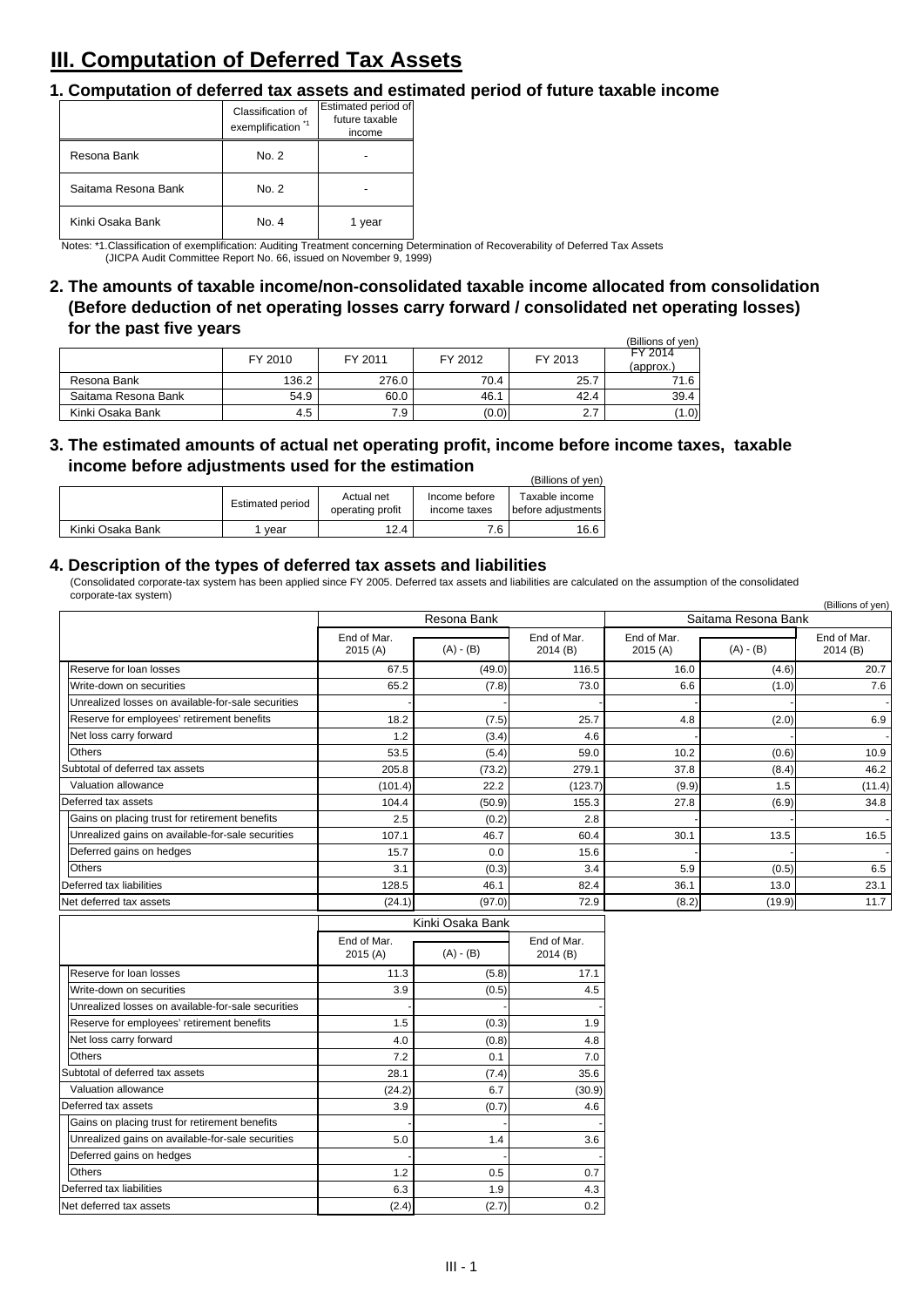# III. Computation of Deferred Tax Assets

## 1. Computation of deferred tax assets and estimated period of future taxable income

| | Classification of exemplification *1 | Estimated period of future taxable income |
|---|---|---|
| Resona Bank | No. 2 | - |
| Saitama Resona Bank | No. 2 | - |
| Kinki Osaka Bank | No. 4 | 1 year |

Notes: *1.Classification of exemplification: Auditing Treatment concerning Determination of Recoverability of Deferred Tax Assets (JICPA Audit Committee Report No. 66, issued on November 9, 1999)

## 2. The amounts of taxable income/non-consolidated taxable income allocated from consolidation (Before deduction of net operating losses carry forward / consolidated net operating losses) for the past five years

(Billions of yen)

| | FY 2010 | FY 2011 | FY 2012 | FY 2013 | FY 2014 (approx.) |
|---|---|---|---|---|---|
| Resona Bank | 136.2 | 276.0 | 70.4 | 25.7 | 71.6 |
| Saitama Resona Bank | 54.9 | 60.0 | 46.1 | 42.4 | 39.4 |
| Kinki Osaka Bank | 4.5 | 7.9 | (0.0) | 2.7 | (1.0) |

## 3. The estimated amounts of actual net operating profit, income before income taxes, taxable income before adjustments used for the estimation

(Billions of yen)

| | Estimated period | Actual net operating profit | Income before income taxes | Taxable income before adjustments |
|---|---|---|---|---|
| Kinki Osaka Bank | 1 year | 12.4 | 7.6 | 16.6 |

## 4. Description of the types of deferred tax assets and liabilities

(Consolidated corporate-tax system has been applied since FY 2005. Deferred tax assets and liabilities are calculated on the assumption of the consolidated corporate-tax system)

(Billions of yen)

| | Resona Bank | | | Saitama Resona Bank | | |
|---|---|---|---|---|---|---|
| | End of Mar. 2015 (A) | (A) - (B) | End of Mar. 2014 (B) | End of Mar. 2015 (A) | (A) - (B) | End of Mar. 2014 (B) |
| Reserve for loan losses | 67.5 | (49.0) | 116.5 | 16.0 | (4.6) | 20.7 |
| Write-down on securities | 65.2 | (7.8) | 73.0 | 6.6 | (1.0) | 7.6 |
| Unrealized losses on available-for-sale securities | - | - | - | - | - | - |
| Reserve for employees' retirement benefits | 18.2 | (7.5) | 25.7 | 4.8 | (2.0) | 6.9 |
| Net loss carry forward | 1.2 | (3.4) | 4.6 | - | - | - |
| Others | 53.5 | (5.4) | 59.0 | 10.2 | (0.6) | 10.9 |
| Subtotal of deferred tax assets | 205.8 | (73.2) | 279.1 | 37.8 | (8.4) | 46.2 |
| Valuation allowance | (101.4) | 22.2 | (123.7) | (9.9) | 1.5 | (11.4) |
| Deferred tax assets | 104.4 | (50.9) | 155.3 | 27.8 | (6.9) | 34.8 |
| Gains on placing trust for retirement benefits | 2.5 | (0.2) | 2.8 | - | - | - |
| Unrealized gains on available-for-sale securities | 107.1 | 46.7 | 60.4 | 30.1 | 13.5 | 16.5 |
| Deferred gains on hedges | 15.7 | 0.0 | 15.6 | - | - | - |
| Others | 3.1 | (0.3) | 3.4 | 5.9 | (0.5) | 6.5 |
| Deferred tax liabilities | 128.5 | 46.1 | 82.4 | 36.1 | 13.0 | 23.1 |
| Net deferred tax assets | (24.1) | (97.0) | 72.9 | (8.2) | (19.9) | 11.7 |

| | Kinki Osaka Bank | | |
|---|---|---|---|
| | End of Mar. 2015 (A) | (A) - (B) | End of Mar. 2014 (B) |
| Reserve for loan losses | 11.3 | (5.8) | 17.1 |
| Write-down on securities | 3.9 | (0.5) | 4.5 |
| Unrealized losses on available-for-sale securities | - | - | - |
| Reserve for employees' retirement benefits | 1.5 | (0.3) | 1.9 |
| Net loss carry forward | 4.0 | (0.8) | 4.8 |
| Others | 7.2 | 0.1 | 7.0 |
| Subtotal of deferred tax assets | 28.1 | (7.4) | 35.6 |
| Valuation allowance | (24.2) | 6.7 | (30.9) |
| Deferred tax assets | 3.9 | (0.7) | 4.6 |
| Gains on placing trust for retirement benefits | - | - | - |
| Unrealized gains on available-for-sale securities | 5.0 | 1.4 | 3.6 |
| Deferred gains on hedges | - | - | - |
| Others | 1.2 | 0.5 | 0.7 |
| Deferred tax liabilities | 6.3 | 1.9 | 4.3 |
| Net deferred tax assets | (2.4) | (2.7) | 0.2 |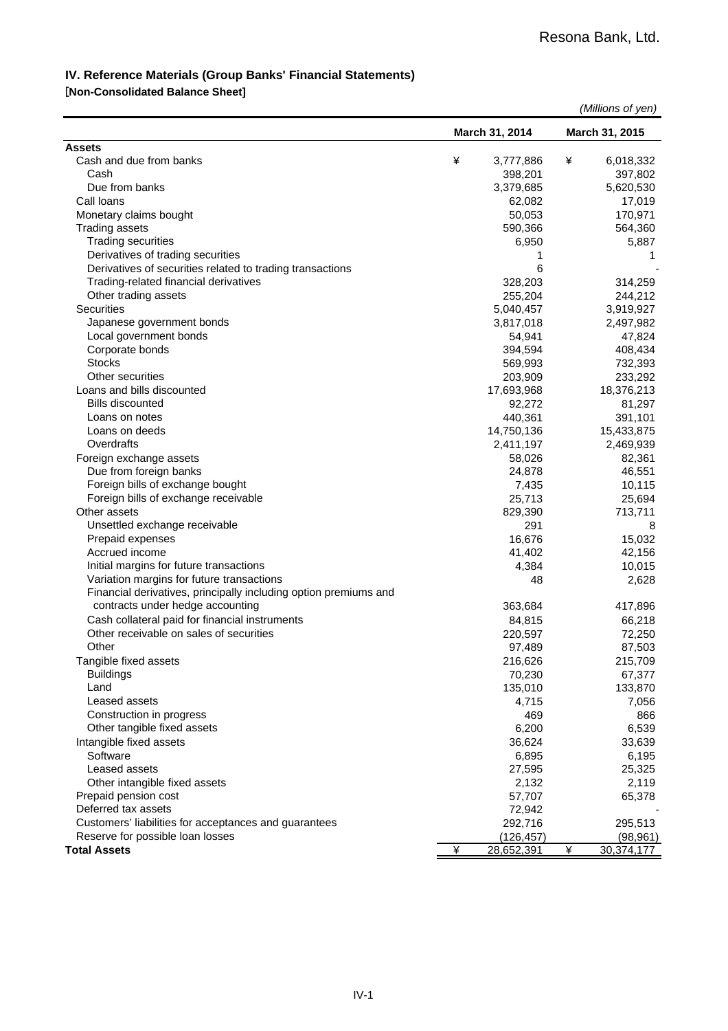Resona Bank, Ltd.

## IV. Reference Materials (Group Banks' Financial Statements)

### [Non-Consolidated Balance Sheet]

*(Millions of yen)*

| | March 31, 2014 | March 31, 2015 |
|---|---|---|
| **Assets** | | |
| Cash and due from banks | ¥ 3,777,886 | ¥ 6,018,332 |
| Cash | 398,201 | 397,802 |
| Due from banks | 3,379,685 | 5,620,530 |
| Call loans | 62,082 | 17,019 |
| Monetary claims bought | 50,053 | 170,971 |
| Trading assets | 590,366 | 564,360 |
| Trading securities | 6,950 | 5,887 |
| Derivatives of trading securities | 1 | 1 |
| Derivatives of securities related to trading transactions | 6 | - |
| Trading-related financial derivatives | 328,203 | 314,259 |
| Other trading assets | 255,204 | 244,212 |
| Securities | 5,040,457 | 3,919,927 |
| Japanese government bonds | 3,817,018 | 2,497,982 |
| Local government bonds | 54,941 | 47,824 |
| Corporate bonds | 394,594 | 408,434 |
| Stocks | 569,993 | 732,393 |
| Other securities | 203,909 | 233,292 |
| Loans and bills discounted | 17,693,968 | 18,376,213 |
| Bills discounted | 92,272 | 81,297 |
| Loans on notes | 440,361 | 391,101 |
| Loans on deeds | 14,750,136 | 15,433,875 |
| Overdrafts | 2,411,197 | 2,469,939 |
| Foreign exchange assets | 58,026 | 82,361 |
| Due from foreign banks | 24,878 | 46,551 |
| Foreign bills of exchange bought | 7,435 | 10,115 |
| Foreign bills of exchange receivable | 25,713 | 25,694 |
| Other assets | 829,390 | 713,711 |
| Unsettled exchange receivable | 291 | 8 |
| Prepaid expenses | 16,676 | 15,032 |
| Accrued income | 41,402 | 42,156 |
| Initial margins for future transactions | 4,384 | 10,015 |
| Variation margins for future transactions | 48 | 2,628 |
| Financial derivatives, principally including option premiums and contracts under hedge accounting | 363,684 | 417,896 |
| Cash collateral paid for financial instruments | 84,815 | 66,218 |
| Other receivable on sales of securities | 220,597 | 72,250 |
| Other | 97,489 | 87,503 |
| Tangible fixed assets | 216,626 | 215,709 |
| Buildings | 70,230 | 67,377 |
| Land | 135,010 | 133,870 |
| Leased assets | 4,715 | 7,056 |
| Construction in progress | 469 | 866 |
| Other tangible fixed assets | 6,200 | 6,539 |
| Intangible fixed assets | 36,624 | 33,639 |
| Software | 6,895 | 6,195 |
| Leased assets | 27,595 | 25,325 |
| Other intangible fixed assets | 2,132 | 2,119 |
| Prepaid pension cost | 57,707 | 65,378 |
| Deferred tax assets | 72,942 | - |
| Customers' liabilities for acceptances and guarantees | 292,716 | 295,513 |
| Reserve for possible loan losses | (126,457) | (98,961) |
| **Total Assets** | ¥ 28,652,391 | ¥ 30,374,177 |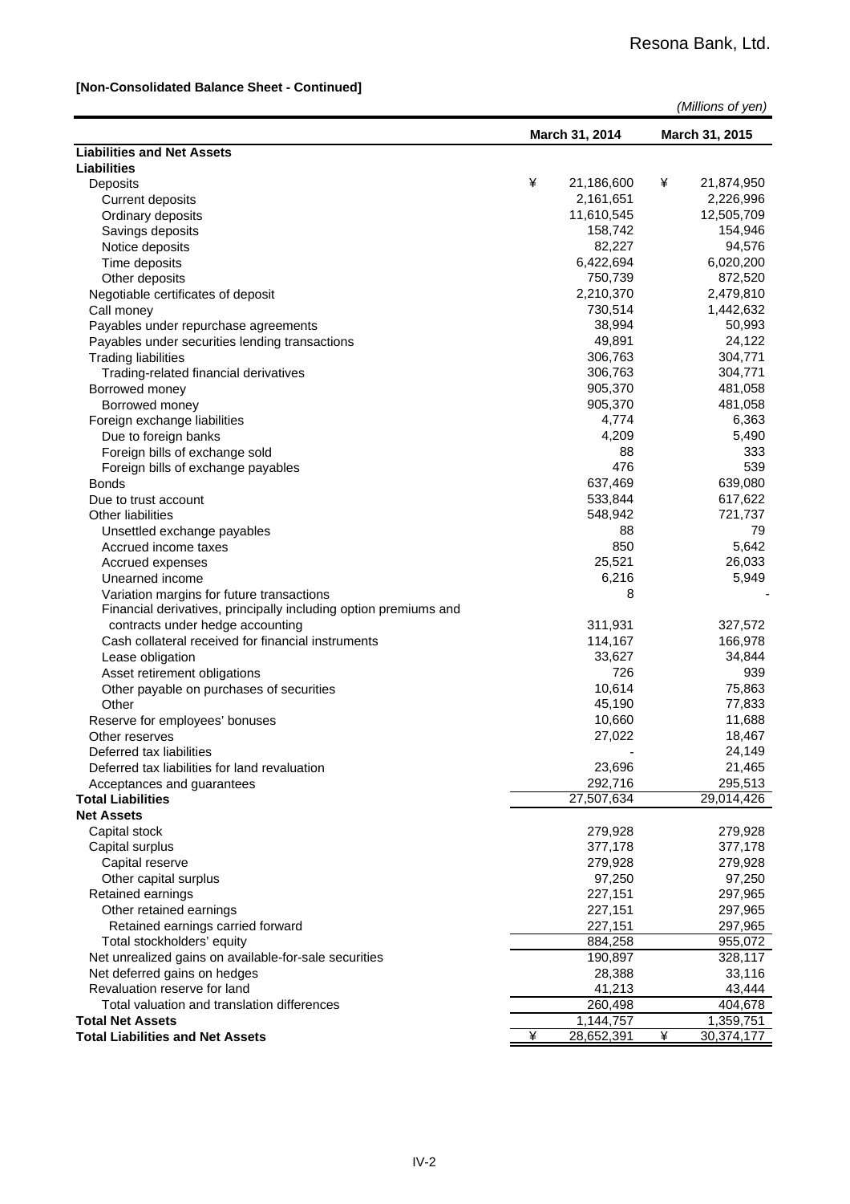**[Non-Consolidated Balance Sheet - Continued]**

*(Millions of yen)*

| | March 31, 2014 | March 31, 2015 |
|---|---|---|
| **Liabilities and Net Assets** | | |
| **Liabilities** | | |
| Deposits | ¥ 21,186,600 | ¥ 21,874,950 |
| Current deposits | 2,161,651 | 2,226,996 |
| Ordinary deposits | 11,610,545 | 12,505,709 |
| Savings deposits | 158,742 | 154,946 |
| Notice deposits | 82,227 | 94,576 |
| Time deposits | 6,422,694 | 6,020,200 |
| Other deposits | 750,739 | 872,520 |
| Negotiable certificates of deposit | 2,210,370 | 2,479,810 |
| Call money | 730,514 | 1,442,632 |
| Payables under repurchase agreements | 38,994 | 50,993 |
| Payables under securities lending transactions | 49,891 | 24,122 |
| Trading liabilities | 306,763 | 304,771 |
| Trading-related financial derivatives | 306,763 | 304,771 |
| Borrowed money | 905,370 | 481,058 |
| Borrowed money | 905,370 | 481,058 |
| Foreign exchange liabilities | 4,774 | 6,363 |
| Due to foreign banks | 4,209 | 5,490 |
| Foreign bills of exchange sold | 88 | 333 |
| Foreign bills of exchange payables | 476 | 539 |
| Bonds | 637,469 | 639,080 |
| Due to trust account | 533,844 | 617,622 |
| Other liabilities | 548,942 | 721,737 |
| Unsettled exchange payables | 88 | 79 |
| Accrued income taxes | 850 | 5,642 |
| Accrued expenses | 25,521 | 26,033 |
| Unearned income | 6,216 | 5,949 |
| Variation margins for future transactions | 8 | - |
| Financial derivatives, principally including option premiums and contracts under hedge accounting | 311,931 | 327,572 |
| Cash collateral received for financial instruments | 114,167 | 166,978 |
| Lease obligation | 33,627 | 34,844 |
| Asset retirement obligations | 726 | 939 |
| Other payable on purchases of securities | 10,614 | 75,863 |
| Other | 45,190 | 77,833 |
| Reserve for employees' bonuses | 10,660 | 11,688 |
| Other reserves | 27,022 | 18,467 |
| Deferred tax liabilities | - | 24,149 |
| Deferred tax liabilities for land revaluation | 23,696 | 21,465 |
| Acceptances and guarantees | 292,716 | 295,513 |
| **Total Liabilities** | 27,507,634 | 29,014,426 |
| **Net Assets** | | |
| Capital stock | 279,928 | 279,928 |
| Capital surplus | 377,178 | 377,178 |
| Capital reserve | 279,928 | 279,928 |
| Other capital surplus | 97,250 | 97,250 |
| Retained earnings | 227,151 | 297,965 |
| Other retained earnings | 227,151 | 297,965 |
| Retained earnings carried forward | 227,151 | 297,965 |
| Total stockholders' equity | 884,258 | 955,072 |
| Net unrealized gains on available-for-sale securities | 190,897 | 328,117 |
| Net deferred gains on hedges | 28,388 | 33,116 |
| Revaluation reserve for land | 41,213 | 43,444 |
| Total valuation and translation differences | 260,498 | 404,678 |
| **Total Net Assets** | 1,144,757 | 1,359,751 |
| **Total Liabilities and Net Assets** | ¥ 28,652,391 | ¥ 30,374,177 |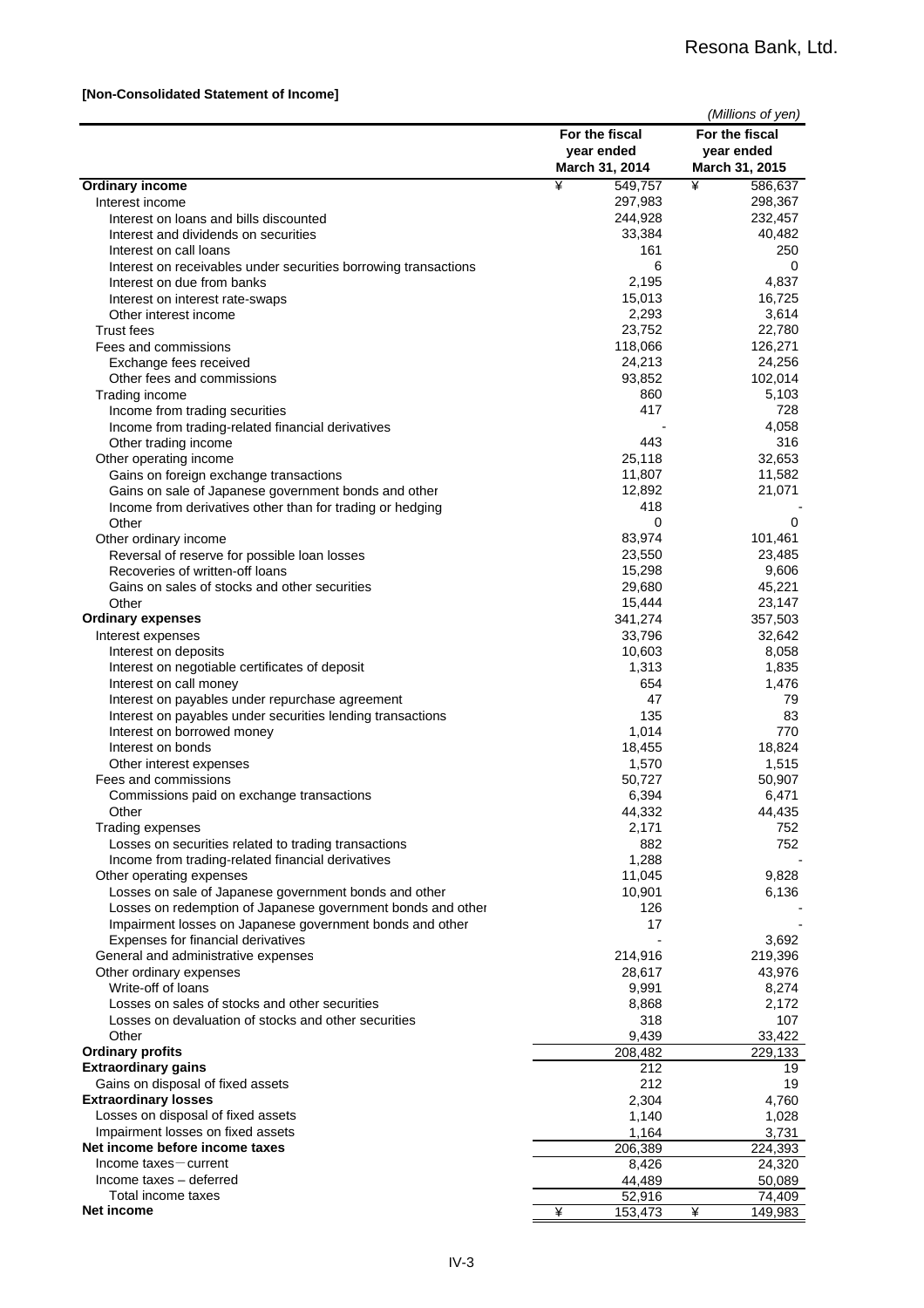**[Non-Consolidated Statement of Income]**

*(Millions of yen)*

| | For the fiscal year ended March 31, 2014 | For the fiscal year ended March 31, 2015 |
|---|---|---|
| **Ordinary income** | ¥ 549,757 | ¥ 586,637 |
| Interest income | 297,983 | 298,367 |
| Interest on loans and bills discounted | 244,928 | 232,457 |
| Interest and dividends on securities | 33,384 | 40,482 |
| Interest on call loans | 161 | 250 |
| Interest on receivables under securities borrowing transactions | 6 | 0 |
| Interest on due from banks | 2,195 | 4,837 |
| Interest on interest rate-swaps | 15,013 | 16,725 |
| Other interest income | 2,293 | 3,614 |
| Trust fees | 23,752 | 22,780 |
| Fees and commissions | 118,066 | 126,271 |
| Exchange fees received | 24,213 | 24,256 |
| Other fees and commissions | 93,852 | 102,014 |
| Trading income | 860 | 5,103 |
| Income from trading securities | 417 | 728 |
| Income from trading-related financial derivatives | - | 4,058 |
| Other trading income | 443 | 316 |
| Other operating income | 25,118 | 32,653 |
| Gains on foreign exchange transactions | 11,807 | 11,582 |
| Gains on sale of Japanese government bonds and other | 12,892 | 21,071 |
| Income from derivatives other than for trading or hedging | 418 | - |
| Other | 0 | 0 |
| Other ordinary income | 83,974 | 101,461 |
| Reversal of reserve for possible loan losses | 23,550 | 23,485 |
| Recoveries of written-off loans | 15,298 | 9,606 |
| Gains on sales of stocks and other securities | 29,680 | 45,221 |
| Other | 15,444 | 23,147 |
| **Ordinary expenses** | 341,274 | 357,503 |
| Interest expenses | 33,796 | 32,642 |
| Interest on deposits | 10,603 | 8,058 |
| Interest on negotiable certificates of deposit | 1,313 | 1,835 |
| Interest on call money | 654 | 1,476 |
| Interest on payables under repurchase agreement | 47 | 79 |
| Interest on payables under securities lending transactions | 135 | 83 |
| Interest on borrowed money | 1,014 | 770 |
| Interest on bonds | 18,455 | 18,824 |
| Other interest expenses | 1,570 | 1,515 |
| Fees and commissions | 50,727 | 50,907 |
| Commissions paid on exchange transactions | 6,394 | 6,471 |
| Other | 44,332 | 44,435 |
| Trading expenses | 2,171 | 752 |
| Losses on securities related to trading transactions | 882 | 752 |
| Income from trading-related financial derivatives | 1,288 | - |
| Other operating expenses | 11,045 | 9,828 |
| Losses on sale of Japanese government bonds and other | 10,901 | 6,136 |
| Losses on redemption of Japanese government bonds and other | 126 | - |
| Impairment losses on Japanese government bonds and other | 17 | - |
| Expenses for financial derivatives | - | 3,692 |
| General and administrative expenses | 214,916 | 219,396 |
| Other ordinary expenses | 28,617 | 43,976 |
| Write-off of loans | 9,991 | 8,274 |
| Losses on sales of stocks and other securities | 8,868 | 2,172 |
| Losses on devaluation of stocks and other securities | 318 | 107 |
| Other | 9,439 | 33,422 |
| **Ordinary profits** | 208,482 | 229,133 |
| **Extraordinary gains** | 212 | 19 |
| Gains on disposal of fixed assets | 212 | 19 |
| **Extraordinary losses** | 2,304 | 4,760 |
| Losses on disposal of fixed assets | 1,140 | 1,028 |
| Impairment losses on fixed assets | 1,164 | 3,731 |
| **Net income before income taxes** | 206,389 | 224,393 |
| Income taxes－current | 8,426 | 24,320 |
| Income taxes – deferred | 44,489 | 50,089 |
| Total income taxes | 52,916 | 74,409 |
| **Net income** | ¥ 153,473 | ¥ 149,983 |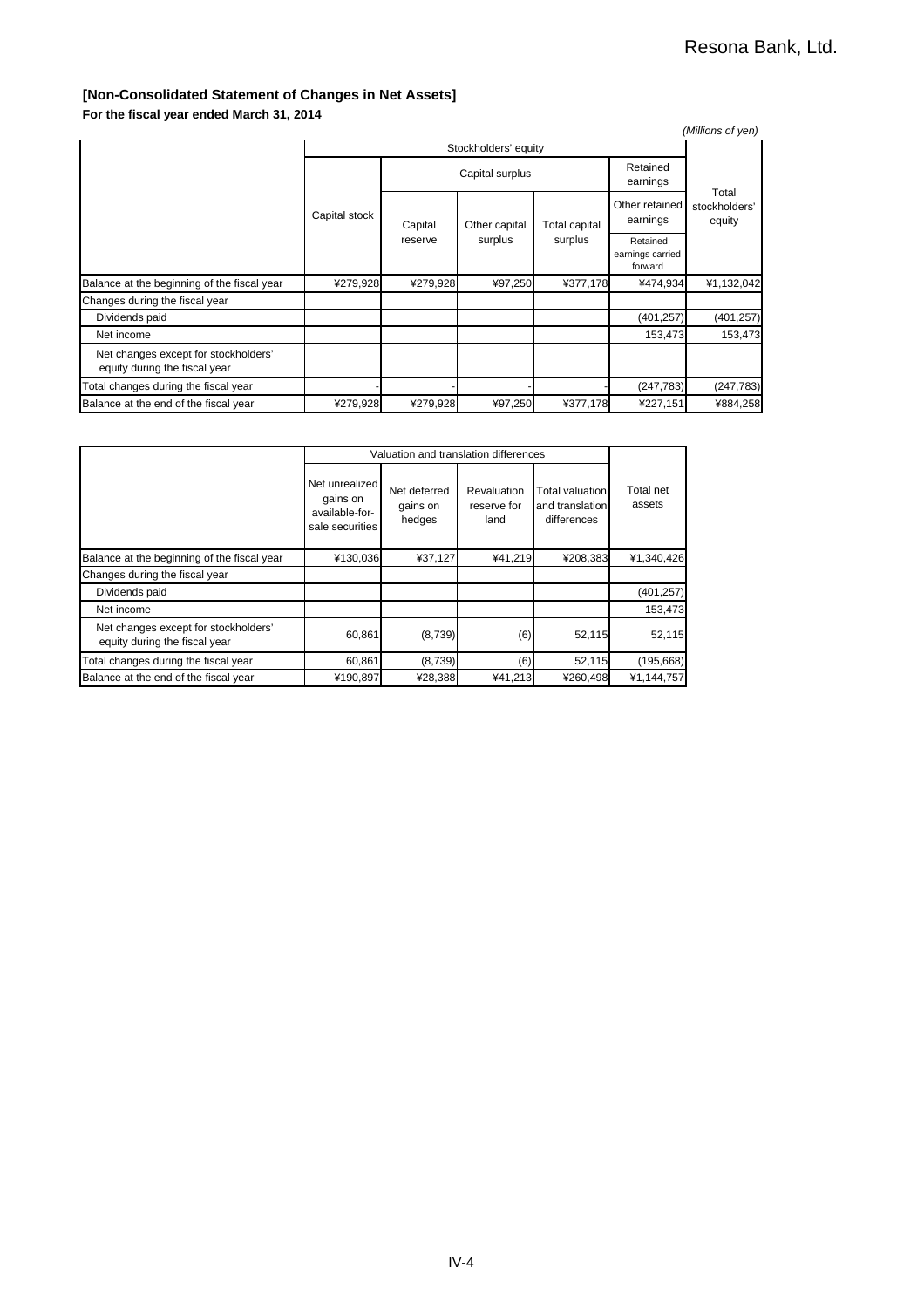## [Non-Consolidated Statement of Changes in Net Assets]

**For the fiscal year ended March 31, 2014**

*(Millions of yen)*

| | Stockholders' equity | | | | | |
|---|---|---|---|---|---|---|
| | Capital stock | Capital surplus | | | Retained earnings | Total stockholders' equity |
| | | Capital reserve | Other capital surplus | Total capital surplus | Other retained earnings | |
| | | | | | Retained earnings carried forward | |
| Balance at the beginning of the fiscal year | ¥279,928 | ¥279,928 | ¥97,250 | ¥377,178 | ¥474,934 | ¥1,132,042 |
| Changes during the fiscal year | | | | | | |
| Dividends paid | | | | | (401,257) | (401,257) |
| Net income | | | | | 153,473 | 153,473 |
| Net changes except for stockholders' equity during the fiscal year | | | | | | |
| Total changes during the fiscal year | - | - | - | - | (247,783) | (247,783) |
| Balance at the end of the fiscal year | ¥279,928 | ¥279,928 | ¥97,250 | ¥377,178 | ¥227,151 | ¥884,258 |

| | Valuation and translation differences | | | | Total net assets |
|---|---|---|---|---|---|
| | Net unrealized gains on available-for-sale securities | Net deferred gains on hedges | Revaluation reserve for land | Total valuation and translation differences | |
| Balance at the beginning of the fiscal year | ¥130,036 | ¥37,127 | ¥41,219 | ¥208,383 | ¥1,340,426 |
| Changes during the fiscal year | | | | | |
| Dividends paid | | | | | (401,257) |
| Net income | | | | | 153,473 |
| Net changes except for stockholders' equity during the fiscal year | 60,861 | (8,739) | (6) | 52,115 | 52,115 |
| Total changes during the fiscal year | 60,861 | (8,739) | (6) | 52,115 | (195,668) |
| Balance at the end of the fiscal year | ¥190,897 | ¥28,388 | ¥41,213 | ¥260,498 | ¥1,144,757 |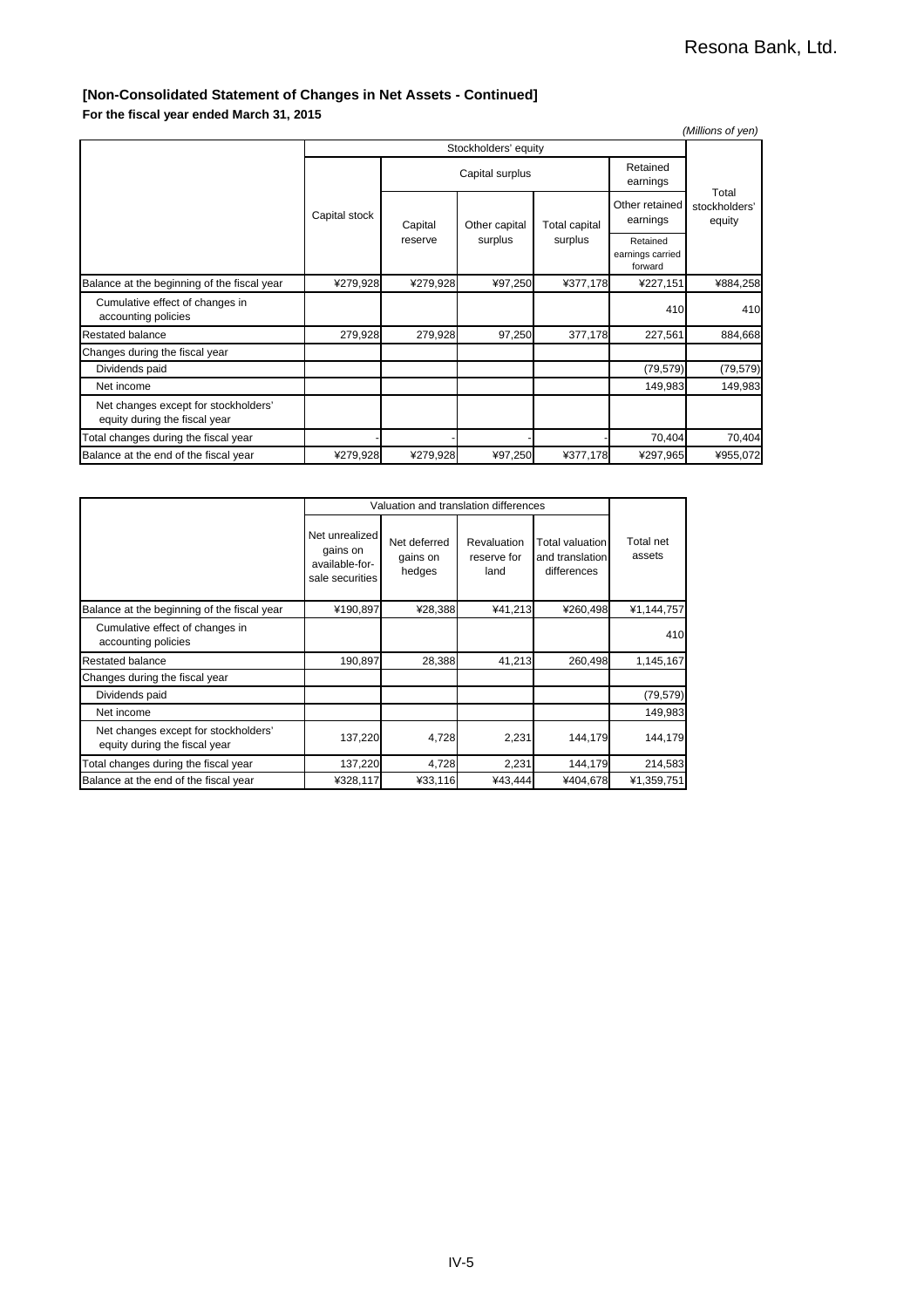## [Non-Consolidated Statement of Changes in Net Assets - Continued]

**For the fiscal year ended March 31, 2015**

*(Millions of yen)*

| | Stockholders' equity | | | | | |
|---|---|---|---|---|---|---|
| | Capital stock | Capital surplus | | | Retained earnings | Total stockholders' equity |
| | | Capital reserve | Other capital surplus | Total capital surplus | Other retained earnings | |
| | | | | | Retained earnings carried forward | |
| Balance at the beginning of the fiscal year | ¥279,928 | ¥279,928 | ¥97,250 | ¥377,178 | ¥227,151 | ¥884,258 |
| Cumulative effect of changes in accounting policies | | | | | 410 | 410 |
| Restated balance | 279,928 | 279,928 | 97,250 | 377,178 | 227,561 | 884,668 |
| Changes during the fiscal year | | | | | | |
| Dividends paid | | | | | (79,579) | (79,579) |
| Net income | | | | | 149,983 | 149,983 |
| Net changes except for stockholders' equity during the fiscal year | | | | | | |
| Total changes during the fiscal year | - | - | - | - | 70,404 | 70,404 |
| Balance at the end of the fiscal year | ¥279,928 | ¥279,928 | ¥97,250 | ¥377,178 | ¥297,965 | ¥955,072 |

| | Valuation and translation differences | | | | Total net assets |
|---|---|---|---|---|---|
| | Net unrealized gains on available-for-sale securities | Net deferred gains on hedges | Revaluation reserve for land | Total valuation and translation differences | |
| Balance at the beginning of the fiscal year | ¥190,897 | ¥28,388 | ¥41,213 | ¥260,498 | ¥1,144,757 |
| Cumulative effect of changes in accounting policies | | | | | 410 |
| Restated balance | 190,897 | 28,388 | 41,213 | 260,498 | 1,145,167 |
| Changes during the fiscal year | | | | | |
| Dividends paid | | | | | (79,579) |
| Net income | | | | | 149,983 |
| Net changes except for stockholders' equity during the fiscal year | 137,220 | 4,728 | 2,231 | 144,179 | 144,179 |
| Total changes during the fiscal year | 137,220 | 4,728 | 2,231 | 144,179 | 214,583 |
| Balance at the end of the fiscal year | ¥328,117 | ¥33,116 | ¥43,444 | ¥404,678 | ¥1,359,751 |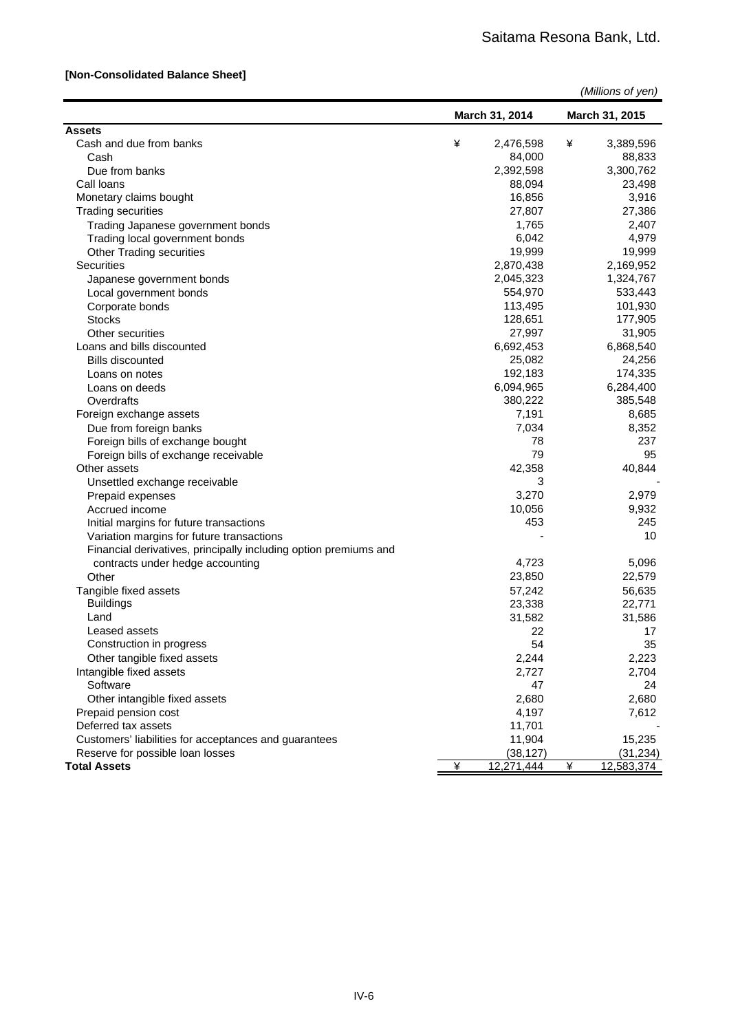Saitama Resona Bank, Ltd.

**[Non-Consolidated Balance Sheet]**

*(Millions of yen)*

| | March 31, 2014 | March 31, 2015 |
|---|---|---|
| **Assets** | | |
| Cash and due from banks | ¥ 2,476,598 | ¥ 3,389,596 |
| Cash | 84,000 | 88,833 |
| Due from banks | 2,392,598 | 3,300,762 |
| Call loans | 88,094 | 23,498 |
| Monetary claims bought | 16,856 | 3,916 |
| Trading securities | 27,807 | 27,386 |
| Trading Japanese government bonds | 1,765 | 2,407 |
| Trading local government bonds | 6,042 | 4,979 |
| Other Trading securities | 19,999 | 19,999 |
| Securities | 2,870,438 | 2,169,952 |
| Japanese government bonds | 2,045,323 | 1,324,767 |
| Local government bonds | 554,970 | 533,443 |
| Corporate bonds | 113,495 | 101,930 |
| Stocks | 128,651 | 177,905 |
| Other securities | 27,997 | 31,905 |
| Loans and bills discounted | 6,692,453 | 6,868,540 |
| Bills discounted | 25,082 | 24,256 |
| Loans on notes | 192,183 | 174,335 |
| Loans on deeds | 6,094,965 | 6,284,400 |
| Overdrafts | 380,222 | 385,548 |
| Foreign exchange assets | 7,191 | 8,685 |
| Due from foreign banks | 7,034 | 8,352 |
| Foreign bills of exchange bought | 78 | 237 |
| Foreign bills of exchange receivable | 79 | 95 |
| Other assets | 42,358 | 40,844 |
| Unsettled exchange receivable | 3 | - |
| Prepaid expenses | 3,270 | 2,979 |
| Accrued income | 10,056 | 9,932 |
| Initial margins for future transactions | 453 | 245 |
| Variation margins for future transactions | - | 10 |
| Financial derivatives, principally including option premiums and contracts under hedge accounting | 4,723 | 5,096 |
| Other | 23,850 | 22,579 |
| Tangible fixed assets | 57,242 | 56,635 |
| Buildings | 23,338 | 22,771 |
| Land | 31,582 | 31,586 |
| Leased assets | 22 | 17 |
| Construction in progress | 54 | 35 |
| Other tangible fixed assets | 2,244 | 2,223 |
| Intangible fixed assets | 2,727 | 2,704 |
| Software | 47 | 24 |
| Other intangible fixed assets | 2,680 | 2,680 |
| Prepaid pension cost | 4,197 | 7,612 |
| Deferred tax assets | 11,701 | - |
| Customers' liabilities for acceptances and guarantees | 11,904 | 15,235 |
| Reserve for possible loan losses | (38,127) | (31,234) |
| **Total Assets** | ¥ 12,271,444 | ¥ 12,583,374 |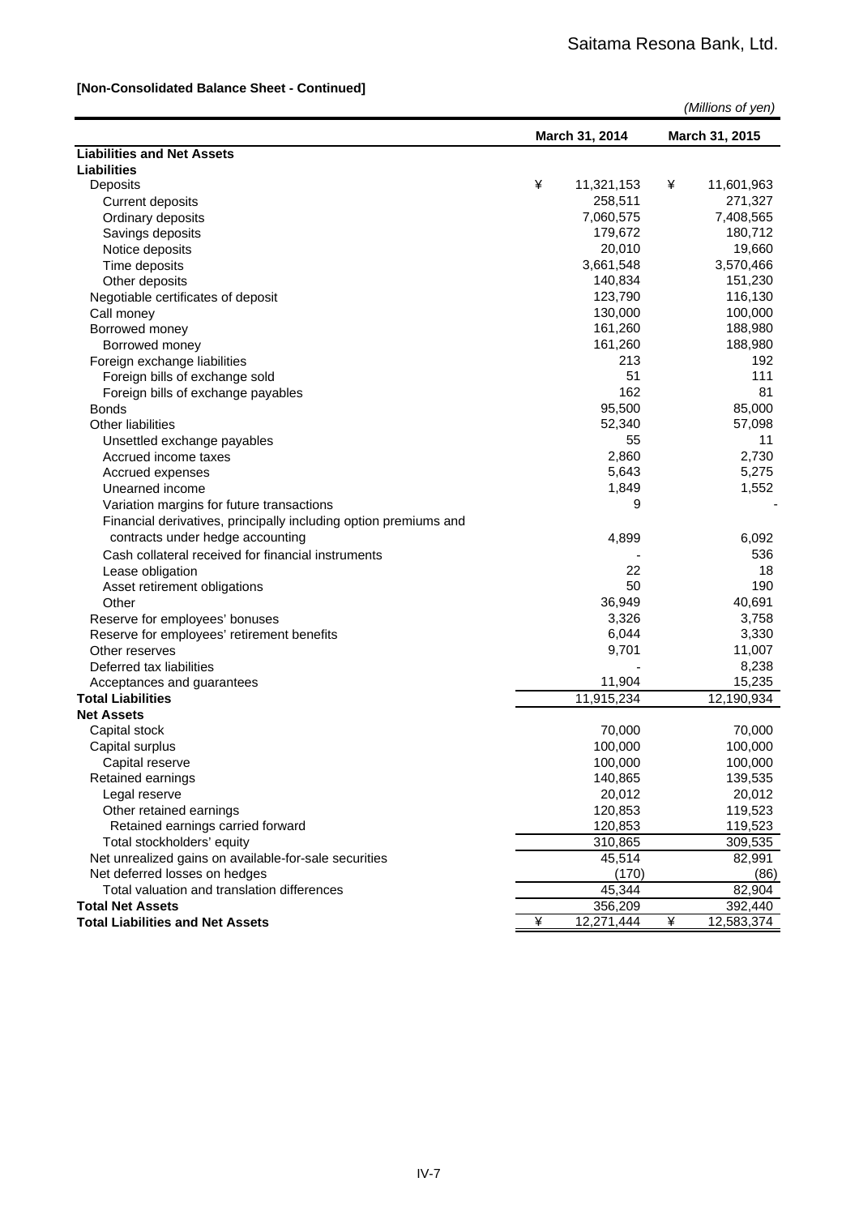Saitama Resona Bank, Ltd.

**[Non-Consolidated Balance Sheet - Continued]**

*(Millions of yen)*

| | March 31, 2014 | March 31, 2015 |
|---|---|---|
| **Liabilities and Net Assets** | | |
| **Liabilities** | | |
| Deposits | ¥ 11,321,153 | ¥ 11,601,963 |
| Current deposits | 258,511 | 271,327 |
| Ordinary deposits | 7,060,575 | 7,408,565 |
| Savings deposits | 179,672 | 180,712 |
| Notice deposits | 20,010 | 19,660 |
| Time deposits | 3,661,548 | 3,570,466 |
| Other deposits | 140,834 | 151,230 |
| Negotiable certificates of deposit | 123,790 | 116,130 |
| Call money | 130,000 | 100,000 |
| Borrowed money | 161,260 | 188,980 |
| Borrowed money | 161,260 | 188,980 |
| Foreign exchange liabilities | 213 | 192 |
| Foreign bills of exchange sold | 51 | 111 |
| Foreign bills of exchange payables | 162 | 81 |
| Bonds | 95,500 | 85,000 |
| Other liabilities | 52,340 | 57,098 |
| Unsettled exchange payables | 55 | 11 |
| Accrued income taxes | 2,860 | 2,730 |
| Accrued expenses | 5,643 | 5,275 |
| Unearned income | 1,849 | 1,552 |
| Variation margins for future transactions | 9 | - |
| Financial derivatives, principally including option premiums and contracts under hedge accounting | 4,899 | 6,092 |
| Cash collateral received for financial instruments | - | 536 |
| Lease obligation | 22 | 18 |
| Asset retirement obligations | 50 | 190 |
| Other | 36,949 | 40,691 |
| Reserve for employees' bonuses | 3,326 | 3,758 |
| Reserve for employees' retirement benefits | 6,044 | 3,330 |
| Other reserves | 9,701 | 11,007 |
| Deferred tax liabilities | - | 8,238 |
| Acceptances and guarantees | 11,904 | 15,235 |
| **Total Liabilities** | 11,915,234 | 12,190,934 |
| **Net Assets** | | |
| Capital stock | 70,000 | 70,000 |
| Capital surplus | 100,000 | 100,000 |
| Capital reserve | 100,000 | 100,000 |
| Retained earnings | 140,865 | 139,535 |
| Legal reserve | 20,012 | 20,012 |
| Other retained earnings | 120,853 | 119,523 |
| Retained earnings carried forward | 120,853 | 119,523 |
| Total stockholders' equity | 310,865 | 309,535 |
| Net unrealized gains on available-for-sale securities | 45,514 | 82,991 |
| Net deferred losses on hedges | (170) | (86) |
| Total valuation and translation differences | 45,344 | 82,904 |
| **Total Net Assets** | 356,209 | 392,440 |
| **Total Liabilities and Net Assets** | ¥ 12,271,444 | ¥ 12,583,374 |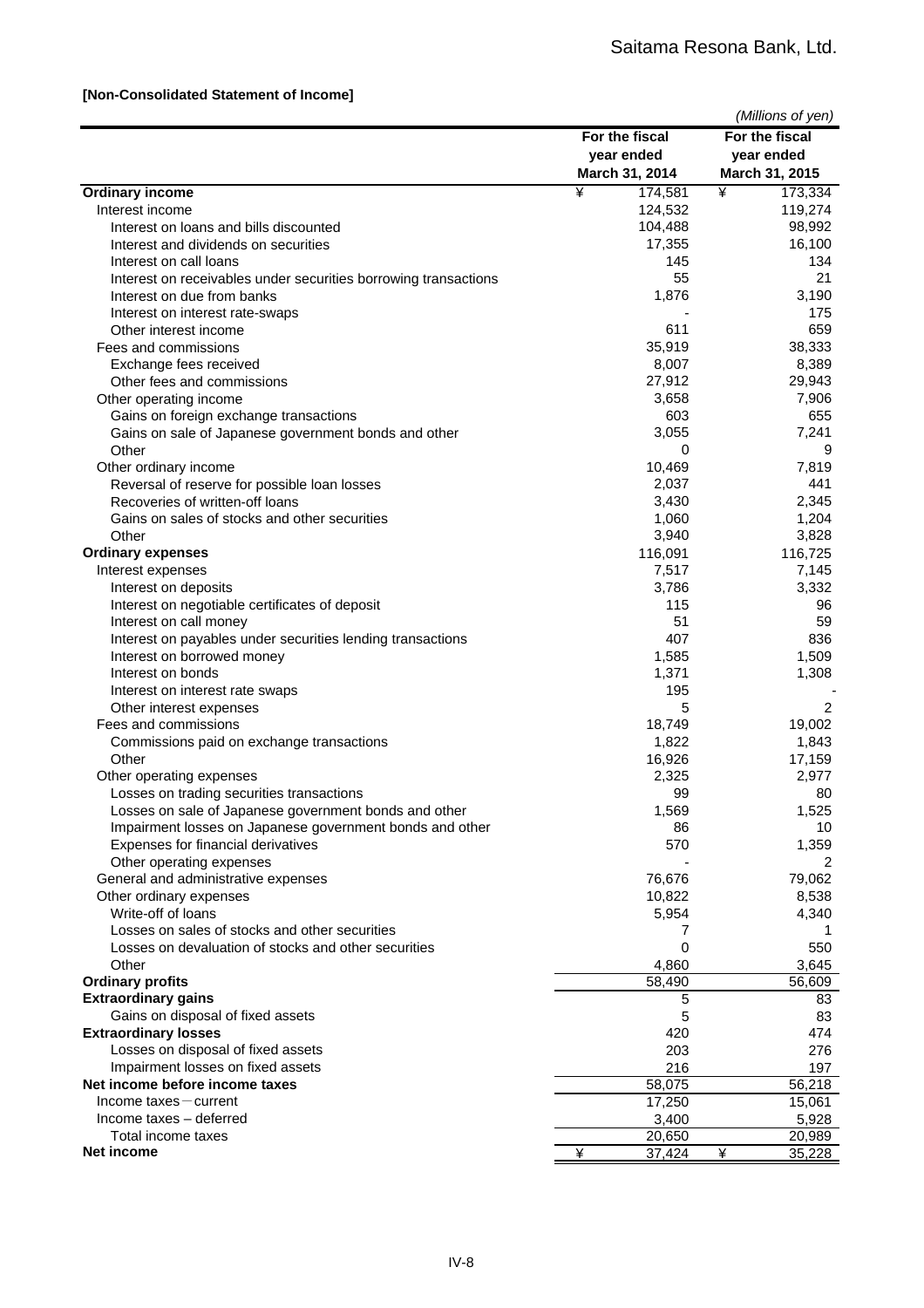**[Non-Consolidated Statement of Income]**

*(Millions of yen)*

| | For the fiscal year ended March 31, 2014 | For the fiscal year ended March 31, 2015 |
|---|---|---|
| **Ordinary income** | ¥ 174,581 | ¥ 173,334 |
| Interest income | 124,532 | 119,274 |
| Interest on loans and bills discounted | 104,488 | 98,992 |
| Interest and dividends on securities | 17,355 | 16,100 |
| Interest on call loans | 145 | 134 |
| Interest on receivables under securities borrowing transactions | 55 | 21 |
| Interest on due from banks | 1,876 | 3,190 |
| Interest on interest rate-swaps | - | 175 |
| Other interest income | 611 | 659 |
| Fees and commissions | 35,919 | 38,333 |
| Exchange fees received | 8,007 | 8,389 |
| Other fees and commissions | 27,912 | 29,943 |
| Other operating income | 3,658 | 7,906 |
| Gains on foreign exchange transactions | 603 | 655 |
| Gains on sale of Japanese government bonds and other | 3,055 | 7,241 |
| Other | 0 | 9 |
| Other ordinary income | 10,469 | 7,819 |
| Reversal of reserve for possible loan losses | 2,037 | 441 |
| Recoveries of written-off loans | 3,430 | 2,345 |
| Gains on sales of stocks and other securities | 1,060 | 1,204 |
| Other | 3,940 | 3,828 |
| **Ordinary expenses** | 116,091 | 116,725 |
| Interest expenses | 7,517 | 7,145 |
| Interest on deposits | 3,786 | 3,332 |
| Interest on negotiable certificates of deposit | 115 | 96 |
| Interest on call money | 51 | 59 |
| Interest on payables under securities lending transactions | 407 | 836 |
| Interest on borrowed money | 1,585 | 1,509 |
| Interest on bonds | 1,371 | 1,308 |
| Interest on interest rate swaps | 195 | - |
| Other interest expenses | 5 | 2 |
| Fees and commissions | 18,749 | 19,002 |
| Commissions paid on exchange transactions | 1,822 | 1,843 |
| Other | 16,926 | 17,159 |
| Other operating expenses | 2,325 | 2,977 |
| Losses on trading securities transactions | 99 | 80 |
| Losses on sale of Japanese government bonds and other | 1,569 | 1,525 |
| Impairment losses on Japanese government bonds and other | 86 | 10 |
| Expenses for financial derivatives | 570 | 1,359 |
| Other operating expenses | - | 2 |
| General and administrative expenses | 76,676 | 79,062 |
| Other ordinary expenses | 10,822 | 8,538 |
| Write-off of loans | 5,954 | 4,340 |
| Losses on sales of stocks and other securities | 7 | 1 |
| Losses on devaluation of stocks and other securities | 0 | 550 |
| Other | 4,860 | 3,645 |
| **Ordinary profits** | 58,490 | 56,609 |
| **Extraordinary gains** | 5 | 83 |
| Gains on disposal of fixed assets | 5 | 83 |
| **Extraordinary losses** | 420 | 474 |
| Losses on disposal of fixed assets | 203 | 276 |
| Impairment losses on fixed assets | 216 | 197 |
| **Net income before income taxes** | 58,075 | 56,218 |
| Income taxes－current | 17,250 | 15,061 |
| Income taxes – deferred | 3,400 | 5,928 |
| Total income taxes | 20,650 | 20,989 |
| **Net income** | ¥ 37,424 | ¥ 35,228 |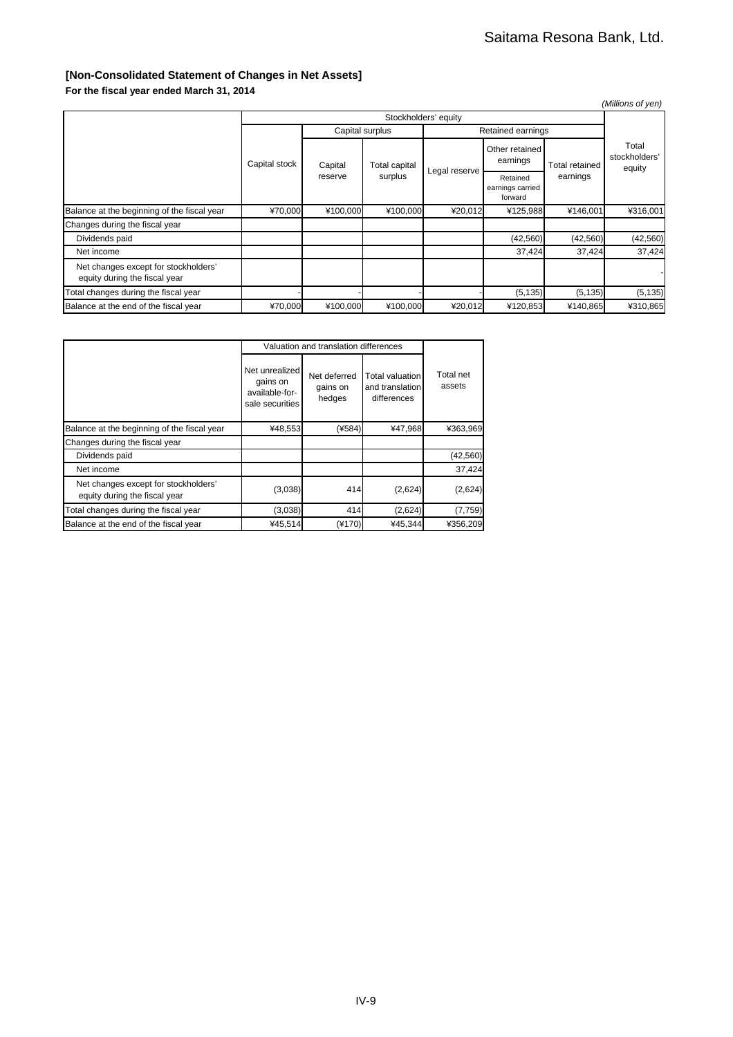Saitama Resona Bank, Ltd.

### [Non-Consolidated Statement of Changes in Net Assets]

**For the fiscal year ended March 31, 2014**

*(Millions of yen)*

| | Stockholders' equity | | | | | | |
|---|---|---|---|---|---|---|---|
| | Capital stock | Capital surplus | | Retained earnings | | | Total stockholders' equity |
| | | Capital reserve | Total capital surplus | Legal reserve | Other retained earnings | Total retained earnings | |
| | | | | | Retained earnings carried forward | | |
| Balance at the beginning of the fiscal year | ¥70,000 | ¥100,000 | ¥100,000 | ¥20,012 | ¥125,988 | ¥146,001 | ¥316,001 |
| Changes during the fiscal year | | | | | | | |
| Dividends paid | | | | | (42,560) | (42,560) | (42,560) |
| Net income | | | | | 37,424 | 37,424 | 37,424 |
| Net changes except for stockholders' equity during the fiscal year | | | | | | | - |
| Total changes during the fiscal year | - | - | - | - | (5,135) | (5,135) | (5,135) |
| Balance at the end of the fiscal year | ¥70,000 | ¥100,000 | ¥100,000 | ¥20,012 | ¥120,853 | ¥140,865 | ¥310,865 |

| | Valuation and translation differences | | | Total net assets |
|---|---|---|---|---|
| | Net unrealized gains on available-for-sale securities | Net deferred gains on hedges | Total valuation and translation differences | |
| Balance at the beginning of the fiscal year | ¥48,553 | (¥584) | ¥47,968 | ¥363,969 |
| Changes during the fiscal year | | | | |
| Dividends paid | | | | (42,560) |
| Net income | | | | 37,424 |
| Net changes except for stockholders' equity during the fiscal year | (3,038) | 414 | (2,624) | (2,624) |
| Total changes during the fiscal year | (3,038) | 414 | (2,624) | (7,759) |
| Balance at the end of the fiscal year | ¥45,514 | (¥170) | ¥45,344 | ¥356,209 |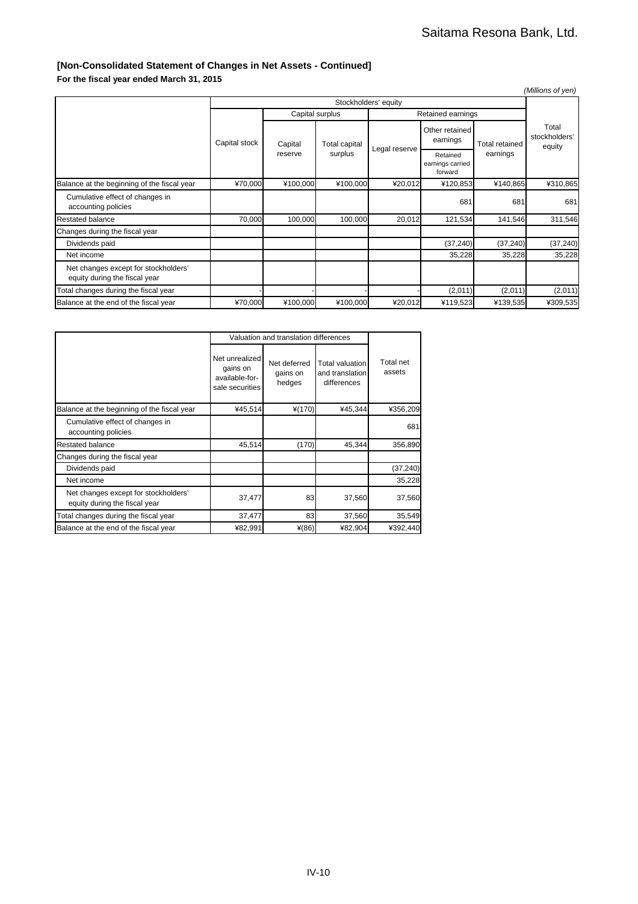## [Non-Consolidated Statement of Changes in Net Assets - Continued]

**For the fiscal year ended March 31, 2015**

*(Millions of yen)*

| | Stockholders' equity | | | | | | |
|---|---|---|---|---|---|---|---|
| | | Capital surplus | | Retained earnings | | | |
| | Capital stock | Capital reserve | Total capital surplus | Legal reserve | Other retained earnings<br>Retained earnings carried forward | Total retained earnings | Total stockholders' equity |
| Balance at the beginning of the fiscal year | ¥70,000 | ¥100,000 | ¥100,000 | ¥20,012 | ¥120,853 | ¥140,865 | ¥310,865 |
| Cumulative effect of changes in accounting policies | | | | | 681 | 681 | 681 |
| Restated balance | 70,000 | 100,000 | 100,000 | 20,012 | 121,534 | 141,546 | 311,546 |
| Changes during the fiscal year | | | | | | | |
| Dividends paid | | | | | (37,240) | (37,240) | (37,240) |
| Net income | | | | | 35,228 | 35,228 | 35,228 |
| Net changes except for stockholders' equity during the fiscal year | | | | | | | |
| Total changes during the fiscal year | - | - | - | - | (2,011) | (2,011) | (2,011) |
| Balance at the end of the fiscal year | ¥70,000 | ¥100,000 | ¥100,000 | ¥20,012 | ¥119,523 | ¥139,535 | ¥309,535 |

| | Valuation and translation differences | | | |
|---|---|---|---|---|
| | Net unrealized gains on available-for-sale securities | Net deferred gains on hedges | Total valuation and translation differences | Total net assets |
| Balance at the beginning of the fiscal year | ¥45,514 | ¥(170) | ¥45,344 | ¥356,209 |
| Cumulative effect of changes in accounting policies | | | | 681 |
| Restated balance | 45,514 | (170) | 45,344 | 356,890 |
| Changes during the fiscal year | | | | |
| Dividends paid | | | | (37,240) |
| Net income | | | | 35,228 |
| Net changes except for stockholders' equity during the fiscal year | 37,477 | 83 | 37,560 | 37,560 |
| Total changes during the fiscal year | 37,477 | 83 | 37,560 | 35,549 |
| Balance at the end of the fiscal year | ¥82,991 | ¥(86) | ¥82,904 | ¥392,440 |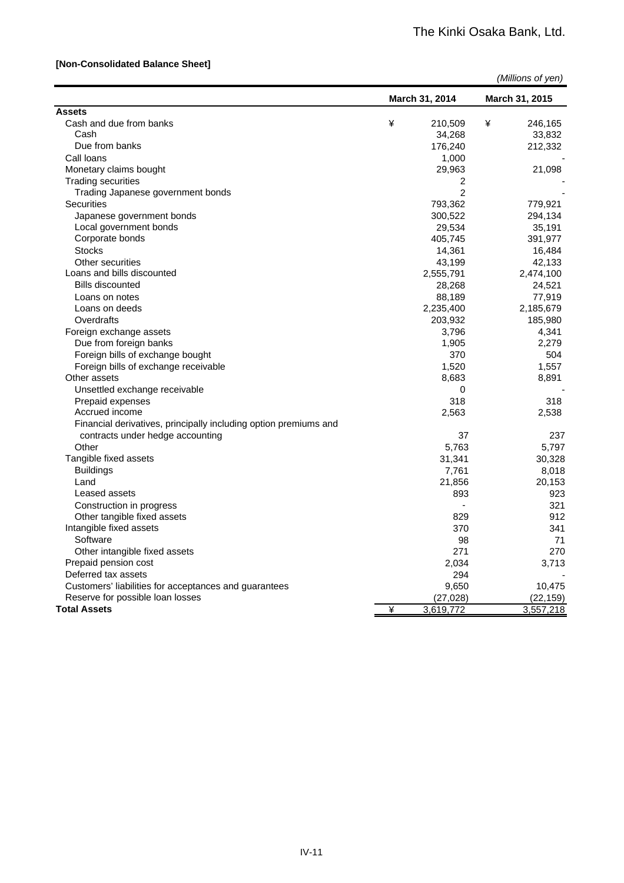**[Non-Consolidated Balance Sheet]**

*(Millions of yen)*

| | March 31, 2014 | March 31, 2015 |
|---|---|---|
| **Assets** | | |
| Cash and due from banks | ¥ 210,509 | ¥ 246,165 |
| Cash | 34,268 | 33,832 |
| Due from banks | 176,240 | 212,332 |
| Call loans | 1,000 | - |
| Monetary claims bought | 29,963 | 21,098 |
| Trading securities | 2 | - |
| Trading Japanese government bonds | 2 | - |
| Securities | 793,362 | 779,921 |
| Japanese government bonds | 300,522 | 294,134 |
| Local government bonds | 29,534 | 35,191 |
| Corporate bonds | 405,745 | 391,977 |
| Stocks | 14,361 | 16,484 |
| Other securities | 43,199 | 42,133 |
| Loans and bills discounted | 2,555,791 | 2,474,100 |
| Bills discounted | 28,268 | 24,521 |
| Loans on notes | 88,189 | 77,919 |
| Loans on deeds | 2,235,400 | 2,185,679 |
| Overdrafts | 203,932 | 185,980 |
| Foreign exchange assets | 3,796 | 4,341 |
| Due from foreign banks | 1,905 | 2,279 |
| Foreign bills of exchange bought | 370 | 504 |
| Foreign bills of exchange receivable | 1,520 | 1,557 |
| Other assets | 8,683 | 8,891 |
| Unsettled exchange receivable | 0 | - |
| Prepaid expenses | 318 | 318 |
| Accrued income | 2,563 | 2,538 |
| Financial derivatives, principally including option premiums and contracts under hedge accounting | 37 | 237 |
| Other | 5,763 | 5,797 |
| Tangible fixed assets | 31,341 | 30,328 |
| Buildings | 7,761 | 8,018 |
| Land | 21,856 | 20,153 |
| Leased assets | 893 | 923 |
| Construction in progress | - | 321 |
| Other tangible fixed assets | 829 | 912 |
| Intangible fixed assets | 370 | 341 |
| Software | 98 | 71 |
| Other intangible fixed assets | 271 | 270 |
| Prepaid pension cost | 2,034 | 3,713 |
| Deferred tax assets | 294 | - |
| Customers' liabilities for acceptances and guarantees | 9,650 | 10,475 |
| Reserve for possible loan losses | (27,028) | (22,159) |
| **Total Assets** | ¥ 3,619,772 | 3,557,218 |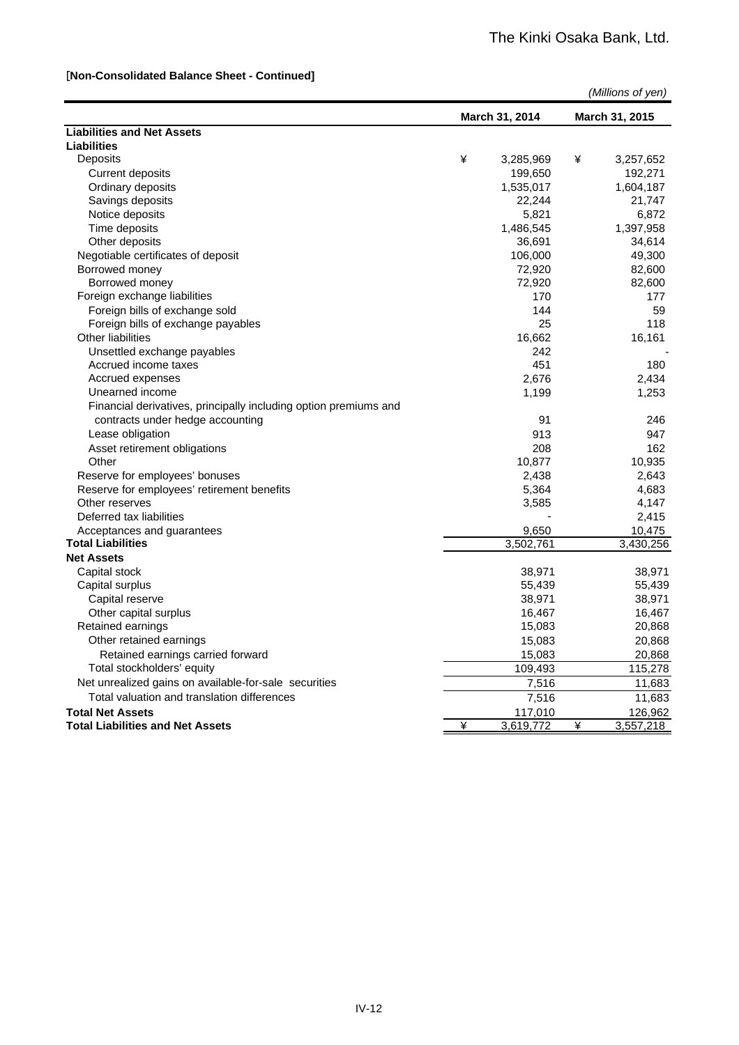[**Non-Consolidated Balance Sheet - Continued]**

*(Millions of yen)*

| | March 31, 2014 | March 31, 2015 |
|---|---|---|
| **Liabilities and Net Assets** | | |
| **Liabilities** | | |
| Deposits | ¥ 3,285,969 | ¥ 3,257,652 |
| Current deposits | 199,650 | 192,271 |
| Ordinary deposits | 1,535,017 | 1,604,187 |
| Savings deposits | 22,244 | 21,747 |
| Notice deposits | 5,821 | 6,872 |
| Time deposits | 1,486,545 | 1,397,958 |
| Other deposits | 36,691 | 34,614 |
| Negotiable certificates of deposit | 106,000 | 49,300 |
| Borrowed money | 72,920 | 82,600 |
| Borrowed money | 72,920 | 82,600 |
| Foreign exchange liabilities | 170 | 177 |
| Foreign bills of exchange sold | 144 | 59 |
| Foreign bills of exchange payables | 25 | 118 |
| Other liabilities | 16,662 | 16,161 |
| Unsettled exchange payables | 242 | - |
| Accrued income taxes | 451 | 180 |
| Accrued expenses | 2,676 | 2,434 |
| Unearned income | 1,199 | 1,253 |
| Financial derivatives, principally including option premiums and contracts under hedge accounting | 91 | 246 |
| Lease obligation | 913 | 947 |
| Asset retirement obligations | 208 | 162 |
| Other | 10,877 | 10,935 |
| Reserve for employees' bonuses | 2,438 | 2,643 |
| Reserve for employees' retirement benefits | 5,364 | 4,683 |
| Other reserves | 3,585 | 4,147 |
| Deferred tax liabilities | - | 2,415 |
| Acceptances and guarantees | 9,650 | 10,475 |
| **Total Liabilities** | 3,502,761 | 3,430,256 |
| **Net Assets** | | |
| Capital stock | 38,971 | 38,971 |
| Capital surplus | 55,439 | 55,439 |
| Capital reserve | 38,971 | 38,971 |
| Other capital surplus | 16,467 | 16,467 |
| Retained earnings | 15,083 | 20,868 |
| Other retained earnings | 15,083 | 20,868 |
| Retained earnings carried forward | 15,083 | 20,868 |
| Total stockholders' equity | 109,493 | 115,278 |
| Net unrealized gains on available-for-sale securities | 7,516 | 11,683 |
| Total valuation and translation differences | 7,516 | 11,683 |
| **Total Net Assets** | 117,010 | 126,962 |
| **Total Liabilities and Net Assets** | ¥ 3,619,772 | ¥ 3,557,218 |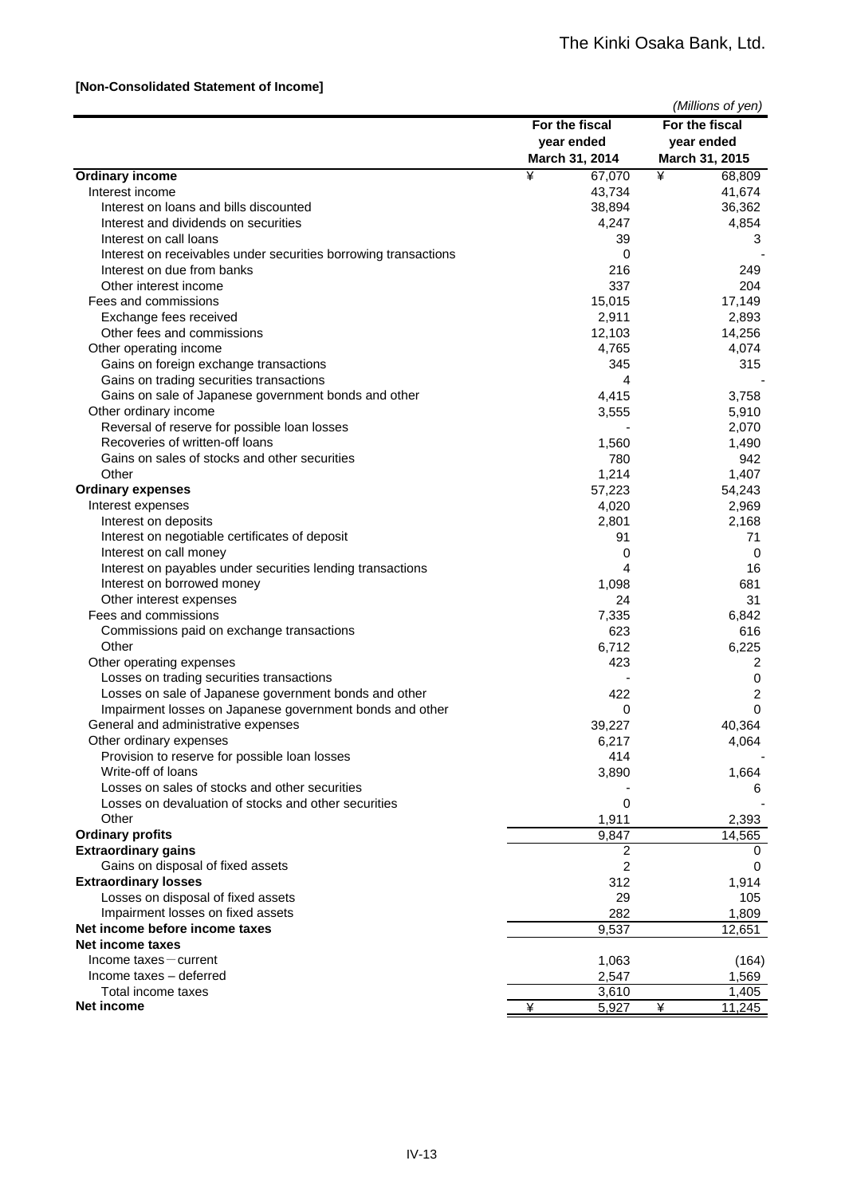The Kinki Osaka Bank, Ltd.

**[Non-Consolidated Statement of Income]**

*(Millions of yen)*

| | For the fiscal year ended March 31, 2014 | For the fiscal year ended March 31, 2015 |
|---|---|---|
| **Ordinary income** | ¥ 67,070 | ¥ 68,809 |
| Interest income | 43,734 | 41,674 |
| Interest on loans and bills discounted | 38,894 | 36,362 |
| Interest and dividends on securities | 4,247 | 4,854 |
| Interest on call loans | 39 | 3 |
| Interest on receivables under securities borrowing transactions | 0 | - |
| Interest on due from banks | 216 | 249 |
| Other interest income | 337 | 204 |
| Fees and commissions | 15,015 | 17,149 |
| Exchange fees received | 2,911 | 2,893 |
| Other fees and commissions | 12,103 | 14,256 |
| Other operating income | 4,765 | 4,074 |
| Gains on foreign exchange transactions | 345 | 315 |
| Gains on trading securities transactions | 4 | - |
| Gains on sale of Japanese government bonds and other | 4,415 | 3,758 |
| Other ordinary income | 3,555 | 5,910 |
| Reversal of reserve for possible loan losses | - | 2,070 |
| Recoveries of written-off loans | 1,560 | 1,490 |
| Gains on sales of stocks and other securities | 780 | 942 |
| Other | 1,214 | 1,407 |
| **Ordinary expenses** | 57,223 | 54,243 |
| Interest expenses | 4,020 | 2,969 |
| Interest on deposits | 2,801 | 2,168 |
| Interest on negotiable certificates of deposit | 91 | 71 |
| Interest on call money | 0 | 0 |
| Interest on payables under securities lending transactions | 4 | 16 |
| Interest on borrowed money | 1,098 | 681 |
| Other interest expenses | 24 | 31 |
| Fees and commissions | 7,335 | 6,842 |
| Commissions paid on exchange transactions | 623 | 616 |
| Other | 6,712 | 6,225 |
| Other operating expenses | 423 | 2 |
| Losses on trading securities transactions | - | 0 |
| Losses on sale of Japanese government bonds and other | 422 | 2 |
| Impairment losses on Japanese government bonds and other | 0 | 0 |
| General and administrative expenses | 39,227 | 40,364 |
| Other ordinary expenses | 6,217 | 4,064 |
| Provision to reserve for possible loan losses | 414 | - |
| Write-off of loans | 3,890 | 1,664 |
| Losses on sales of stocks and other securities | - | 6 |
| Losses on devaluation of stocks and other securities | 0 | - |
| Other | 1,911 | 2,393 |
| **Ordinary profits** | 9,847 | 14,565 |
| **Extraordinary gains** | 2 | 0 |
| Gains on disposal of fixed assets | 2 | 0 |
| **Extraordinary losses** | 312 | 1,914 |
| Losses on disposal of fixed assets | 29 | 105 |
| Impairment losses on fixed assets | 282 | 1,809 |
| **Net income before income taxes** | 9,537 | 12,651 |
| **Net income taxes** | | |
| Income taxes－current | 1,063 | (164) |
| Income taxes – deferred | 2,547 | 1,569 |
| Total income taxes | 3,610 | 1,405 |
| **Net income** | ¥ 5,927 | ¥ 11,245 |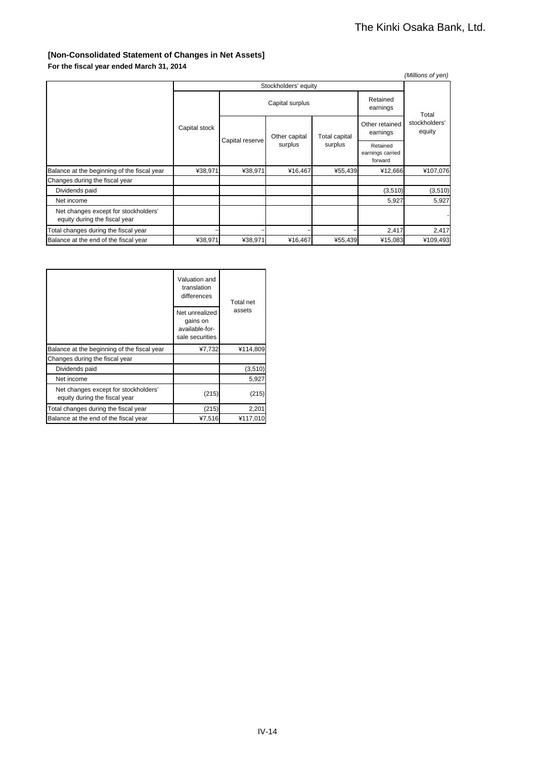The Kinki Osaka Bank, Ltd.

### [Non-Consolidated Statement of Changes in Net Assets]

**For the fiscal year ended March 31, 2014**

*(Millions of yen)*

| | Stockholders' equity | | | | | |
|---|---|---|---|---|---|---|
| | Capital stock | Capital surplus | | | Retained earnings | Total stockholders' equity |
| | | Capital reserve | Other capital surplus | Total capital surplus | Other retained earnings | |
| | | | | | Retained earnings carried forward | |
| Balance at the beginning of the fiscal year | ¥38,971 | ¥38,971 | ¥16,467 | ¥55,439 | ¥12,666 | ¥107,076 |
| Changes during the fiscal year | | | | | | |
| Dividends paid | | | | | (3,510) | (3,510) |
| Net income | | | | | 5,927 | 5,927 |
| Net changes except for stockholders' equity during the fiscal year | | | | | | - |
| Total changes during the fiscal year | – | – | – | – | 2,417 | 2,417 |
| Balance at the end of the fiscal year | ¥38,971 | ¥38,971 | ¥16,467 | ¥55,439 | ¥15,083 | ¥109,493 |

| | Valuation and translation differences | Total net assets |
|---|---|---|
| | Net unrealized gains on available-for-sale securities | |
| Balance at the beginning of the fiscal year | ¥7,732 | ¥114,809 |
| Changes during the fiscal year | | |
| Dividends paid | | (3,510) |
| Net income | | 5,927 |
| Net changes except for stockholders' equity during the fiscal year | (215) | (215) |
| Total changes during the fiscal year | (215) | 2,201 |
| Balance at the end of the fiscal year | ¥7,516 | ¥117,010 |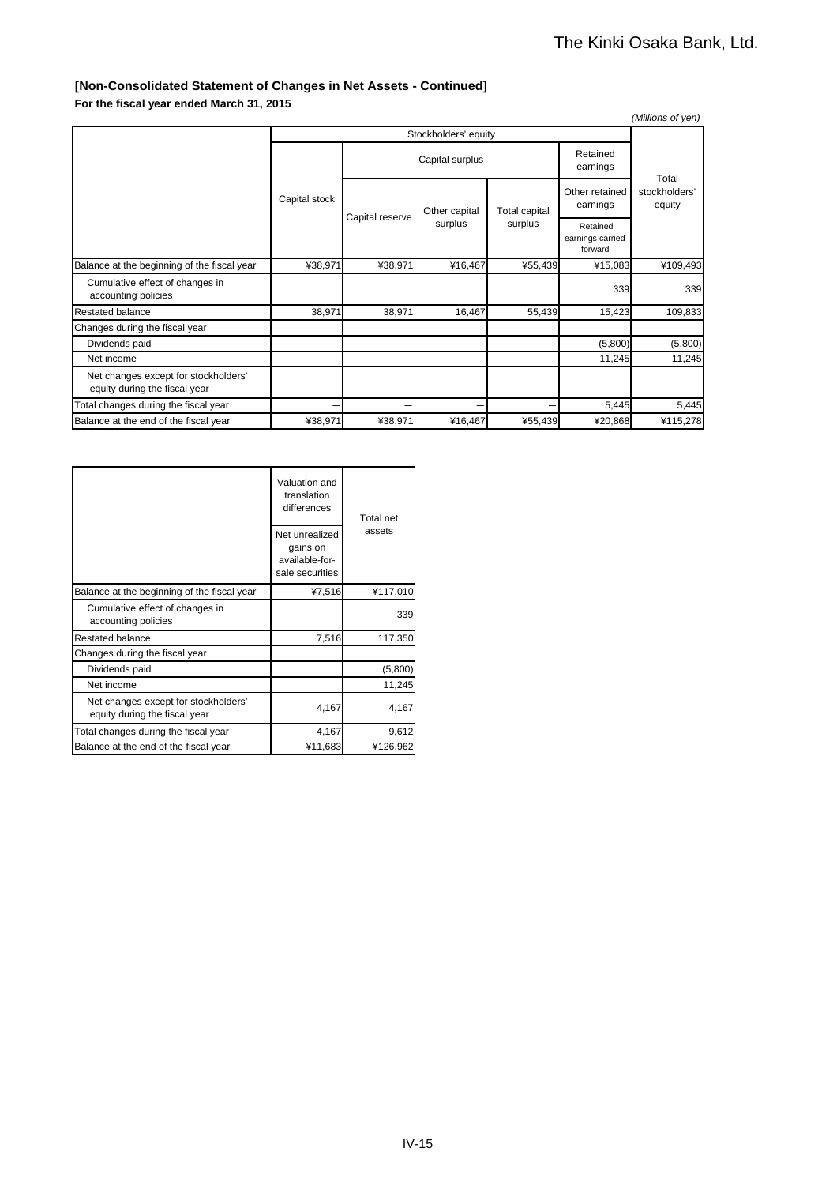**[Non-Consolidated Statement of Changes in Net Assets - Continued]**

**For the fiscal year ended March 31, 2015**

*(Millions of yen)*

| | Stockholders' equity | | | | | |
|---|---|---|---|---|---|---|
| | Capital stock | Capital surplus | | | Retained earnings | Total stockholders' equity |
| | | Capital reserve | Other capital surplus | Total capital surplus | Other retained earnings<br>Retained earnings carried forward | |
| Balance at the beginning of the fiscal year | ¥38,971 | ¥38,971 | ¥16,467 | ¥55,439 | ¥15,083 | ¥109,493 |
| Cumulative effect of changes in accounting policies | | | | | 339 | 339 |
| Restated balance | 38,971 | 38,971 | 16,467 | 55,439 | 15,423 | 109,833 |
| Changes during the fiscal year | | | | | | |
| Dividends paid | | | | | (5,800) | (5,800) |
| Net income | | | | | 11,245 | 11,245 |
| Net changes except for stockholders' equity during the fiscal year | | | | | | |
| Total changes during the fiscal year | ― | ― | ― | ― | 5,445 | 5,445 |
| Balance at the end of the fiscal year | ¥38,971 | ¥38,971 | ¥16,467 | ¥55,439 | ¥20,868 | ¥115,278 |

| | Valuation and translation differences | Total net assets |
|---|---|---|
| | Net unrealized gains on available-for-sale securities | |
| Balance at the beginning of the fiscal year | ¥7,516 | ¥117,010 |
| Cumulative effect of changes in accounting policies | | 339 |
| Restated balance | 7,516 | 117,350 |
| Changes during the fiscal year | | |
| Dividends paid | | (5,800) |
| Net income | | 11,245 |
| Net changes except for stockholders' equity during the fiscal year | 4,167 | 4,167 |
| Total changes during the fiscal year | 4,167 | 9,612 |
| Balance at the end of the fiscal year | ¥11,683 | ¥126,962 |